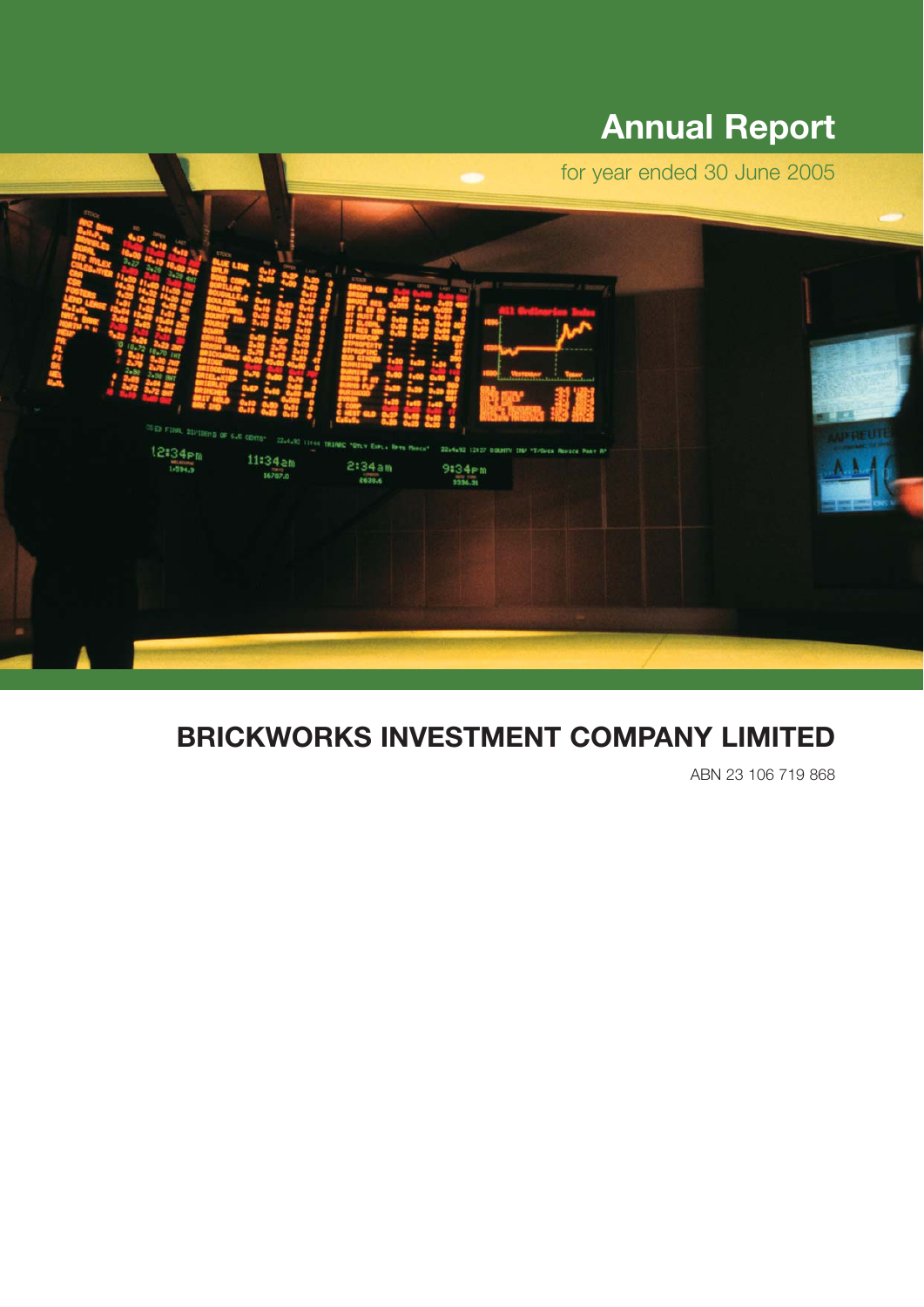# Annual Report

for year ended 30 June 2005

# BRICKWORKS INVESTMENT COMPANY LIMITED

ABN 23 106 719 868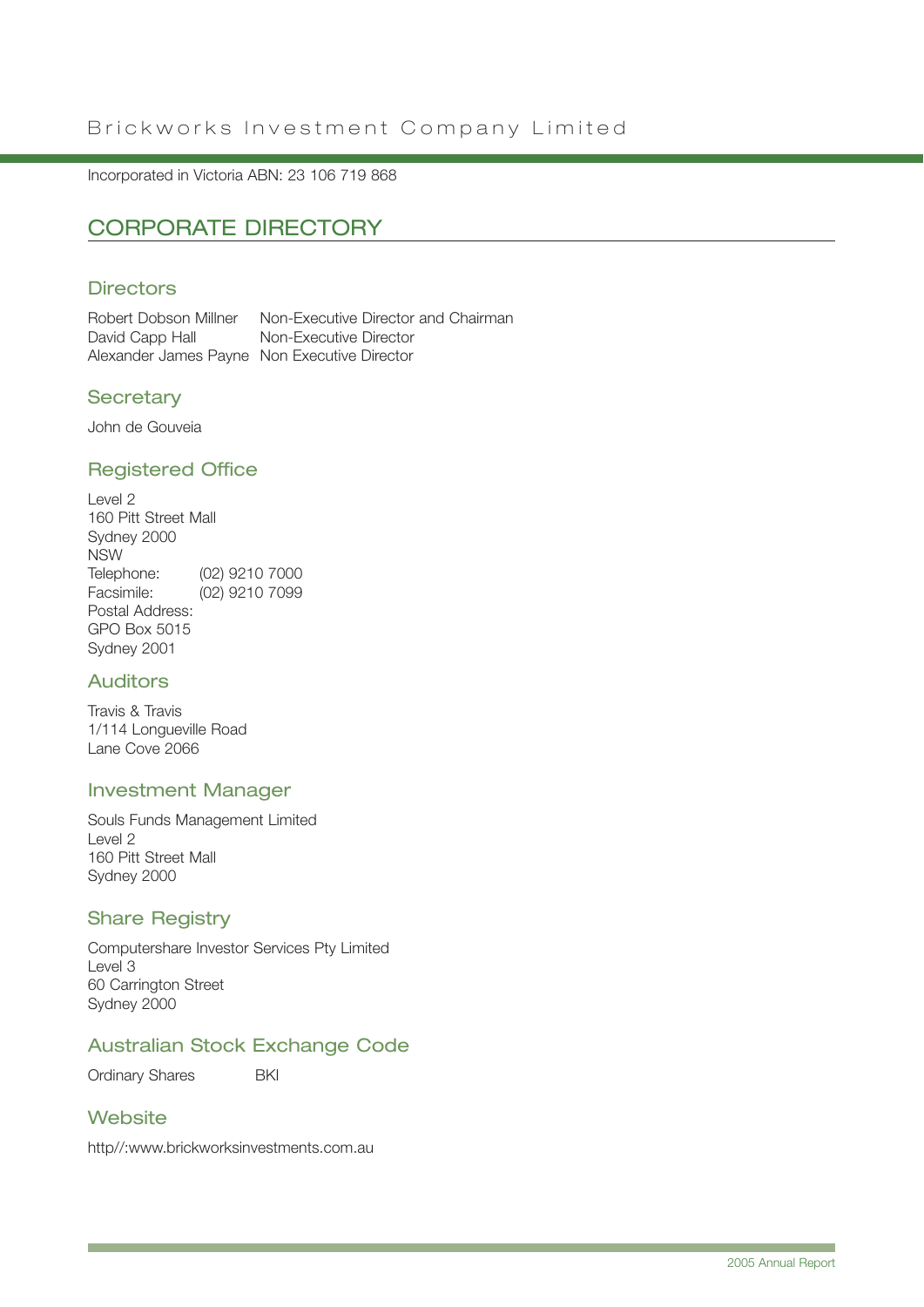Brickworks Investment Company Limited

Incorporated in Victoria ABN: 23 106 719 868

# CORPORATE DIRECTORY

## Directors

| | |
|---|---|
| Robert Dobson Millner | Non-Executive Director and Chairman |
| David Capp Hall | Non-Executive Director |
| Alexander James Payne | Non Executive Director |

## Secretary

John de Gouveia

## Registered Office

Level 2
160 Pitt Street Mall
Sydney 2000
NSW
Telephone: (02) 9210 7000
Facsimile: (02) 9210 7099
Postal Address:
GPO Box 5015
Sydney 2001

## Auditors

Travis & Travis
1/114 Longueville Road
Lane Cove 2066

## Investment Manager

Souls Funds Management Limited
Level 2
160 Pitt Street Mall
Sydney 2000

## Share Registry

Computershare Investor Services Pty Limited
Level 3
60 Carrington Street
Sydney 2000

## Australian Stock Exchange Code

Ordinary Shares BKI

## Website

http//:www.brickworksinvestments.com.au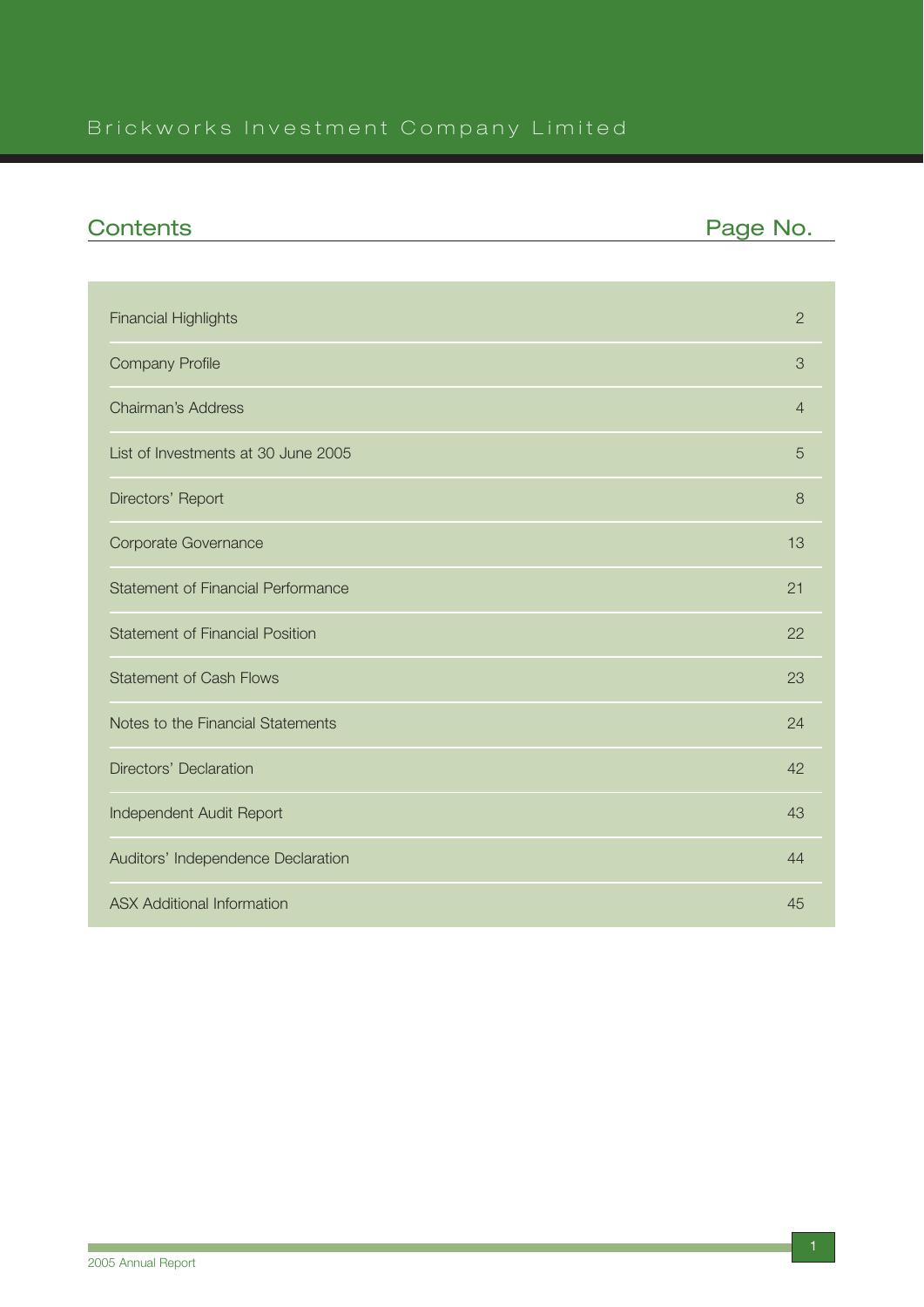Brickworks Investment Company Limited

## Contents

| Contents | Page No. |
|---|---|
| Financial Highlights | 2 |
| Company Profile | 3 |
| Chairman's Address | 4 |
| List of Investments at 30 June 2005 | 5 |
| Directors' Report | 8 |
| Corporate Governance | 13 |
| Statement of Financial Performance | 21 |
| Statement of Financial Position | 22 |
| Statement of Cash Flows | 23 |
| Notes to the Financial Statements | 24 |
| Directors' Declaration | 42 |
| Independent Audit Report | 43 |
| Auditors' Independence Declaration | 44 |
| ASX Additional Information | 45 |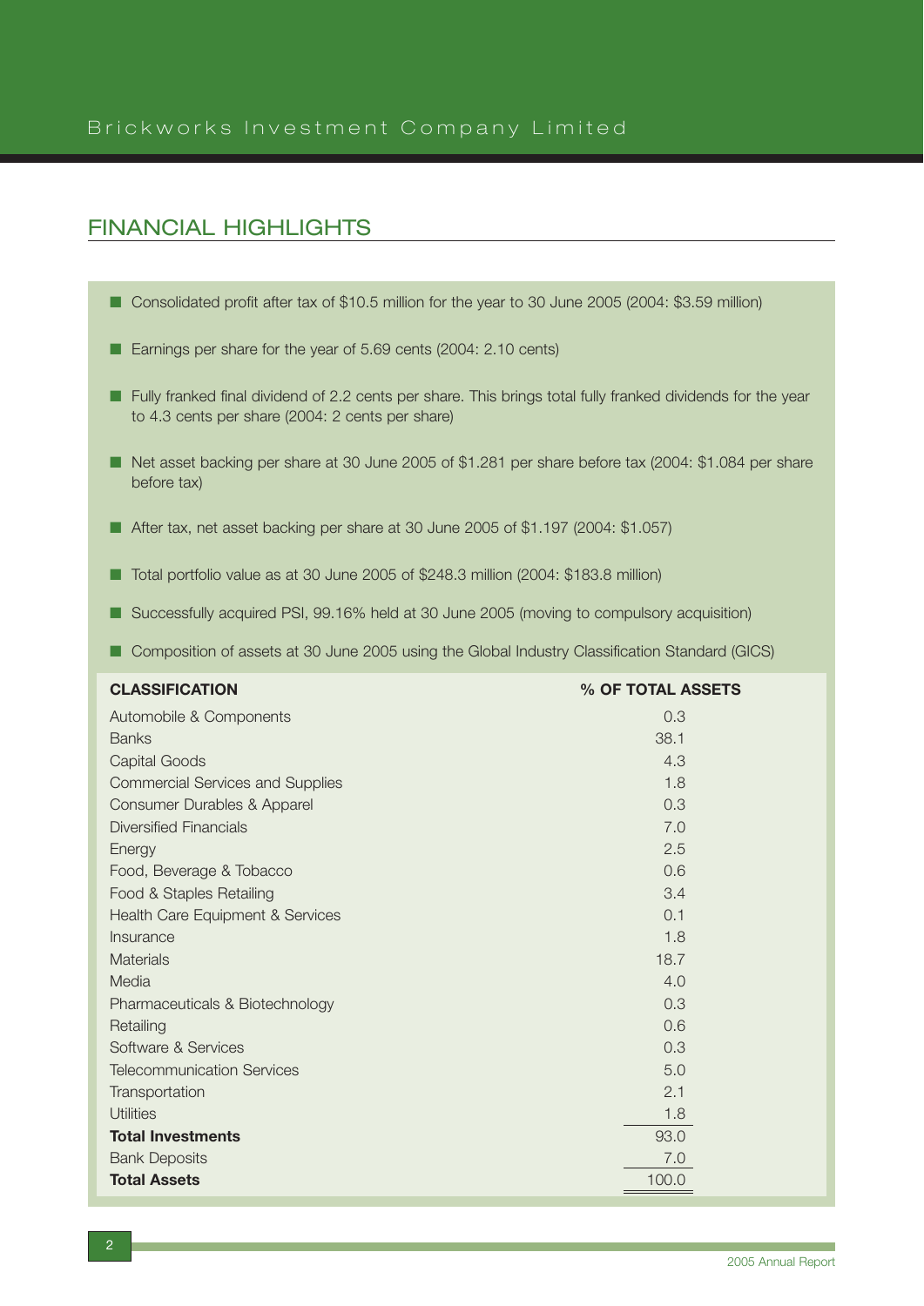## FINANCIAL HIGHLIGHTS

- Consolidated profit after tax of $10.5 million for the year to 30 June 2005 (2004: $3.59 million)
- Earnings per share for the year of 5.69 cents (2004: 2.10 cents)
- Fully franked final dividend of 2.2 cents per share. This brings total fully franked dividends for the year to 4.3 cents per share (2004: 2 cents per share)
- Net asset backing per share at 30 June 2005 of $1.281 per share before tax (2004: $1.084 per share before tax)
- After tax, net asset backing per share at 30 June 2005 of $1.197 (2004: $1.057)
- Total portfolio value as at 30 June 2005 of $248.3 million (2004: $183.8 million)
- Successfully acquired PSI, 99.16% held at 30 June 2005 (moving to compulsory acquisition)
- Composition of assets at 30 June 2005 using the Global Industry Classification Standard (GICS)

| CLASSIFICATION | % OF TOTAL ASSETS |
|---|---|
| Automobile & Components | 0.3 |
| Banks | 38.1 |
| Capital Goods | 4.3 |
| Commercial Services and Supplies | 1.8 |
| Consumer Durables & Apparel | 0.3 |
| Diversified Financials | 7.0 |
| Energy | 2.5 |
| Food, Beverage & Tobacco | 0.6 |
| Food & Staples Retailing | 3.4 |
| Health Care Equipment & Services | 0.1 |
| Insurance | 1.8 |
| Materials | 18.7 |
| Media | 4.0 |
| Pharmaceuticals & Biotechnology | 0.3 |
| Retailing | 0.6 |
| Software & Services | 0.3 |
| Telecommunication Services | 5.0 |
| Transportation | 2.1 |
| Utilities | 1.8 |
| **Total Investments** | 93.0 |
| Bank Deposits | 7.0 |
| **Total Assets** | 100.0 |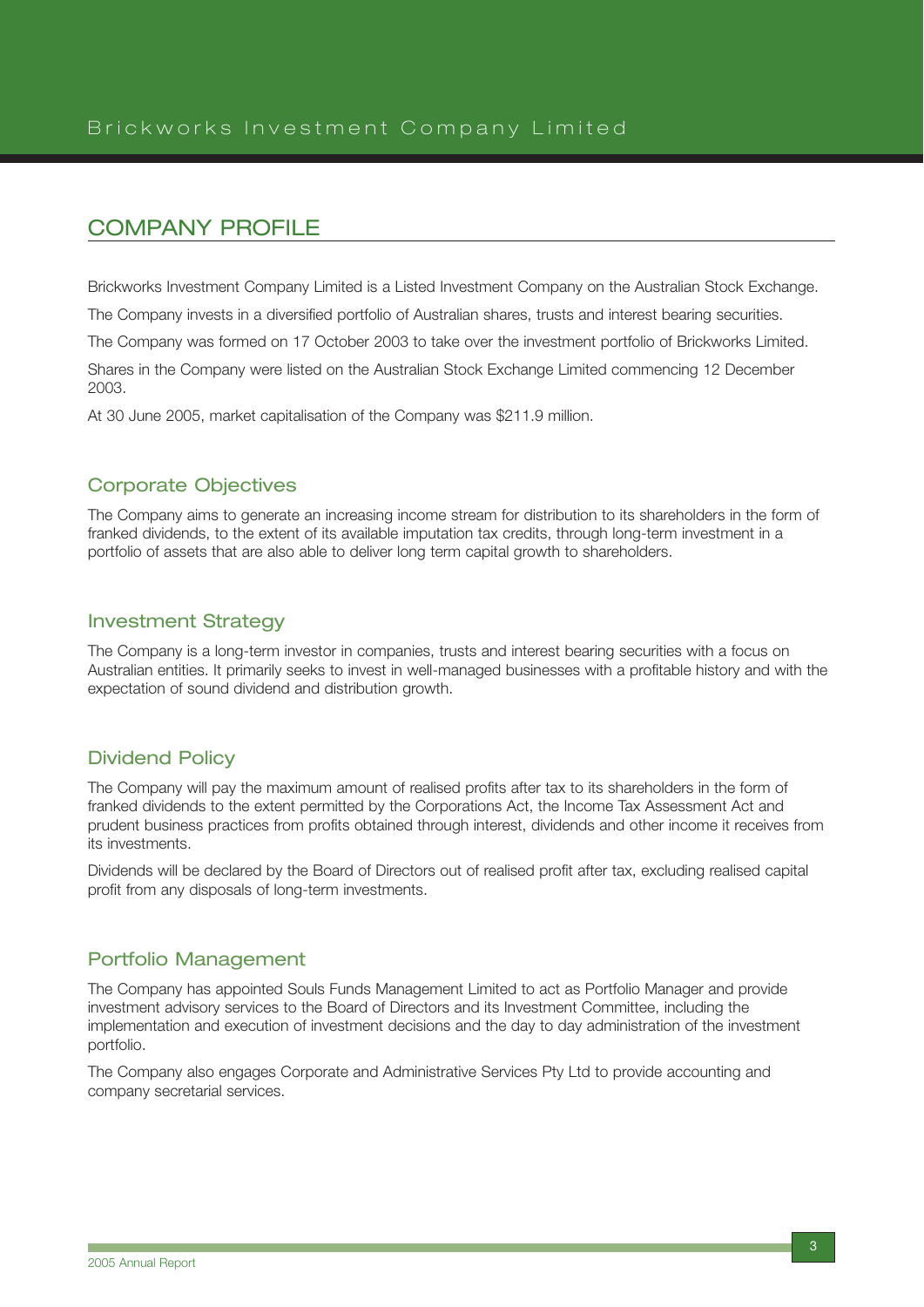# COMPANY PROFILE

Brickworks Investment Company Limited is a Listed Investment Company on the Australian Stock Exchange.

The Company invests in a diversified portfolio of Australian shares, trusts and interest bearing securities.

The Company was formed on 17 October 2003 to take over the investment portfolio of Brickworks Limited.

Shares in the Company were listed on the Australian Stock Exchange Limited commencing 12 December 2003.

At 30 June 2005, market capitalisation of the Company was $211.9 million.

## Corporate Objectives

The Company aims to generate an increasing income stream for distribution to its shareholders in the form of franked dividends, to the extent of its available imputation tax credits, through long-term investment in a portfolio of assets that are also able to deliver long term capital growth to shareholders.

## Investment Strategy

The Company is a long-term investor in companies, trusts and interest bearing securities with a focus on Australian entities. It primarily seeks to invest in well-managed businesses with a profitable history and with the expectation of sound dividend and distribution growth.

## Dividend Policy

The Company will pay the maximum amount of realised profits after tax to its shareholders in the form of franked dividends to the extent permitted by the Corporations Act, the Income Tax Assessment Act and prudent business practices from profits obtained through interest, dividends and other income it receives from its investments.

Dividends will be declared by the Board of Directors out of realised profit after tax, excluding realised capital profit from any disposals of long-term investments.

## Portfolio Management

The Company has appointed Souls Funds Management Limited to act as Portfolio Manager and provide investment advisory services to the Board of Directors and its Investment Committee, including the implementation and execution of investment decisions and the day to day administration of the investment portfolio.

The Company also engages Corporate and Administrative Services Pty Ltd to provide accounting and company secretarial services.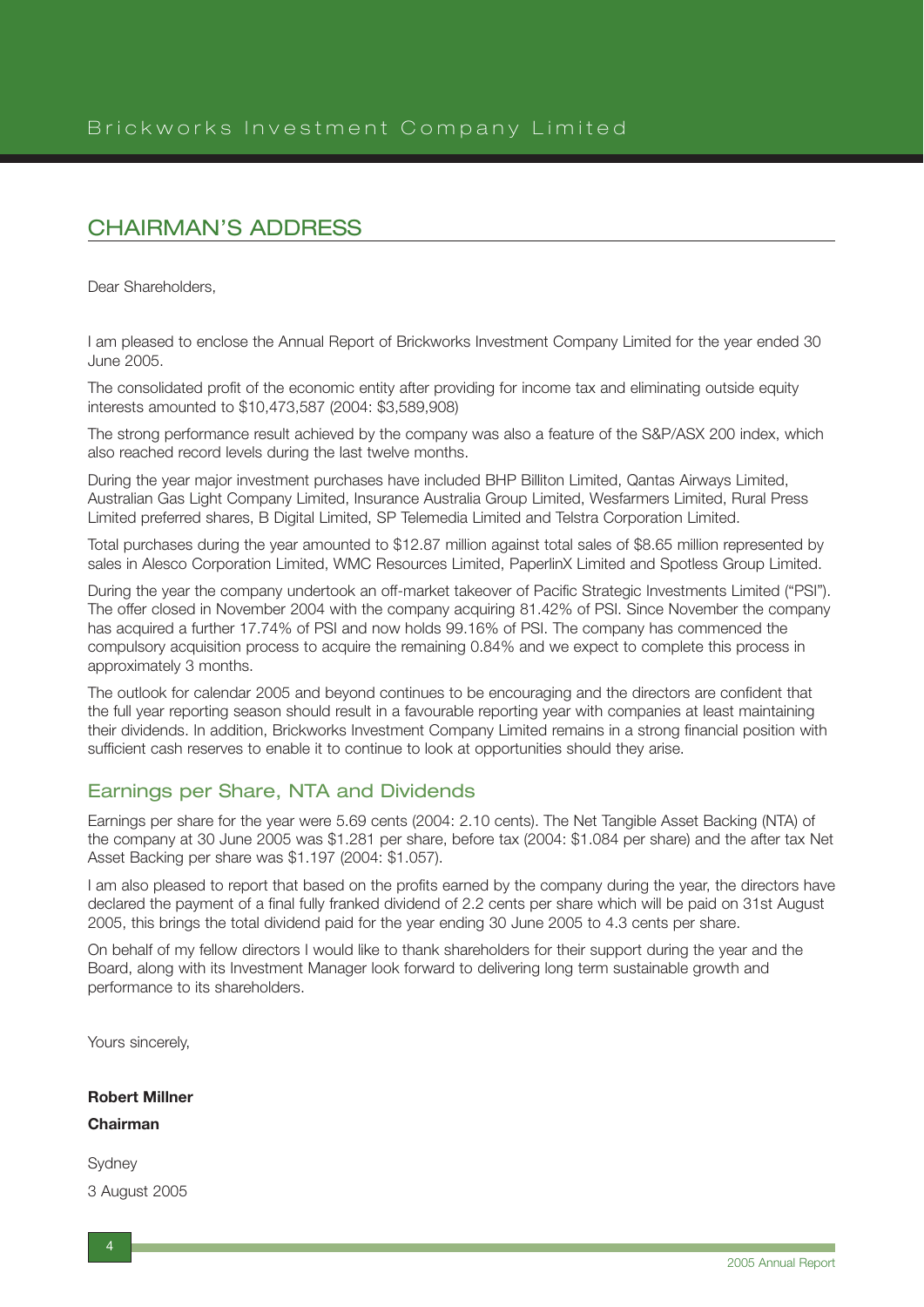## CHAIRMAN'S ADDRESS

Dear Shareholders,

I am pleased to enclose the Annual Report of Brickworks Investment Company Limited for the year ended 30 June 2005.

The consolidated profit of the economic entity after providing for income tax and eliminating outside equity interests amounted to $10,473,587 (2004: $3,589,908)

The strong performance result achieved by the company was also a feature of the S&P/ASX 200 index, which also reached record levels during the last twelve months.

During the year major investment purchases have included BHP Billiton Limited, Qantas Airways Limited, Australian Gas Light Company Limited, Insurance Australia Group Limited, Wesfarmers Limited, Rural Press Limited preferred shares, B Digital Limited, SP Telemedia Limited and Telstra Corporation Limited.

Total purchases during the year amounted to $12.87 million against total sales of $8.65 million represented by sales in Alesco Corporation Limited, WMC Resources Limited, PaperlinX Limited and Spotless Group Limited.

During the year the company undertook an off-market takeover of Pacific Strategic Investments Limited ("PSI"). The offer closed in November 2004 with the company acquiring 81.42% of PSI. Since November the company has acquired a further 17.74% of PSI and now holds 99.16% of PSI. The company has commenced the compulsory acquisition process to acquire the remaining 0.84% and we expect to complete this process in approximately 3 months.

The outlook for calendar 2005 and beyond continues to be encouraging and the directors are confident that the full year reporting season should result in a favourable reporting year with companies at least maintaining their dividends. In addition, Brickworks Investment Company Limited remains in a strong financial position with sufficient cash reserves to enable it to continue to look at opportunities should they arise.

### Earnings per Share, NTA and Dividends

Earnings per share for the year were 5.69 cents (2004: 2.10 cents). The Net Tangible Asset Backing (NTA) of the company at 30 June 2005 was $1.281 per share, before tax (2004: $1.084 per share) and the after tax Net Asset Backing per share was $1.197 (2004: $1.057).

I am also pleased to report that based on the profits earned by the company during the year, the directors have declared the payment of a final fully franked dividend of 2.2 cents per share which will be paid on 31st August 2005, this brings the total dividend paid for the year ending 30 June 2005 to 4.3 cents per share.

On behalf of my fellow directors I would like to thank shareholders for their support during the year and the Board, along with its Investment Manager look forward to delivering long term sustainable growth and performance to its shareholders.

Yours sincerely,

**Robert Millner**

**Chairman**

Sydney

3 August 2005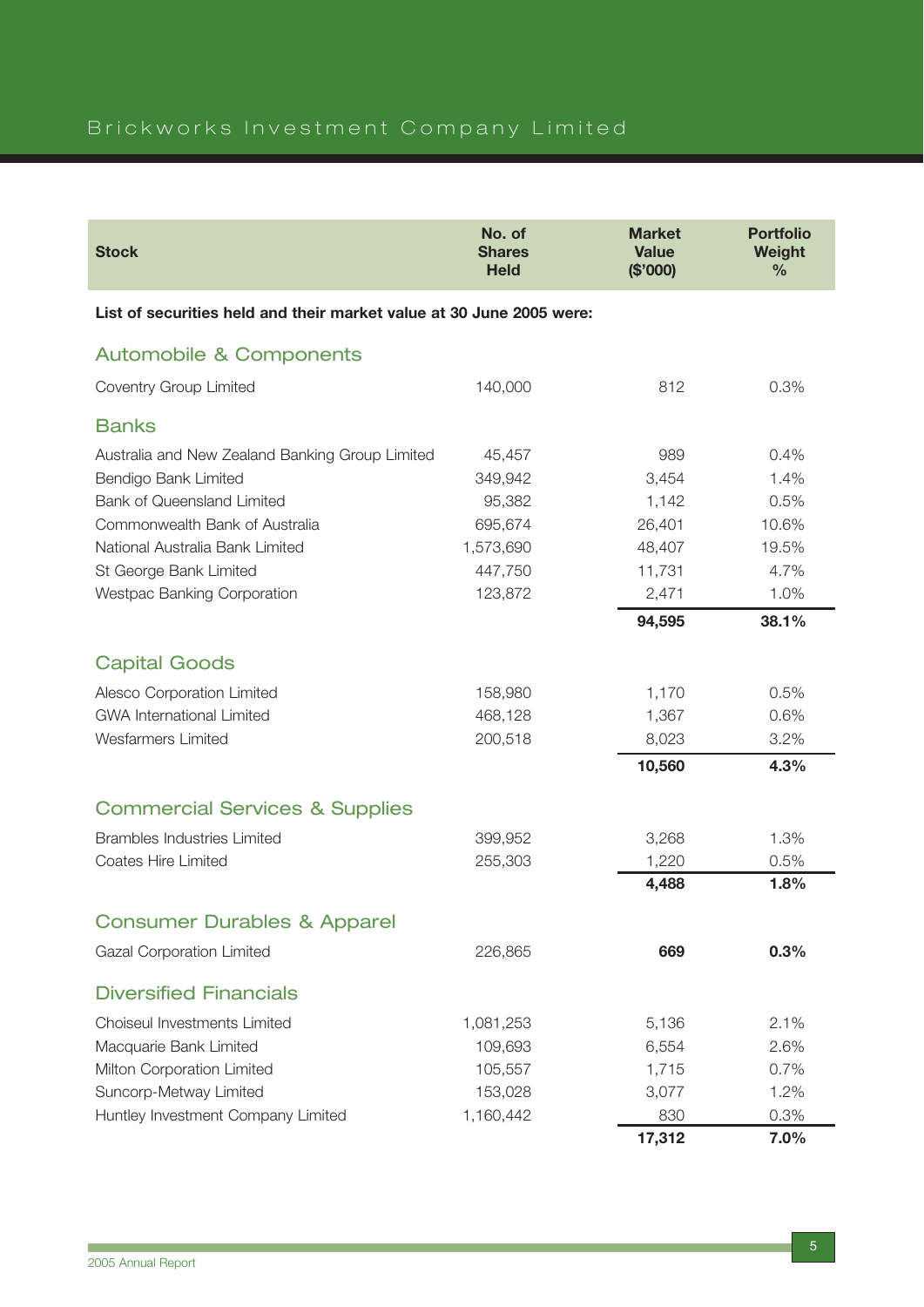| Stock | No. of Shares Held | Market Value ($'000) | Portfolio Weight % |
|---|---|---|---|
| **List of securities held and their market value at 30 June 2005 were:** | | | |
| **Automobile & Components** | | | |
| Coventry Group Limited | 140,000 | 812 | 0.3% |
| **Banks** | | | |
| Australia and New Zealand Banking Group Limited | 45,457 | 989 | 0.4% |
| Bendigo Bank Limited | 349,942 | 3,454 | 1.4% |
| Bank of Queensland Limited | 95,382 | 1,142 | 0.5% |
| Commonwealth Bank of Australia | 695,674 | 26,401 | 10.6% |
| National Australia Bank Limited | 1,573,690 | 48,407 | 19.5% |
| St George Bank Limited | 447,750 | 11,731 | 4.7% |
| Westpac Banking Corporation | 123,872 | 2,471 | 1.0% |
| | | **94,595** | **38.1%** |
| **Capital Goods** | | | |
| Alesco Corporation Limited | 158,980 | 1,170 | 0.5% |
| GWA International Limited | 468,128 | 1,367 | 0.6% |
| Wesfarmers Limited | 200,518 | 8,023 | 3.2% |
| | | **10,560** | **4.3%** |
| **Commercial Services & Supplies** | | | |
| Brambles Industries Limited | 399,952 | 3,268 | 1.3% |
| Coates Hire Limited | 255,303 | 1,220 | 0.5% |
| | | **4,488** | **1.8%** |
| **Consumer Durables & Apparel** | | | |
| Gazal Corporation Limited | 226,865 | **669** | **0.3%** |
| **Diversified Financials** | | | |
| Choiseul Investments Limited | 1,081,253 | 5,136 | 2.1% |
| Macquarie Bank Limited | 109,693 | 6,554 | 2.6% |
| Milton Corporation Limited | 105,557 | 1,715 | 0.7% |
| Suncorp-Metway Limited | 153,028 | 3,077 | 1.2% |
| Huntley Investment Company Limited | 1,160,442 | 830 | 0.3% |
| | | **17,312** | **7.0%** |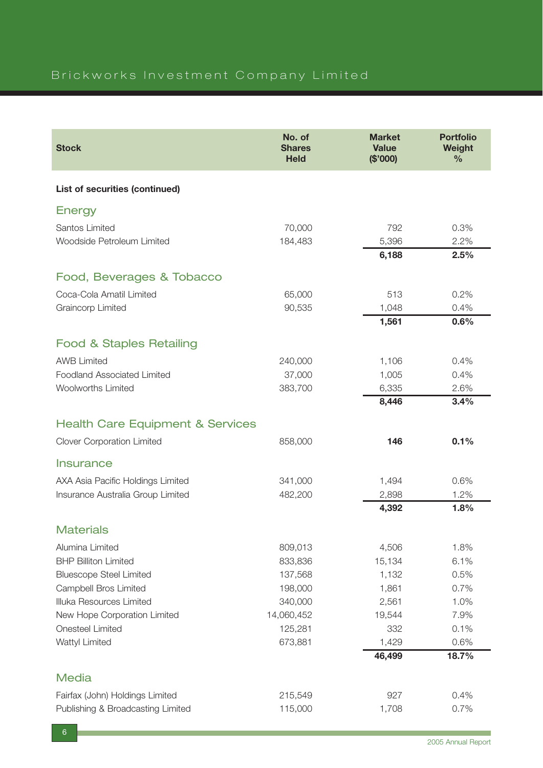| Stock | No. of Shares Held | Market Value ($'000) | Portfolio Weight % |
|---|---|---|---|
| **List of securities (continued)** | | | |
| **Energy** | | | |
| Santos Limited | 70,000 | 792 | 0.3% |
| Woodside Petroleum Limited | 184,483 | 5,396 | 2.2% |
| | | **6,188** | **2.5%** |
| **Food, Beverages & Tobacco** | | | |
| Coca-Cola Amatil Limited | 65,000 | 513 | 0.2% |
| Graincorp Limited | 90,535 | 1,048 | 0.4% |
| | | **1,561** | **0.6%** |
| **Food & Staples Retailing** | | | |
| AWB Limited | 240,000 | 1,106 | 0.4% |
| Foodland Associated Limited | 37,000 | 1,005 | 0.4% |
| Woolworths Limited | 383,700 | 6,335 | 2.6% |
| | | **8,446** | **3.4%** |
| **Health Care Equipment & Services** | | | |
| Clover Corporation Limited | 858,000 | **146** | **0.1%** |
| **Insurance** | | | |
| AXA Asia Pacific Holdings Limited | 341,000 | 1,494 | 0.6% |
| Insurance Australia Group Limited | 482,200 | 2,898 | 1.2% |
| | | **4,392** | **1.8%** |
| **Materials** | | | |
| Alumina Limited | 809,013 | 4,506 | 1.8% |
| BHP Billiton Limited | 833,836 | 15,134 | 6.1% |
| Bluescope Steel Limited | 137,568 | 1,132 | 0.5% |
| Campbell Bros Limited | 198,000 | 1,861 | 0.7% |
| Illuka Resources Limited | 340,000 | 2,561 | 1.0% |
| New Hope Corporation Limited | 14,060,452 | 19,544 | 7.9% |
| Onesteel Limited | 125,281 | 332 | 0.1% |
| Wattyl Limited | 673,881 | 1,429 | 0.6% |
| | | **46,499** | **18.7%** |
| **Media** | | | |
| Fairfax (John) Holdings Limited | 215,549 | 927 | 0.4% |
| Publishing & Broadcasting Limited | 115,000 | 1,708 | 0.7% |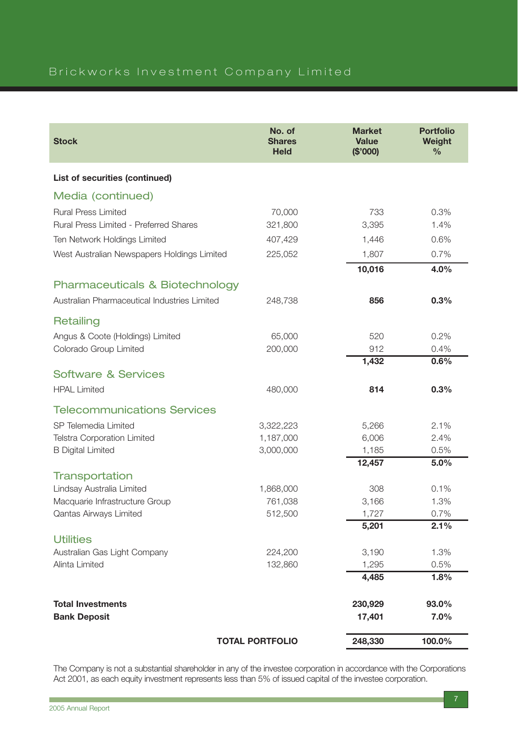| Stock | No. of Shares Held | Market Value ($'000) | Portfolio Weight % |
|---|---|---|---|
| **List of securities (continued)** | | | |
| **Media (continued)** | | | |
| Rural Press Limited | 70,000 | 733 | 0.3% |
| Rural Press Limited - Preferred Shares | 321,800 | 3,395 | 1.4% |
| Ten Network Holdings Limited | 407,429 | 1,446 | 0.6% |
| West Australian Newspapers Holdings Limited | 225,052 | 1,807 | 0.7% |
| | | **10,016** | **4.0%** |
| **Pharmaceuticals & Biotechnology** | | | |
| Australian Pharmaceutical Industries Limited | 248,738 | **856** | **0.3%** |
| **Retailing** | | | |
| Angus & Coote (Holdings) Limited | 65,000 | 520 | 0.2% |
| Colorado Group Limited | 200,000 | 912 | 0.4% |
| | | **1,432** | **0.6%** |
| **Software & Services** | | | |
| HPAL Limited | 480,000 | **814** | **0.3%** |
| **Telecommunications Services** | | | |
| SP Telemedia Limited | 3,322,223 | 5,266 | 2.1% |
| Telstra Corporation Limited | 1,187,000 | 6,006 | 2.4% |
| B Digital Limited | 3,000,000 | 1,185 | 0.5% |
| | | **12,457** | **5.0%** |
| **Transportation** | | | |
| Lindsay Australia Limited | 1,868,000 | 308 | 0.1% |
| Macquarie Infrastructure Group | 761,038 | 3,166 | 1.3% |
| Qantas Airways Limited | 512,500 | 1,727 | 0.7% |
| | | **5,201** | **2.1%** |
| **Utilities** | | | |
| Australian Gas Light Company | 224,200 | 3,190 | 1.3% |
| Alinta Limited | 132,860 | 1,295 | 0.5% |
| | | **4,485** | **1.8%** |
| **Total Investments** | | **230,929** | **93.0%** |
| **Bank Deposit** | | **17,401** | **7.0%** |
| | **TOTAL PORTFOLIO** | **248,330** | **100.0%** |

The Company is not a substantial shareholder in any of the investee corporation in accordance with the Corporations Act 2001, as each equity investment represents less than 5% of issued capital of the investee corporation.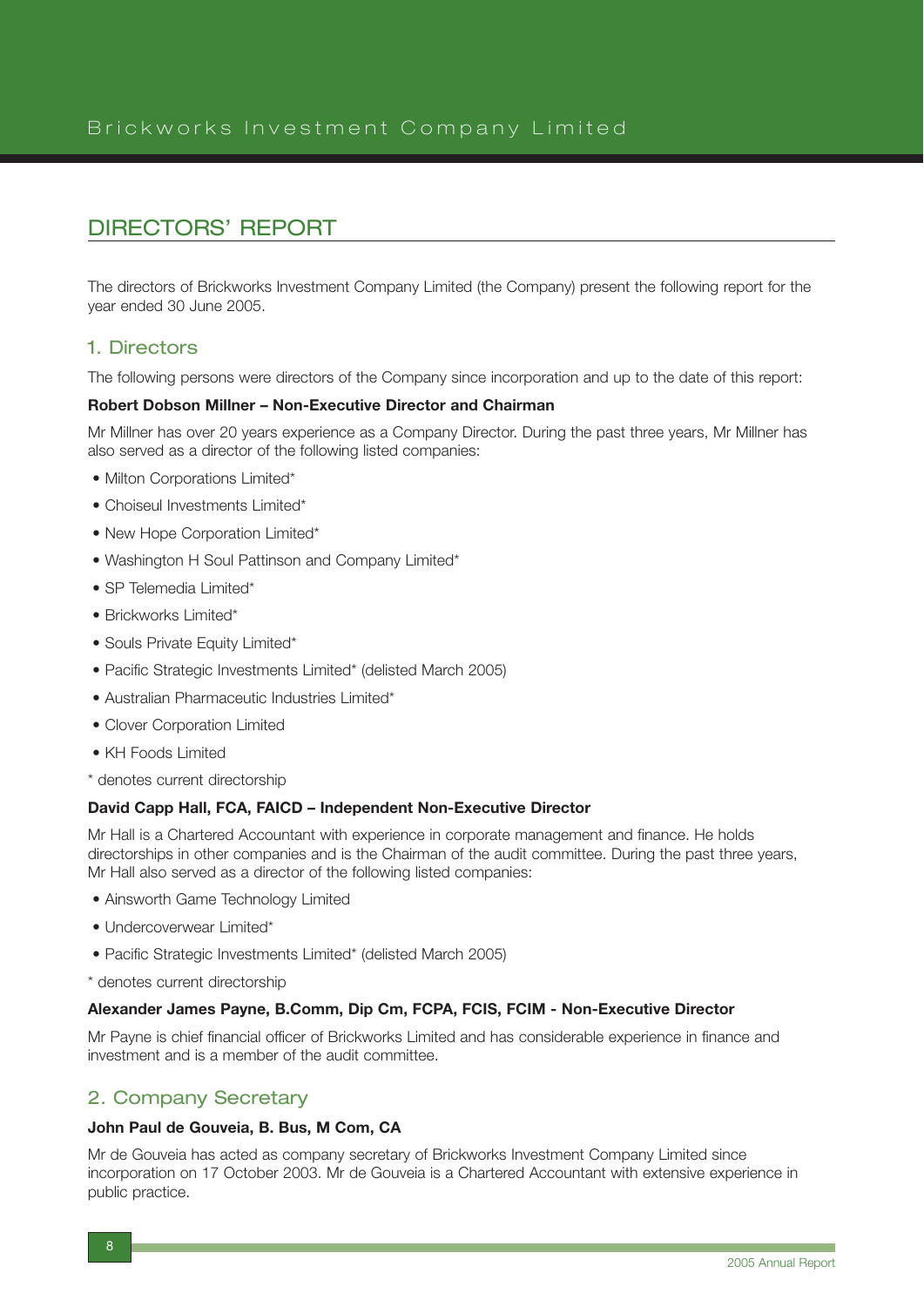# DIRECTORS' REPORT

The directors of Brickworks Investment Company Limited (the Company) present the following report for the year ended 30 June 2005.

## 1. Directors

The following persons were directors of the Company since incorporation and up to the date of this report:

**Robert Dobson Millner – Non-Executive Director and Chairman**

Mr Millner has over 20 years experience as a Company Director. During the past three years, Mr Millner has also served as a director of the following listed companies:

- Milton Corporations Limited*
- Choiseul Investments Limited*
- New Hope Corporation Limited*
- Washington H Soul Pattinson and Company Limited*
- SP Telemedia Limited*
- Brickworks Limited*
- Souls Private Equity Limited*
- Pacific Strategic Investments Limited* (delisted March 2005)
- Australian Pharmaceutic Industries Limited*
- Clover Corporation Limited
- KH Foods Limited

\* denotes current directorship

**David Capp Hall, FCA, FAICD – Independent Non-Executive Director**

Mr Hall is a Chartered Accountant with experience in corporate management and finance. He holds directorships in other companies and is the Chairman of the audit committee. During the past three years, Mr Hall also served as a director of the following listed companies:

- Ainsworth Game Technology Limited
- Undercoverwear Limited*
- Pacific Strategic Investments Limited* (delisted March 2005)

\* denotes current directorship

**Alexander James Payne, B.Comm, Dip Cm, FCPA, FCIS, FCIM - Non-Executive Director**

Mr Payne is chief financial officer of Brickworks Limited and has considerable experience in finance and investment and is a member of the audit committee.

## 2. Company Secretary

**John Paul de Gouveia, B. Bus, M Com, CA**

Mr de Gouveia has acted as company secretary of Brickworks Investment Company Limited since incorporation on 17 October 2003. Mr de Gouveia is a Chartered Accountant with extensive experience in public practice.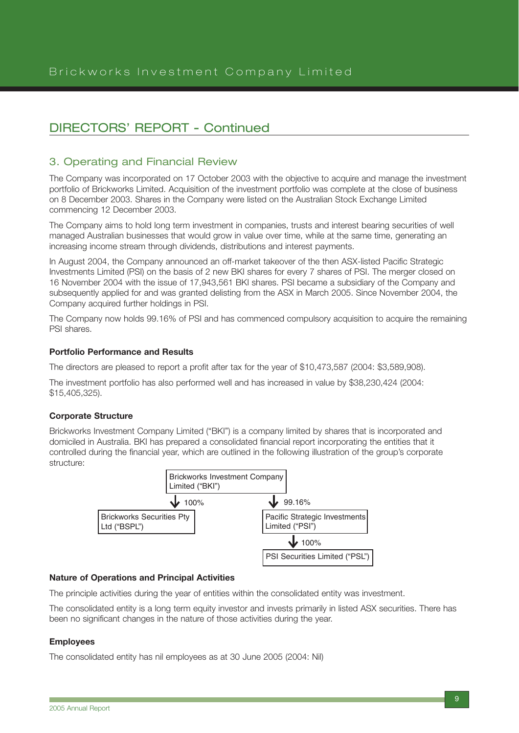# DIRECTORS' REPORT - Continued

## 3. Operating and Financial Review

The Company was incorporated on 17 October 2003 with the objective to acquire and manage the investment portfolio of Brickworks Limited. Acquisition of the investment portfolio was complete at the close of business on 8 December 2003. Shares in the Company were listed on the Australian Stock Exchange Limited commencing 12 December 2003.

The Company aims to hold long term investment in companies, trusts and interest bearing securities of well managed Australian businesses that would grow in value over time, while at the same time, generating an increasing income stream through dividends, distributions and interest payments.

In August 2004, the Company announced an off-market takeover of the then ASX-listed Pacific Strategic Investments Limited (PSI) on the basis of 2 new BKI shares for every 7 shares of PSI. The merger closed on 16 November 2004 with the issue of 17,943,561 BKI shares. PSI became a subsidiary of the Company and subsequently applied for and was granted delisting from the ASX in March 2005. Since November 2004, the Company acquired further holdings in PSI.

The Company now holds 99.16% of PSI and has commenced compulsory acquisition to acquire the remaining PSI shares.

### Portfolio Performance and Results

The directors are pleased to report a profit after tax for the year of $10,473,587 (2004: $3,589,908).

The investment portfolio has also performed well and has increased in value by $38,230,424 (2004: $15,405,325).

### Corporate Structure

Brickworks Investment Company Limited ("BKI") is a company limited by shares that is incorporated and domiciled in Australia. BKI has prepared a consolidated financial report incorporating the entities that it controlled during the financial year, which are outlined in the following illustration of the group's corporate structure:

- Brickworks Investment Company Limited ("BKI")
  - 100% → Brickworks Securities Pty Ltd ("BSPL")
  - 99.16% → Pacific Strategic Investments Limited ("PSI")
    - 100% → PSI Securities Limited ("PSL")

### Nature of Operations and Principal Activities

The principle activities during the year of entities within the consolidated entity was investment.

The consolidated entity is a long term equity investor and invests primarily in listed ASX securities. There has been no significant changes in the nature of those activities during the year.

### Employees

The consolidated entity has nil employees as at 30 June 2005 (2004: Nil)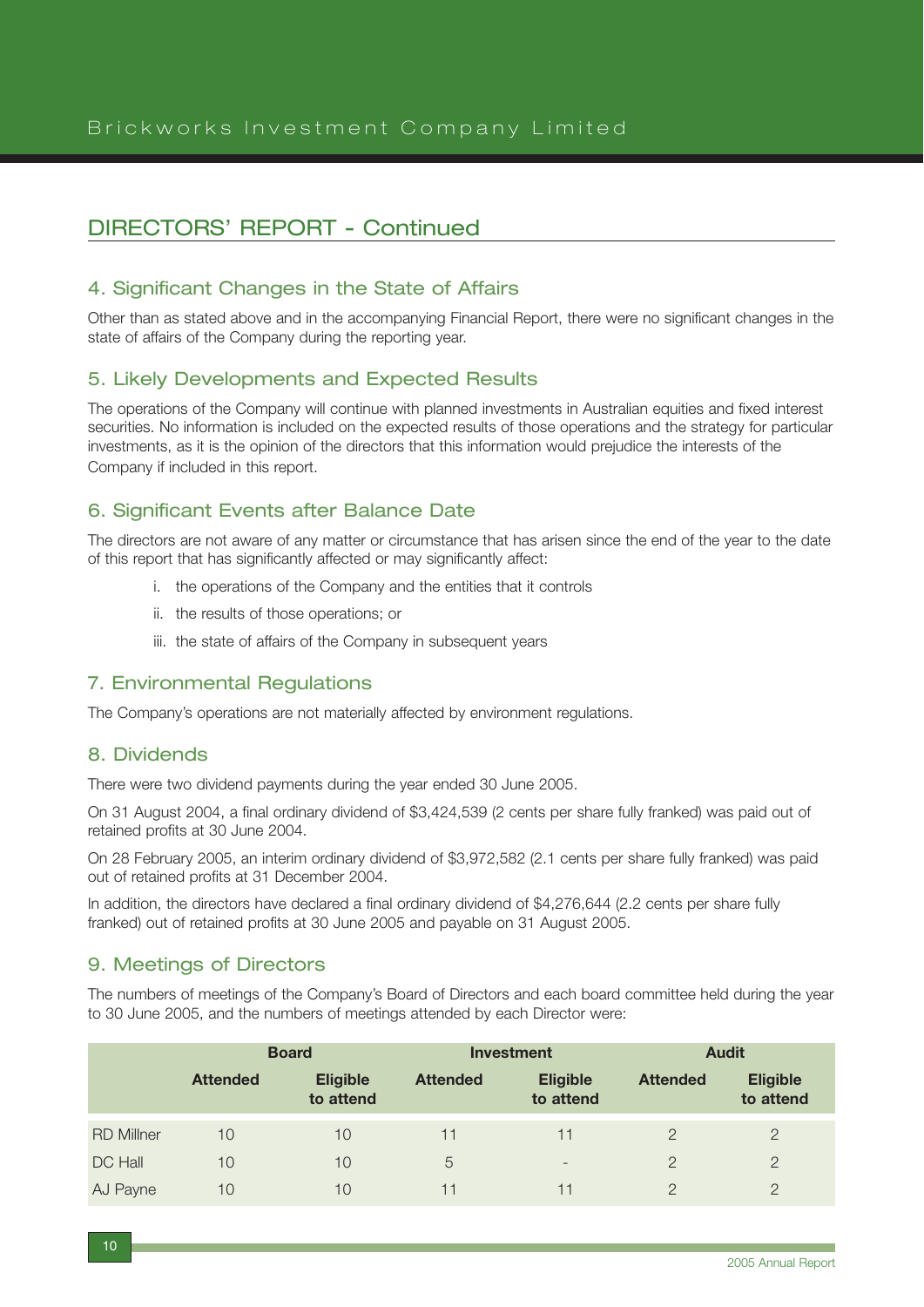## DIRECTORS' REPORT - Continued

### 4. Significant Changes in the State of Affairs

Other than as stated above and in the accompanying Financial Report, there were no significant changes in the state of affairs of the Company during the reporting year.

### 5. Likely Developments and Expected Results

The operations of the Company will continue with planned investments in Australian equities and fixed interest securities. No information is included on the expected results of those operations and the strategy for particular investments, as it is the opinion of the directors that this information would prejudice the interests of the Company if included in this report.

### 6. Significant Events after Balance Date

The directors are not aware of any matter or circumstance that has arisen since the end of the year to the date of this report that has significantly affected or may significantly affect:

i. the operations of the Company and the entities that it controls

ii. the results of those operations; or

iii. the state of affairs of the Company in subsequent years

### 7. Environmental Regulations

The Company's operations are not materially affected by environment regulations.

### 8. Dividends

There were two dividend payments during the year ended 30 June 2005.

On 31 August 2004, a final ordinary dividend of $3,424,539 (2 cents per share fully franked) was paid out of retained profits at 30 June 2004.

On 28 February 2005, an interim ordinary dividend of $3,972,582 (2.1 cents per share fully franked) was paid out of retained profits at 31 December 2004.

In addition, the directors have declared a final ordinary dividend of $4,276,644 (2.2 cents per share fully franked) out of retained profits at 30 June 2005 and payable on 31 August 2005.

### 9. Meetings of Directors

The numbers of meetings of the Company's Board of Directors and each board committee held during the year to 30 June 2005, and the numbers of meetings attended by each Director were:

| | Board | | Investment | | Audit | |
|---|---|---|---|---|---|---|
| | **Attended** | **Eligible to attend** | **Attended** | **Eligible to attend** | **Attended** | **Eligible to attend** |
| RD Millner | 10 | 10 | 11 | 11 | 2 | 2 |
| DC Hall | 10 | 10 | 5 | - | 2 | 2 |
| AJ Payne | 10 | 10 | 11 | 11 | 2 | 2 |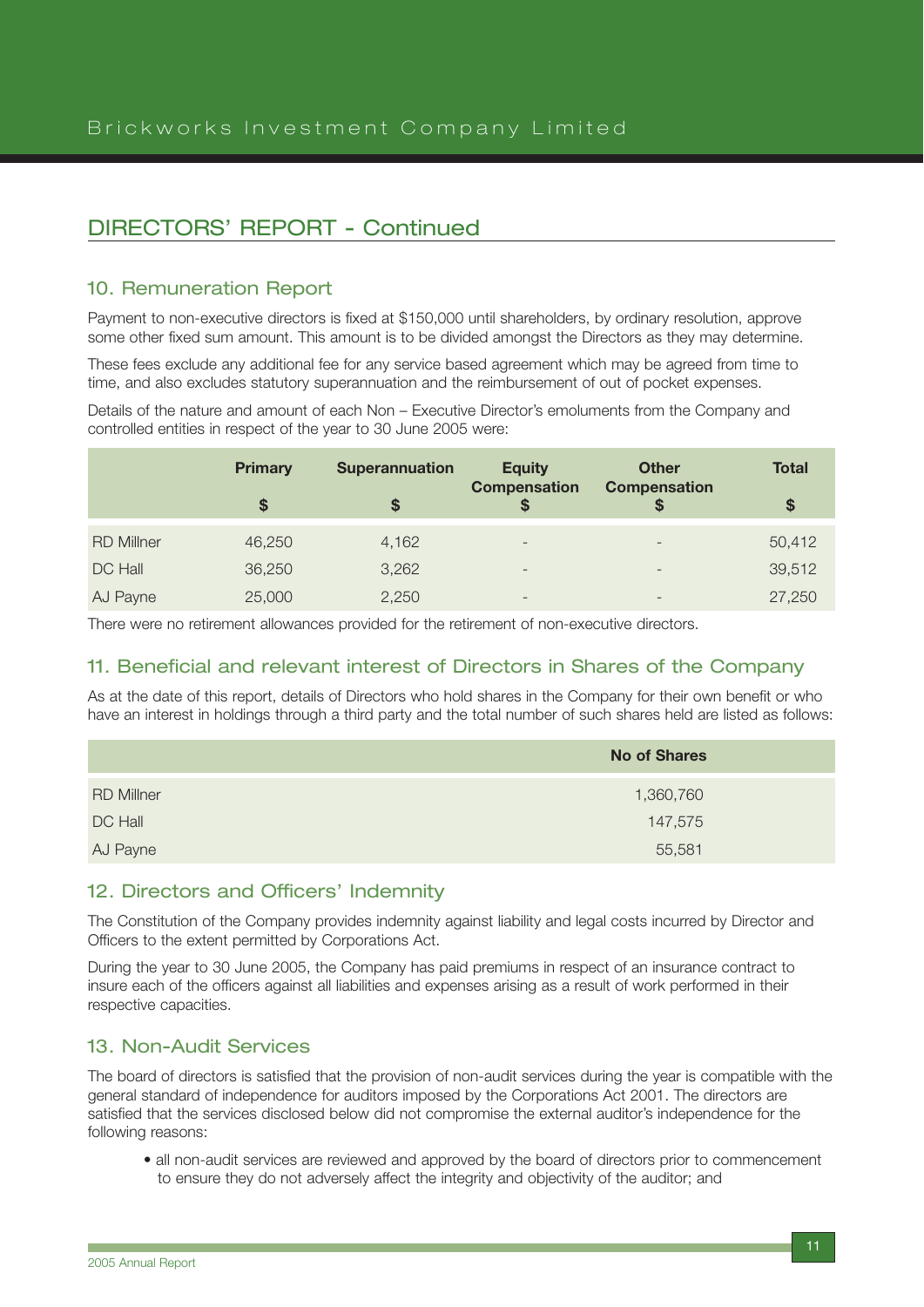## DIRECTORS' REPORT - Continued

### 10. Remuneration Report

Payment to non-executive directors is fixed at $150,000 until shareholders, by ordinary resolution, approve some other fixed sum amount. This amount is to be divided amongst the Directors as they may determine.

These fees exclude any additional fee for any service based agreement which may be agreed from time to time, and also excludes statutory superannuation and the reimbursement of out of pocket expenses.

Details of the nature and amount of each Non – Executive Director's emoluments from the Company and controlled entities in respect of the year to 30 June 2005 were:

| | Primary $ | Superannuation $ | Equity Compensation $ | Other Compensation $ | Total $ |
|---|---|---|---|---|---|
| RD Millner | 46,250 | 4,162 | - | - | 50,412 |
| DC Hall | 36,250 | 3,262 | - | - | 39,512 |
| AJ Payne | 25,000 | 2,250 | - | - | 27,250 |

There were no retirement allowances provided for the retirement of non-executive directors.

### 11. Beneficial and relevant interest of Directors in Shares of the Company

As at the date of this report, details of Directors who hold shares in the Company for their own benefit or who have an interest in holdings through a third party and the total number of such shares held are listed as follows:

| | No of Shares |
|---|---|
| RD Millner | 1,360,760 |
| DC Hall | 147,575 |
| AJ Payne | 55,581 |

### 12. Directors and Officers' Indemnity

The Constitution of the Company provides indemnity against liability and legal costs incurred by Director and Officers to the extent permitted by Corporations Act.

During the year to 30 June 2005, the Company has paid premiums in respect of an insurance contract to insure each of the officers against all liabilities and expenses arising as a result of work performed in their respective capacities.

### 13. Non-Audit Services

The board of directors is satisfied that the provision of non-audit services during the year is compatible with the general standard of independence for auditors imposed by the Corporations Act 2001. The directors are satisfied that the services disclosed below did not compromise the external auditor's independence for the following reasons:

- all non-audit services are reviewed and approved by the board of directors prior to commencement to ensure they do not adversely affect the integrity and objectivity of the auditor; and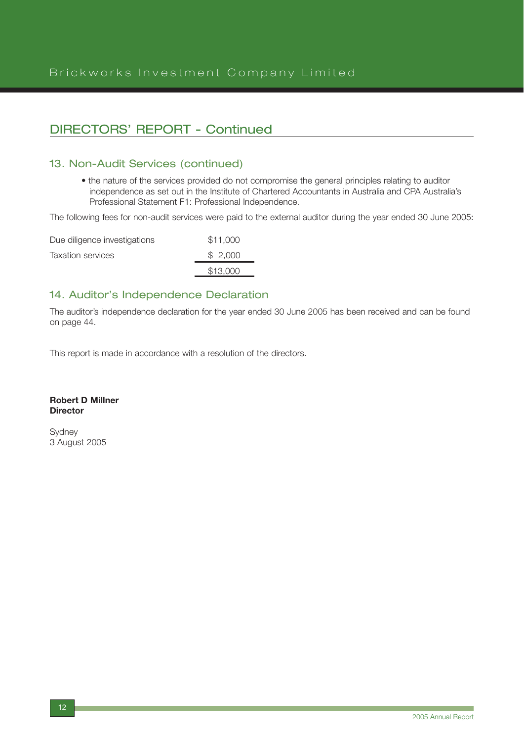## DIRECTORS' REPORT - Continued

### 13. Non-Audit Services (continued)

- the nature of the services provided do not compromise the general principles relating to auditor independence as set out in the Institute of Chartered Accountants in Australia and CPA Australia's Professional Statement F1: Professional Independence.

The following fees for non-audit services were paid to the external auditor during the year ended 30 June 2005:

| | |
|---|---|
| Due diligence investigations | $11,000 |
| Taxation services | $ 2,000 |
| | $13,000 |

### 14. Auditor's Independence Declaration

The auditor's independence declaration for the year ended 30 June 2005 has been received and can be found on page 44.

This report is made in accordance with a resolution of the directors.

**Robert D Millner**
**Director**

Sydney
3 August 2005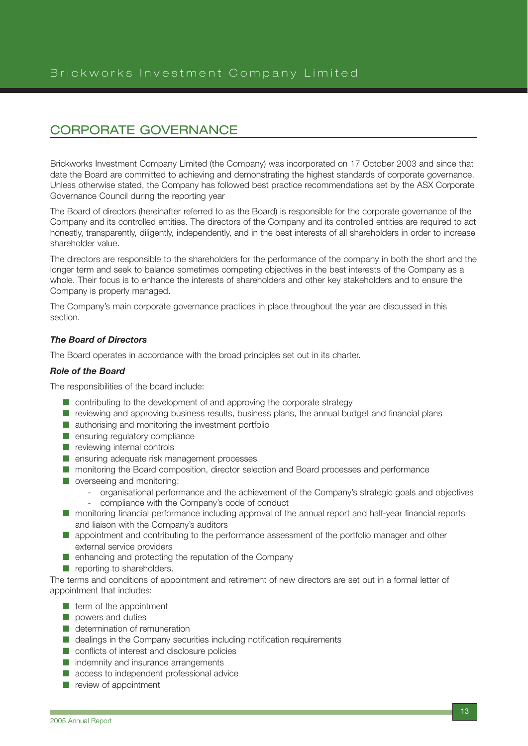## CORPORATE GOVERNANCE

Brickworks Investment Company Limited (the Company) was incorporated on 17 October 2003 and since that date the Board are committed to achieving and demonstrating the highest standards of corporate governance. Unless otherwise stated, the Company has followed best practice recommendations set by the ASX Corporate Governance Council during the reporting year

The Board of directors (hereinafter referred to as the Board) is responsible for the corporate governance of the Company and its controlled entities. The directors of the Company and its controlled entities are required to act honestly, transparently, diligently, independently, and in the best interests of all shareholders in order to increase shareholder value.

The directors are responsible to the shareholders for the performance of the company in both the short and the longer term and seek to balance sometimes competing objectives in the best interests of the Company as a whole. Their focus is to enhance the interests of shareholders and other key stakeholders and to ensure the Company is properly managed.

The Company's main corporate governance practices in place throughout the year are discussed in this section.

***The Board of Directors***

The Board operates in accordance with the broad principles set out in its charter.

***Role of the Board***

The responsibilities of the board include:

- contributing to the development of and approving the corporate strategy
- reviewing and approving business results, business plans, the annual budget and financial plans
- authorising and monitoring the investment portfolio
- ensuring regulatory compliance
- reviewing internal controls
- ensuring adequate risk management processes
- monitoring the Board composition, director selection and Board processes and performance
- overseeing and monitoring:
  - organisational performance and the achievement of the Company's strategic goals and objectives
  - compliance with the Company's code of conduct
- monitoring financial performance including approval of the annual report and half-year financial reports and liaison with the Company's auditors
- appointment and contributing to the performance assessment of the portfolio manager and other external service providers
- enhancing and protecting the reputation of the Company
- reporting to shareholders.

The terms and conditions of appointment and retirement of new directors are set out in a formal letter of appointment that includes:

- term of the appointment
- powers and duties
- determination of remuneration
- dealings in the Company securities including notification requirements
- conflicts of interest and disclosure policies
- indemnity and insurance arrangements
- access to independent professional advice
- review of appointment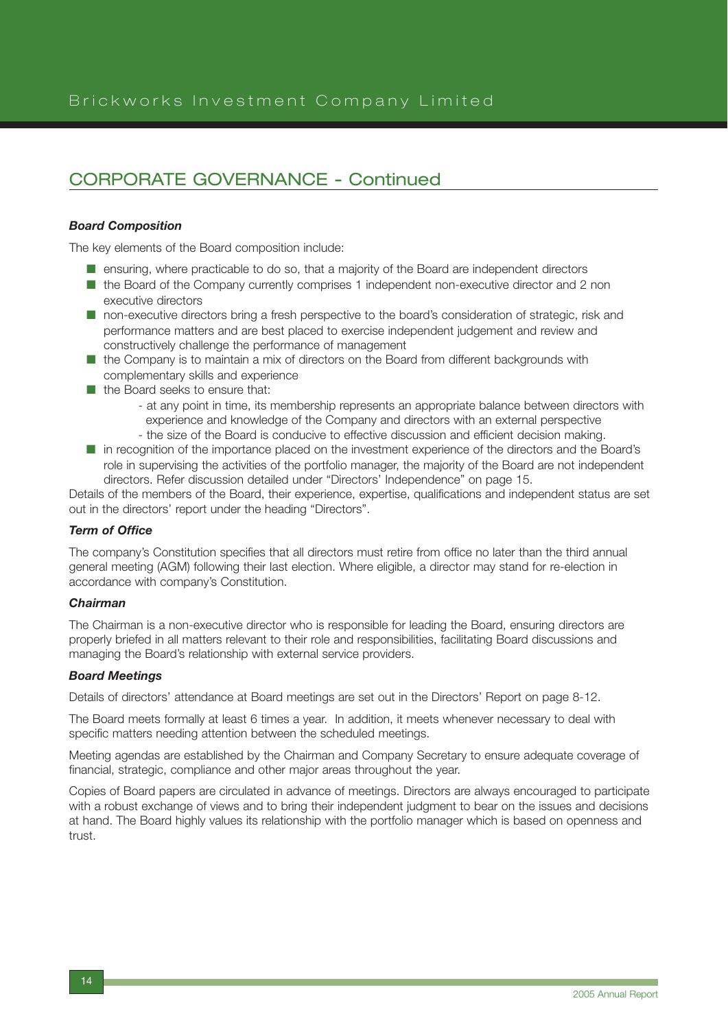## CORPORATE GOVERNANCE - Continued

***Board Composition***

The key elements of the Board composition include:

- ensuring, where practicable to do so, that a majority of the Board are independent directors
- the Board of the Company currently comprises 1 independent non-executive director and 2 non executive directors
- non-executive directors bring a fresh perspective to the board's consideration of strategic, risk and performance matters and are best placed to exercise independent judgement and review and constructively challenge the performance of management
- the Company is to maintain a mix of directors on the Board from different backgrounds with complementary skills and experience
- the Board seeks to ensure that:
  - at any point in time, its membership represents an appropriate balance between directors with experience and knowledge of the Company and directors with an external perspective
  - the size of the Board is conducive to effective discussion and efficient decision making.
- in recognition of the importance placed on the investment experience of the directors and the Board's role in supervising the activities of the portfolio manager, the majority of the Board are not independent directors. Refer discussion detailed under "Directors' Independence" on page 15.

Details of the members of the Board, their experience, expertise, qualifications and independent status are set out in the directors' report under the heading "Directors".

***Term of Office***

The company's Constitution specifies that all directors must retire from office no later than the third annual general meeting (AGM) following their last election. Where eligible, a director may stand for re-election in accordance with company's Constitution.

***Chairman***

The Chairman is a non-executive director who is responsible for leading the Board, ensuring directors are properly briefed in all matters relevant to their role and responsibilities, facilitating Board discussions and managing the Board's relationship with external service providers.

***Board Meetings***

Details of directors' attendance at Board meetings are set out in the Directors' Report on page 8-12.

The Board meets formally at least 6 times a year. In addition, it meets whenever necessary to deal with specific matters needing attention between the scheduled meetings.

Meeting agendas are established by the Chairman and Company Secretary to ensure adequate coverage of financial, strategic, compliance and other major areas throughout the year.

Copies of Board papers are circulated in advance of meetings. Directors are always encouraged to participate with a robust exchange of views and to bring their independent judgment to bear on the issues and decisions at hand. The Board highly values its relationship with the portfolio manager which is based on openness and trust.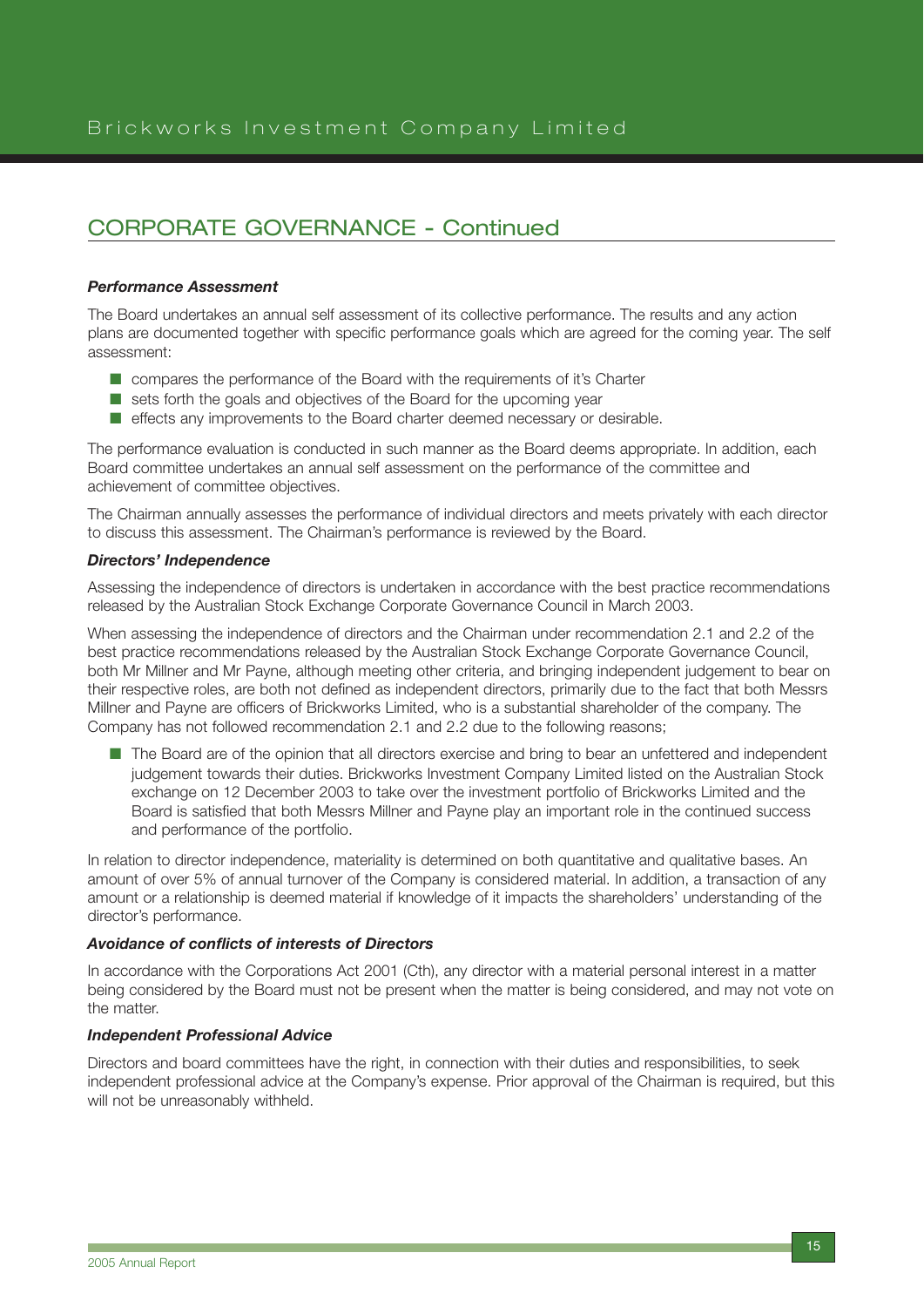## CORPORATE GOVERNANCE - Continued

***Performance Assessment***

The Board undertakes an annual self assessment of its collective performance. The results and any action plans are documented together with specific performance goals which are agreed for the coming year. The self assessment:

- compares the performance of the Board with the requirements of it's Charter
- sets forth the goals and objectives of the Board for the upcoming year
- effects any improvements to the Board charter deemed necessary or desirable.

The performance evaluation is conducted in such manner as the Board deems appropriate. In addition, each Board committee undertakes an annual self assessment on the performance of the committee and achievement of committee objectives.

The Chairman annually assesses the performance of individual directors and meets privately with each director to discuss this assessment. The Chairman's performance is reviewed by the Board.

***Directors' Independence***

Assessing the independence of directors is undertaken in accordance with the best practice recommendations released by the Australian Stock Exchange Corporate Governance Council in March 2003.

When assessing the independence of directors and the Chairman under recommendation 2.1 and 2.2 of the best practice recommendations released by the Australian Stock Exchange Corporate Governance Council, both Mr Millner and Mr Payne, although meeting other criteria, and bringing independent judgement to bear on their respective roles, are both not defined as independent directors, primarily due to the fact that both Messrs Millner and Payne are officers of Brickworks Limited, who is a substantial shareholder of the company. The Company has not followed recommendation 2.1 and 2.2 due to the following reasons;

- The Board are of the opinion that all directors exercise and bring to bear an unfettered and independent judgement towards their duties. Brickworks Investment Company Limited listed on the Australian Stock exchange on 12 December 2003 to take over the investment portfolio of Brickworks Limited and the Board is satisfied that both Messrs Millner and Payne play an important role in the continued success and performance of the portfolio.

In relation to director independence, materiality is determined on both quantitative and qualitative bases. An amount of over 5% of annual turnover of the Company is considered material. In addition, a transaction of any amount or a relationship is deemed material if knowledge of it impacts the shareholders' understanding of the director's performance.

***Avoidance of conflicts of interests of Directors***

In accordance with the Corporations Act 2001 (Cth), any director with a material personal interest in a matter being considered by the Board must not be present when the matter is being considered, and may not vote on the matter.

***Independent Professional Advice***

Directors and board committees have the right, in connection with their duties and responsibilities, to seek independent professional advice at the Company's expense. Prior approval of the Chairman is required, but this will not be unreasonably withheld.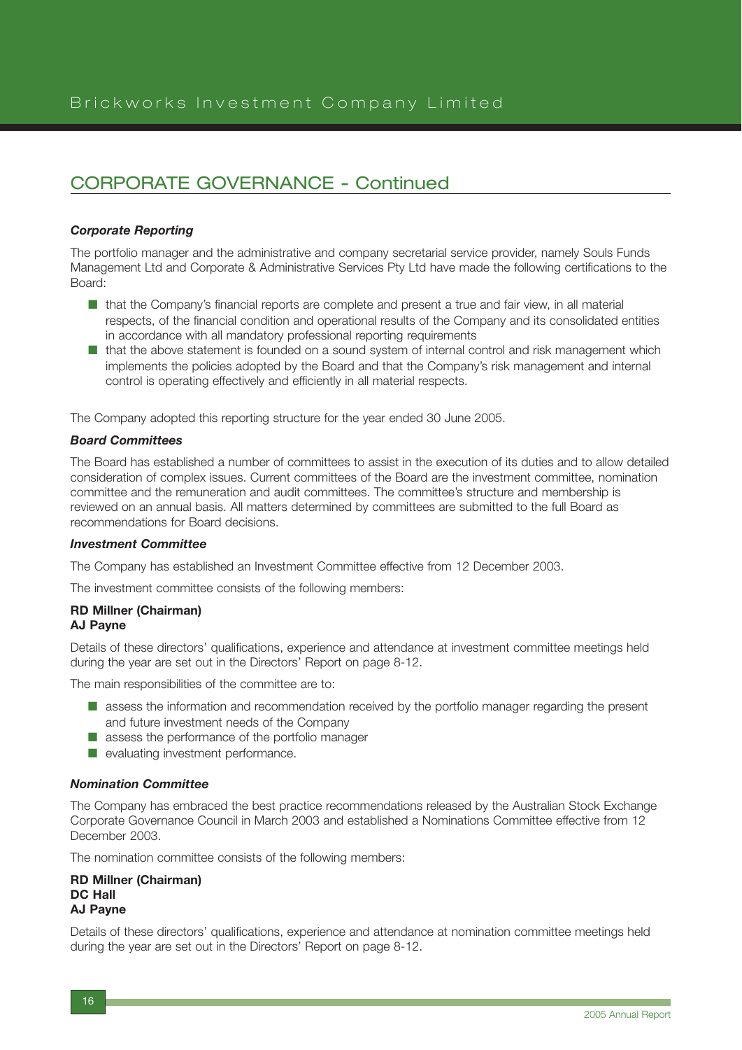## CORPORATE GOVERNANCE - Continued

### *Corporate Reporting*

The portfolio manager and the administrative and company secretarial service provider, namely Souls Funds Management Ltd and Corporate & Administrative Services Pty Ltd have made the following certifications to the Board:

- that the Company's financial reports are complete and present a true and fair view, in all material respects, of the financial condition and operational results of the Company and its consolidated entities in accordance with all mandatory professional reporting requirements
- that the above statement is founded on a sound system of internal control and risk management which implements the policies adopted by the Board and that the Company's risk management and internal control is operating effectively and efficiently in all material respects.

The Company adopted this reporting structure for the year ended 30 June 2005.

### *Board Committees*

The Board has established a number of committees to assist in the execution of its duties and to allow detailed consideration of complex issues. Current committees of the Board are the investment committee, nomination committee and the remuneration and audit committees. The committee's structure and membership is reviewed on an annual basis. All matters determined by committees are submitted to the full Board as recommendations for Board decisions.

### *Investment Committee*

The Company has established an Investment Committee effective from 12 December 2003.

The investment committee consists of the following members:

**RD Millner (Chairman)**
**AJ Payne**

Details of these directors' qualifications, experience and attendance at investment committee meetings held during the year are set out in the Directors' Report on page 8-12.

The main responsibilities of the committee are to:

- assess the information and recommendation received by the portfolio manager regarding the present and future investment needs of the Company
- assess the performance of the portfolio manager
- evaluating investment performance.

### *Nomination Committee*

The Company has embraced the best practice recommendations released by the Australian Stock Exchange Corporate Governance Council in March 2003 and established a Nominations Committee effective from 12 December 2003.

The nomination committee consists of the following members:

**RD Millner (Chairman)**
**DC Hall**
**AJ Payne**

Details of these directors' qualifications, experience and attendance at nomination committee meetings held during the year are set out in the Directors' Report on page 8-12.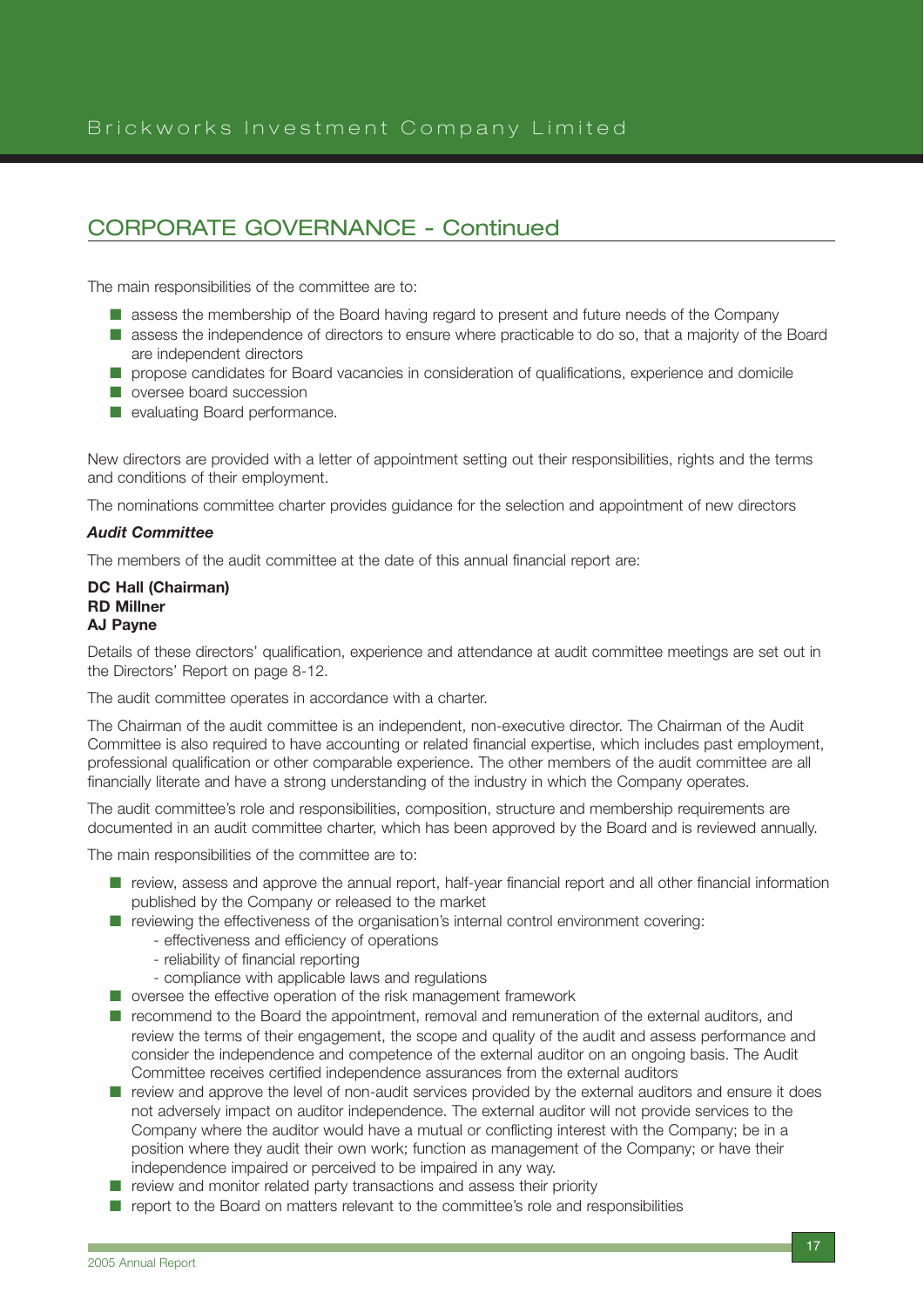## CORPORATE GOVERNANCE - Continued

The main responsibilities of the committee are to:

- assess the membership of the Board having regard to present and future needs of the Company
- assess the independence of directors to ensure where practicable to do so, that a majority of the Board are independent directors
- propose candidates for Board vacancies in consideration of qualifications, experience and domicile
- oversee board succession
- evaluating Board performance.

New directors are provided with a letter of appointment setting out their responsibilities, rights and the terms and conditions of their employment.

The nominations committee charter provides guidance for the selection and appointment of new directors

***Audit Committee***

The members of the audit committee at the date of this annual financial report are:

**DC Hall (Chairman)**
**RD Millner**
**AJ Payne**

Details of these directors' qualification, experience and attendance at audit committee meetings are set out in the Directors' Report on page 8-12.

The audit committee operates in accordance with a charter.

The Chairman of the audit committee is an independent, non-executive director. The Chairman of the Audit Committee is also required to have accounting or related financial expertise, which includes past employment, professional qualification or other comparable experience. The other members of the audit committee are all financially literate and have a strong understanding of the industry in which the Company operates.

The audit committee's role and responsibilities, composition, structure and membership requirements are documented in an audit committee charter, which has been approved by the Board and is reviewed annually.

The main responsibilities of the committee are to:

- review, assess and approve the annual report, half-year financial report and all other financial information published by the Company or released to the market
- reviewing the effectiveness of the organisation's internal control environment covering:
  - effectiveness and efficiency of operations
  - reliability of financial reporting
  - compliance with applicable laws and regulations
- oversee the effective operation of the risk management framework
- recommend to the Board the appointment, removal and remuneration of the external auditors, and review the terms of their engagement, the scope and quality of the audit and assess performance and consider the independence and competence of the external auditor on an ongoing basis. The Audit Committee receives certified independence assurances from the external auditors
- review and approve the level of non-audit services provided by the external auditors and ensure it does not adversely impact on auditor independence. The external auditor will not provide services to the Company where the auditor would have a mutual or conflicting interest with the Company; be in a position where they audit their own work; function as management of the Company; or have their independence impaired or perceived to be impaired in any way.
- review and monitor related party transactions and assess their priority
- report to the Board on matters relevant to the committee's role and responsibilities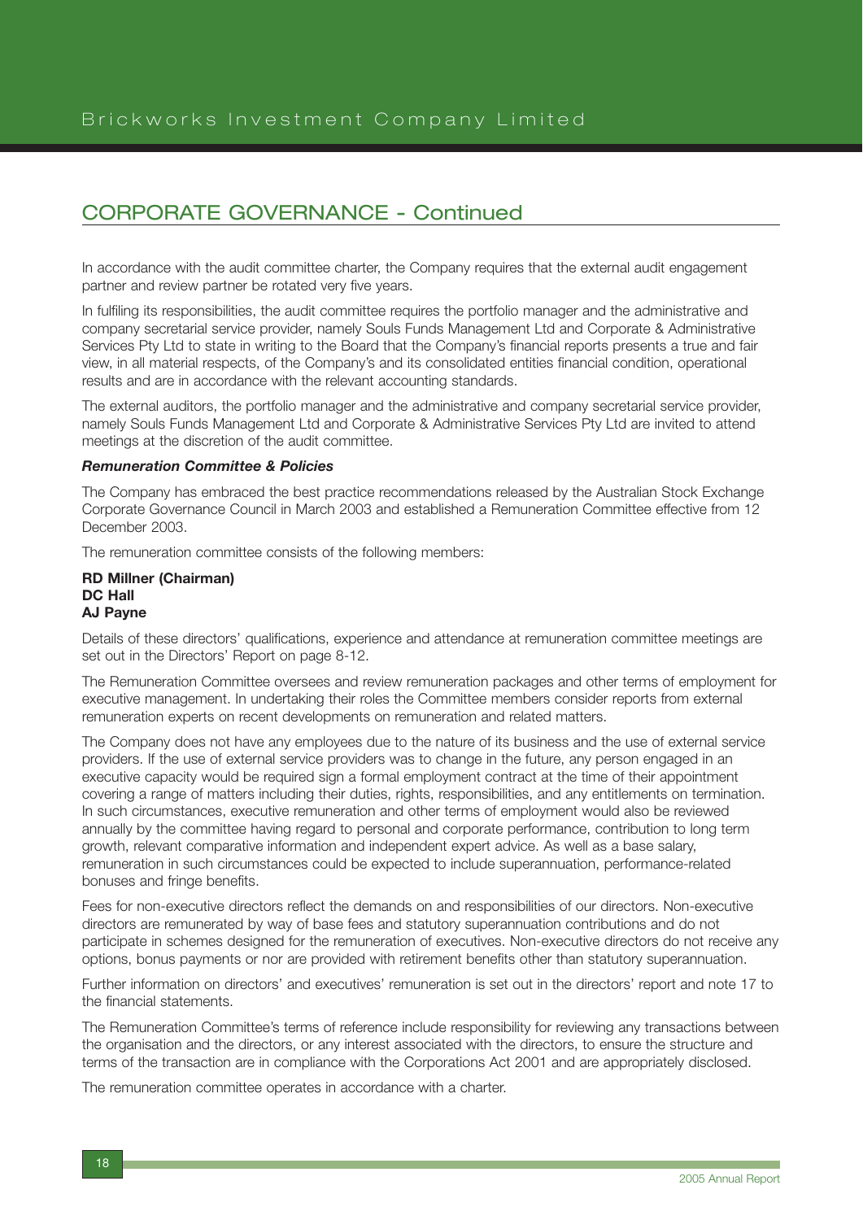## CORPORATE GOVERNANCE - Continued

In accordance with the audit committee charter, the Company requires that the external audit engagement partner and review partner be rotated very five years.

In fulfiling its responsibilities, the audit committee requires the portfolio manager and the administrative and company secretarial service provider, namely Souls Funds Management Ltd and Corporate & Administrative Services Pty Ltd to state in writing to the Board that the Company's financial reports presents a true and fair view, in all material respects, of the Company's and its consolidated entities financial condition, operational results and are in accordance with the relevant accounting standards.

The external auditors, the portfolio manager and the administrative and company secretarial service provider, namely Souls Funds Management Ltd and Corporate & Administrative Services Pty Ltd are invited to attend meetings at the discretion of the audit committee.

***Remuneration Committee & Policies***

The Company has embraced the best practice recommendations released by the Australian Stock Exchange Corporate Governance Council in March 2003 and established a Remuneration Committee effective from 12 December 2003.

The remuneration committee consists of the following members:

**RD Millner (Chairman)**
**DC Hall**
**AJ Payne**

Details of these directors' qualifications, experience and attendance at remuneration committee meetings are set out in the Directors' Report on page 8-12.

The Remuneration Committee oversees and review remuneration packages and other terms of employment for executive management. In undertaking their roles the Committee members consider reports from external remuneration experts on recent developments on remuneration and related matters.

The Company does not have any employees due to the nature of its business and the use of external service providers. If the use of external service providers was to change in the future, any person engaged in an executive capacity would be required sign a formal employment contract at the time of their appointment covering a range of matters including their duties, rights, responsibilities, and any entitlements on termination. In such circumstances, executive remuneration and other terms of employment would also be reviewed annually by the committee having regard to personal and corporate performance, contribution to long term growth, relevant comparative information and independent expert advice. As well as a base salary, remuneration in such circumstances could be expected to include superannuation, performance-related bonuses and fringe benefits.

Fees for non-executive directors reflect the demands on and responsibilities of our directors. Non-executive directors are remunerated by way of base fees and statutory superannuation contributions and do not participate in schemes designed for the remuneration of executives. Non-executive directors do not receive any options, bonus payments or nor are provided with retirement benefits other than statutory superannuation.

Further information on directors' and executives' remuneration is set out in the directors' report and note 17 to the financial statements.

The Remuneration Committee's terms of reference include responsibility for reviewing any transactions between the organisation and the directors, or any interest associated with the directors, to ensure the structure and terms of the transaction are in compliance with the Corporations Act 2001 and are appropriately disclosed.

The remuneration committee operates in accordance with a charter.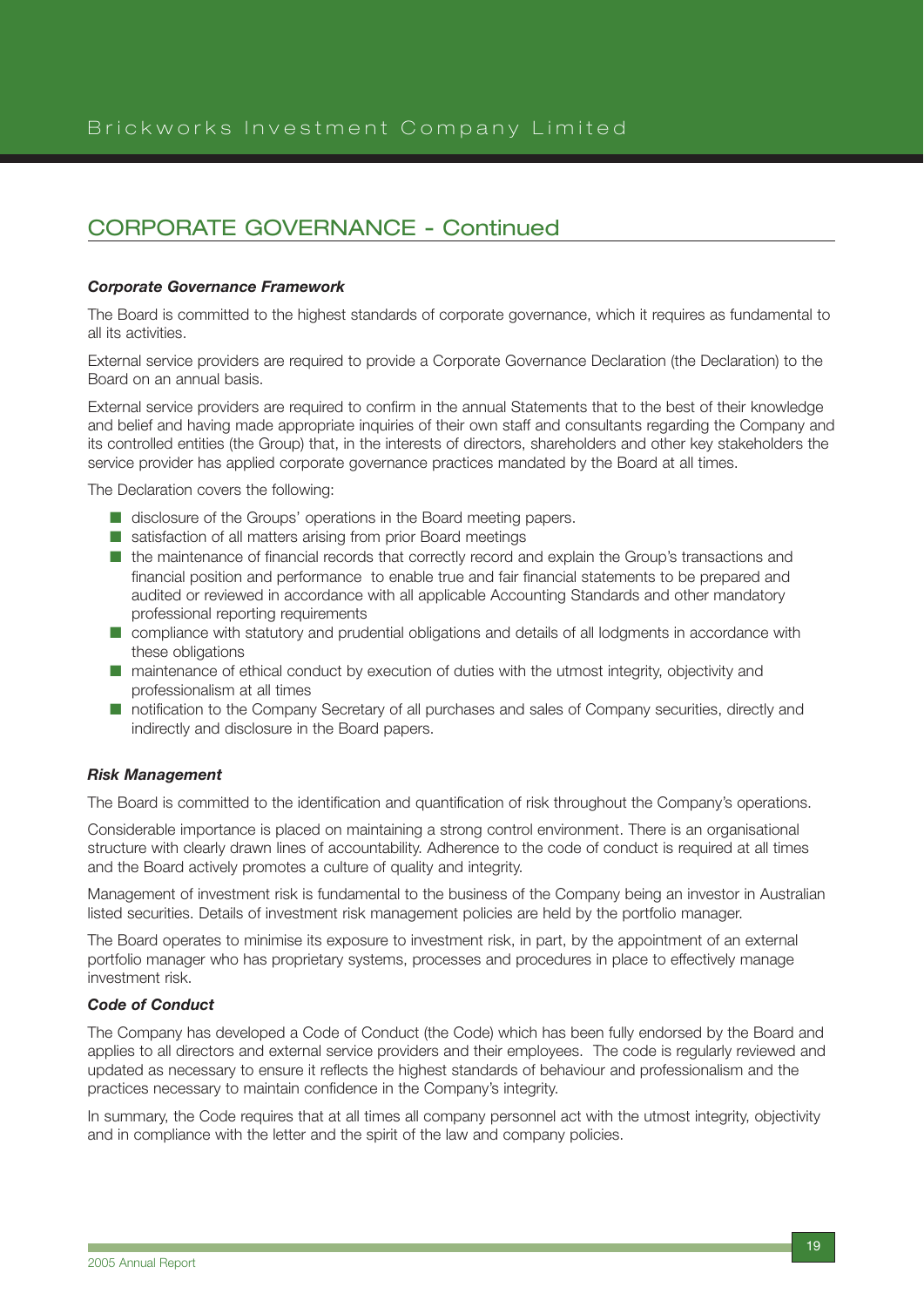## CORPORATE GOVERNANCE - Continued

***Corporate Governance Framework***

The Board is committed to the highest standards of corporate governance, which it requires as fundamental to all its activities.

External service providers are required to provide a Corporate Governance Declaration (the Declaration) to the Board on an annual basis.

External service providers are required to confirm in the annual Statements that to the best of their knowledge and belief and having made appropriate inquiries of their own staff and consultants regarding the Company and its controlled entities (the Group) that, in the interests of directors, shareholders and other key stakeholders the service provider has applied corporate governance practices mandated by the Board at all times.

The Declaration covers the following:

- disclosure of the Groups' operations in the Board meeting papers.
- satisfaction of all matters arising from prior Board meetings
- the maintenance of financial records that correctly record and explain the Group's transactions and financial position and performance to enable true and fair financial statements to be prepared and audited or reviewed in accordance with all applicable Accounting Standards and other mandatory professional reporting requirements
- compliance with statutory and prudential obligations and details of all lodgments in accordance with these obligations
- maintenance of ethical conduct by execution of duties with the utmost integrity, objectivity and professionalism at all times
- notification to the Company Secretary of all purchases and sales of Company securities, directly and indirectly and disclosure in the Board papers.

***Risk Management***

The Board is committed to the identification and quantification of risk throughout the Company's operations.

Considerable importance is placed on maintaining a strong control environment. There is an organisational structure with clearly drawn lines of accountability. Adherence to the code of conduct is required at all times and the Board actively promotes a culture of quality and integrity.

Management of investment risk is fundamental to the business of the Company being an investor in Australian listed securities. Details of investment risk management policies are held by the portfolio manager.

The Board operates to minimise its exposure to investment risk, in part, by the appointment of an external portfolio manager who has proprietary systems, processes and procedures in place to effectively manage investment risk.

***Code of Conduct***

The Company has developed a Code of Conduct (the Code) which has been fully endorsed by the Board and applies to all directors and external service providers and their employees. The code is regularly reviewed and updated as necessary to ensure it reflects the highest standards of behaviour and professionalism and the practices necessary to maintain confidence in the Company's integrity.

In summary, the Code requires that at all times all company personnel act with the utmost integrity, objectivity and in compliance with the letter and the spirit of the law and company policies.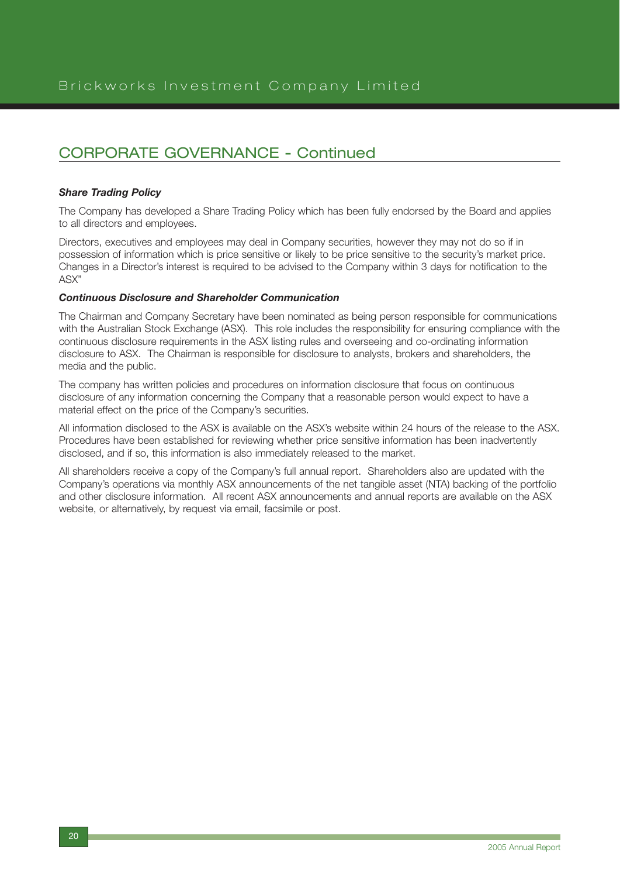## CORPORATE GOVERNANCE - Continued

***Share Trading Policy***

The Company has developed a Share Trading Policy which has been fully endorsed by the Board and applies to all directors and employees.

Directors, executives and employees may deal in Company securities, however they may not do so if in possession of information which is price sensitive or likely to be price sensitive to the security's market price. Changes in a Director's interest is required to be advised to the Company within 3 days for notification to the ASX"

***Continuous Disclosure and Shareholder Communication***

The Chairman and Company Secretary have been nominated as being person responsible for communications with the Australian Stock Exchange (ASX). This role includes the responsibility for ensuring compliance with the continuous disclosure requirements in the ASX listing rules and overseeing and co-ordinating information disclosure to ASX. The Chairman is responsible for disclosure to analysts, brokers and shareholders, the media and the public.

The company has written policies and procedures on information disclosure that focus on continuous disclosure of any information concerning the Company that a reasonable person would expect to have a material effect on the price of the Company's securities.

All information disclosed to the ASX is available on the ASX's website within 24 hours of the release to the ASX. Procedures have been established for reviewing whether price sensitive information has been inadvertently disclosed, and if so, this information is also immediately released to the market.

All shareholders receive a copy of the Company's full annual report. Shareholders also are updated with the Company's operations via monthly ASX announcements of the net tangible asset (NTA) backing of the portfolio and other disclosure information. All recent ASX announcements and annual reports are available on the ASX website, or alternatively, by request via email, facsimile or post.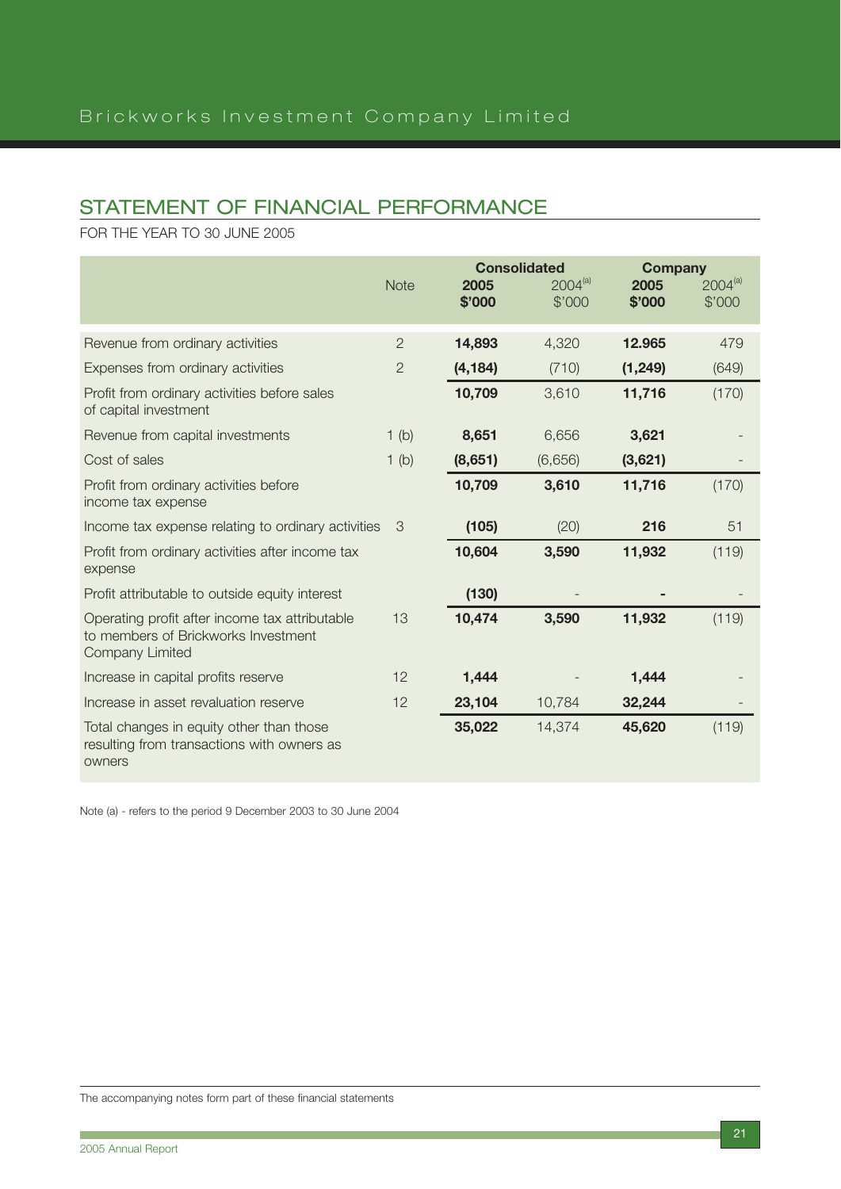## STATEMENT OF FINANCIAL PERFORMANCE

FOR THE YEAR TO 30 JUNE 2005

| | Note | Consolidated | | Company | |
|---|---|---|---|---|---|
| | | **2005 $'000** | 2004[(a)] $'000 | **2005 $'000** | 2004[(a)] $'000 |
| Revenue from ordinary activities | 2 | **14,893** | 4,320 | **12.965** | 479 |
| Expenses from ordinary activities | 2 | **(4,184)** | (710) | **(1,249)** | (649) |
| Profit from ordinary activities before sales of capital investment | | **10,709** | 3,610 | **11,716** | (170) |
| Revenue from capital investments | 1 (b) | **8,651** | 6,656 | **3,621** | - |
| Cost of sales | 1 (b) | **(8,651)** | (6,656) | **(3,621)** | - |
| Profit from ordinary activities before income tax expense | | **10,709** | **3,610** | **11,716** | (170) |
| Income tax expense relating to ordinary activities | 3 | **(105)** | (20) | **216** | 51 |
| Profit from ordinary activities after income tax expense | | **10,604** | **3,590** | **11,932** | (119) |
| Profit attributable to outside equity interest | | **(130)** | - | **-** | - |
| Operating profit after income tax attributable to members of Brickworks Investment Company Limited | 13 | **10,474** | **3,590** | **11,932** | (119) |
| Increase in capital profits reserve | 12 | **1,444** | - | **1,444** | - |
| Increase in asset revaluation reserve | 12 | **23,104** | 10,784 | **32,244** | - |
| Total changes in equity other than those resulting from transactions with owners as owners | | **35,022** | 14,374 | **45,620** | (119) |

Note (a) - refers to the period 9 December 2003 to 30 June 2004

The accompanying notes form part of these financial statements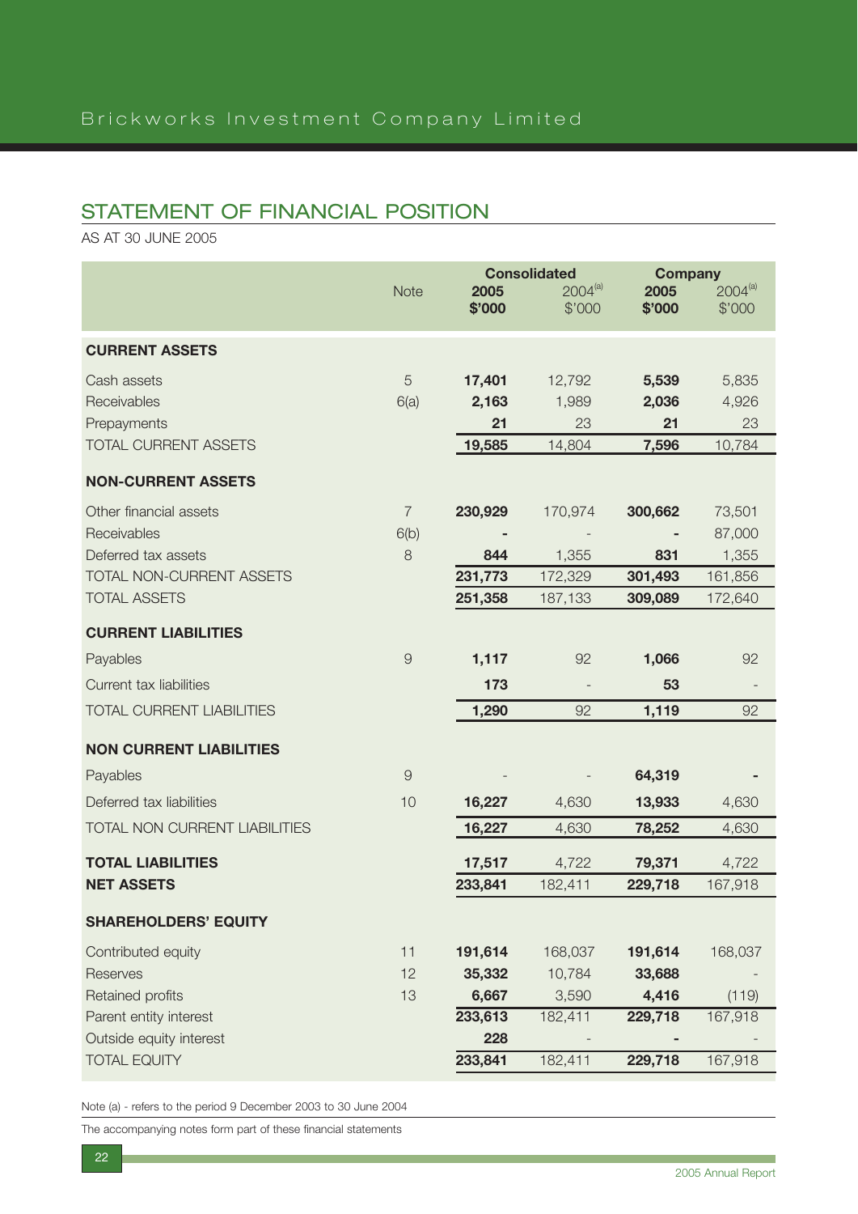# STATEMENT OF FINANCIAL POSITION

AS AT 30 JUNE 2005

| | Note | Consolidated | | Company | |
|---|---|---|---|---|---|
| | | **2005 $'000** | 2004[(a)] $'000 | **2005 $'000** | 2004[(a)] $'000 |
| **CURRENT ASSETS** | | | | | |
| Cash assets | 5 | **17,401** | 12,792 | **5,539** | 5,835 |
| Receivables | 6(a) | **2,163** | 1,989 | **2,036** | 4,926 |
| Prepayments | | **21** | 23 | **21** | 23 |
| TOTAL CURRENT ASSETS | | **19,585** | 14,804 | **7,596** | 10,784 |
| **NON-CURRENT ASSETS** | | | | | |
| Other financial assets | 7 | **230,929** | 170,974 | **300,662** | 73,501 |
| Receivables | 6(b) | **-** | - | **-** | 87,000 |
| Deferred tax assets | 8 | **844** | 1,355 | **831** | 1,355 |
| TOTAL NON-CURRENT ASSETS | | **231,773** | 172,329 | **301,493** | 161,856 |
| TOTAL ASSETS | | **251,358** | 187,133 | **309,089** | 172,640 |
| **CURRENT LIABILITIES** | | | | | |
| Payables | 9 | **1,117** | 92 | **1,066** | 92 |
| Current tax liabilities | | **173** | - | **53** | - |
| TOTAL CURRENT LIABILITIES | | **1,290** | 92 | **1,119** | 92 |
| **NON CURRENT LIABILITIES** | | | | | |
| Payables | 9 | - | - | **64,319** | **-** |
| Deferred tax liabilities | 10 | **16,227** | 4,630 | **13,933** | 4,630 |
| TOTAL NON CURRENT LIABILITIES | | **16,227** | 4,630 | **78,252** | 4,630 |
| **TOTAL LIABILITIES** | | **17,517** | 4,722 | **79,371** | 4,722 |
| **NET ASSETS** | | **233,841** | 182,411 | **229,718** | 167,918 |
| **SHAREHOLDERS' EQUITY** | | | | | |
| Contributed equity | 11 | **191,614** | 168,037 | **191,614** | 168,037 |
| Reserves | 12 | **35,332** | 10,784 | **33,688** | - |
| Retained profits | 13 | **6,667** | 3,590 | **4,416** | (119) |
| Parent entity interest | | **233,613** | 182,411 | **229,718** | 167,918 |
| Outside equity interest | | **228** | - | **-** | - |
| TOTAL EQUITY | | **233,841** | 182,411 | **229,718** | 167,918 |

Note (a) - refers to the period 9 December 2003 to 30 June 2004

The accompanying notes form part of these financial statements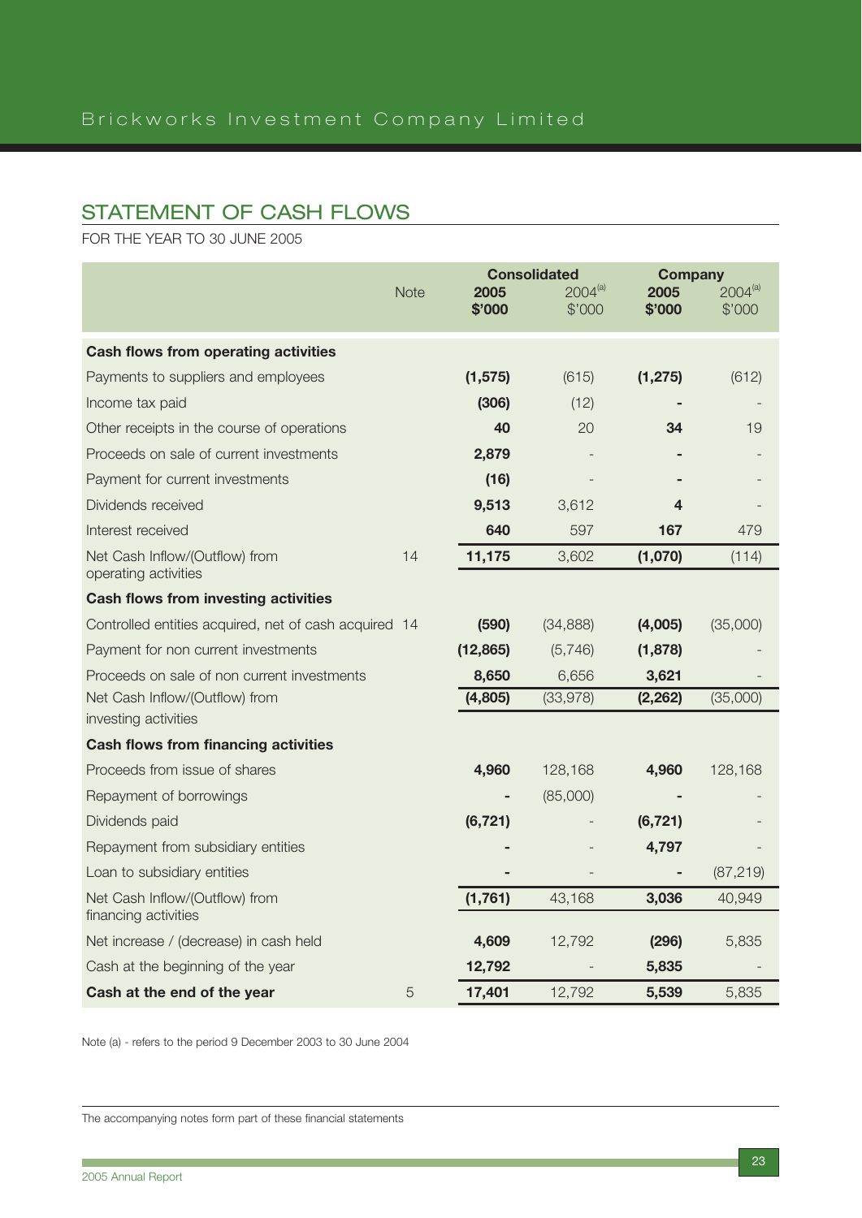## STATEMENT OF CASH FLOWS

FOR THE YEAR TO 30 JUNE 2005

| | Note | Consolidated | | Company | |
|---|---|---|---|---|---|
| | | **2005 $'000** | 2004[a] $'000 | **2005 $'000** | 2004[a] $'000 |
| **Cash flows from operating activities** | | | | | |
| Payments to suppliers and employees | | **(1,575)** | (615) | **(1,275)** | (612) |
| Income tax paid | | **(306)** | (12) | **-** | - |
| Other receipts in the course of operations | | **40** | 20 | **34** | 19 |
| Proceeds on sale of current investments | | **2,879** | - | **-** | - |
| Payment for current investments | | **(16)** | - | **-** | - |
| Dividends received | | **9,513** | 3,612 | **4** | - |
| Interest received | | **640** | 597 | **167** | 479 |
| Net Cash Inflow/(Outflow) from operating activities | 14 | **11,175** | 3,602 | **(1,070)** | (114) |
| **Cash flows from investing activities** | | | | | |
| Controlled entities acquired, net of cash acquired | 14 | **(590)** | (34,888) | **(4,005)** | (35,000) |
| Payment for non current investments | | **(12,865)** | (5,746) | **(1,878)** | - |
| Proceeds on sale of non current investments | | **8,650** | 6,656 | **3,621** | - |
| Net Cash Inflow/(Outflow) from investing activities | | **(4,805)** | (33,978) | **(2,262)** | (35,000) |
| **Cash flows from financing activities** | | | | | |
| Proceeds from issue of shares | | **4,960** | 128,168 | **4,960** | 128,168 |
| Repayment of borrowings | | **-** | (85,000) | **-** | - |
| Dividends paid | | **(6,721)** | - | **(6,721)** | - |
| Repayment from subsidiary entities | | **-** | - | **4,797** | - |
| Loan to subsidiary entities | | **-** | - | **-** | (87,219) |
| Net Cash Inflow/(Outflow) from financing activities | | **(1,761)** | 43,168 | **3,036** | 40,949 |
| Net increase / (decrease) in cash held | | **4,609** | 12,792 | **(296)** | 5,835 |
| Cash at the beginning of the year | | **12,792** | - | **5,835** | - |
| **Cash at the end of the year** | 5 | **17,401** | 12,792 | **5,539** | 5,835 |

Note (a) - refers to the period 9 December 2003 to 30 June 2004

The accompanying notes form part of these financial statements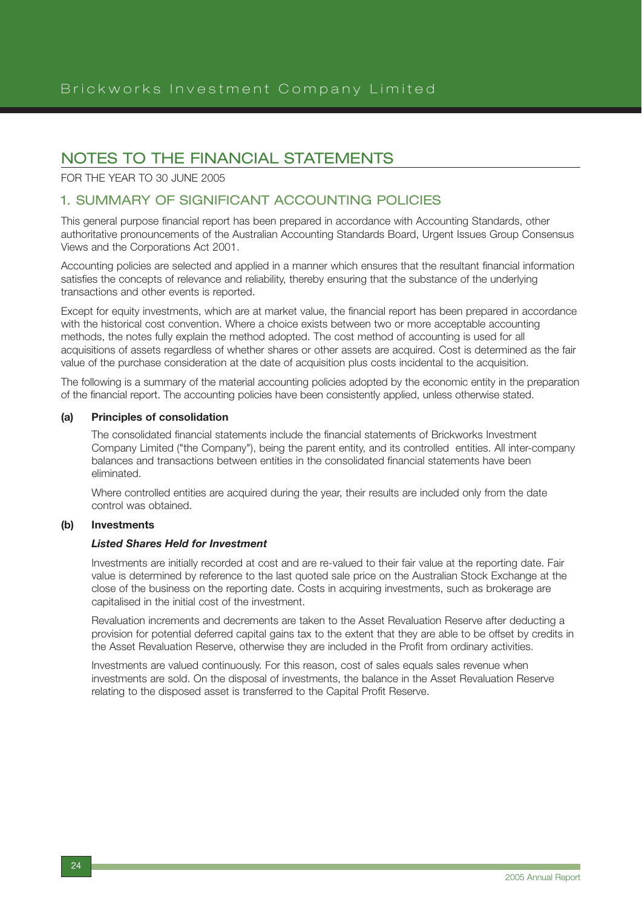# NOTES TO THE FINANCIAL STATEMENTS

FOR THE YEAR TO 30 JUNE 2005

## 1. SUMMARY OF SIGNIFICANT ACCOUNTING POLICIES

This general purpose financial report has been prepared in accordance with Accounting Standards, other authoritative pronouncements of the Australian Accounting Standards Board, Urgent Issues Group Consensus Views and the Corporations Act 2001.

Accounting policies are selected and applied in a manner which ensures that the resultant financial information satisfies the concepts of relevance and reliability, thereby ensuring that the substance of the underlying transactions and other events is reported.

Except for equity investments, which are at market value, the financial report has been prepared in accordance with the historical cost convention. Where a choice exists between two or more acceptable accounting methods, the notes fully explain the method adopted. The cost method of accounting is used for all acquisitions of assets regardless of whether shares or other assets are acquired. Cost is determined as the fair value of the purchase consideration at the date of acquisition plus costs incidental to the acquisition.

The following is a summary of the material accounting policies adopted by the economic entity in the preparation of the financial report. The accounting policies have been consistently applied, unless otherwise stated.

**(a) Principles of consolidation**

The consolidated financial statements include the financial statements of Brickworks Investment Company Limited ("the Company"), being the parent entity, and its controlled entities. All inter-company balances and transactions between entities in the consolidated financial statements have been eliminated.

Where controlled entities are acquired during the year, their results are included only from the date control was obtained.

**(b) Investments**

***Listed Shares Held for Investment***

Investments are initially recorded at cost and are re-valued to their fair value at the reporting date. Fair value is determined by reference to the last quoted sale price on the Australian Stock Exchange at the close of the business on the reporting date. Costs in acquiring investments, such as brokerage are capitalised in the initial cost of the investment.

Revaluation increments and decrements are taken to the Asset Revaluation Reserve after deducting a provision for potential deferred capital gains tax to the extent that they are able to be offset by credits in the Asset Revaluation Reserve, otherwise they are included in the Profit from ordinary activities.

Investments are valued continuously. For this reason, cost of sales equals sales revenue when investments are sold. On the disposal of investments, the balance in the Asset Revaluation Reserve relating to the disposed asset is transferred to the Capital Profit Reserve.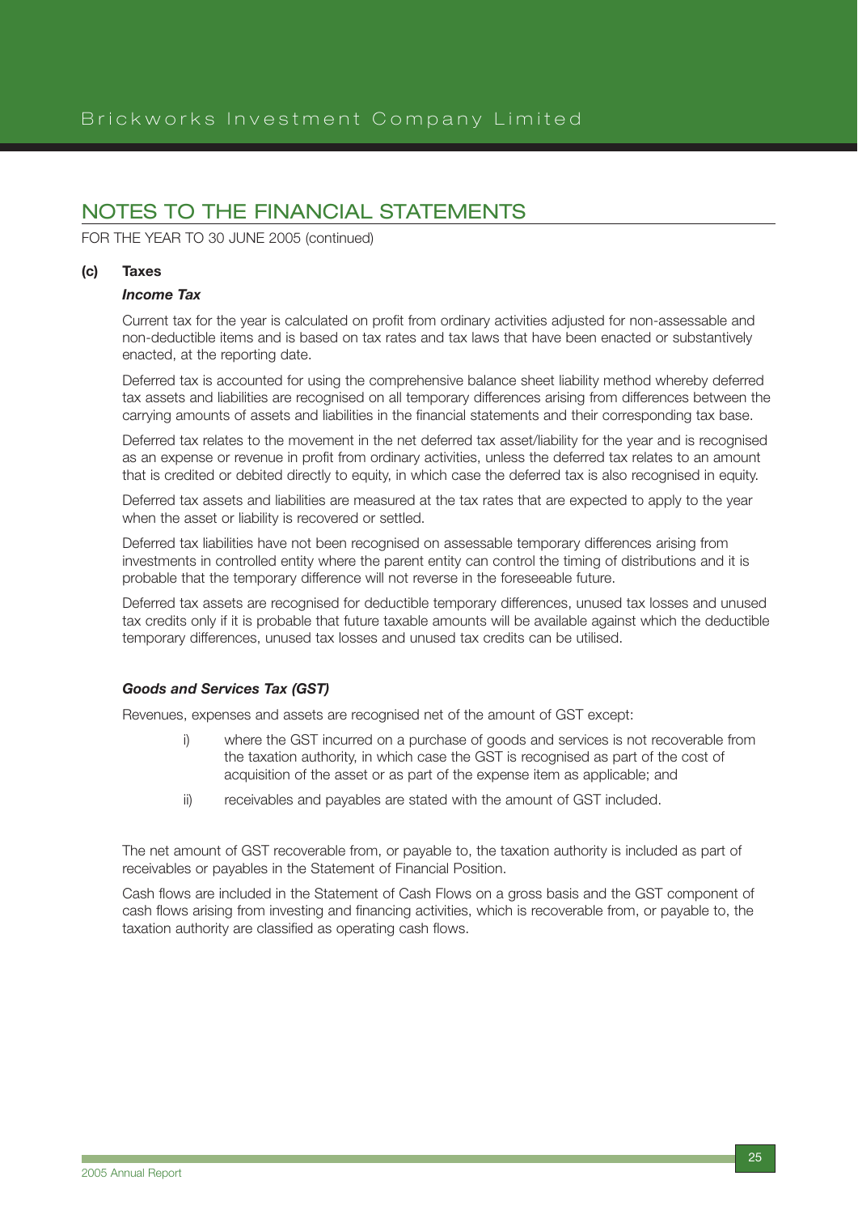# NOTES TO THE FINANCIAL STATEMENTS

FOR THE YEAR TO 30 JUNE 2005 (continued)

**(c) Taxes**

***Income Tax***

Current tax for the year is calculated on profit from ordinary activities adjusted for non-assessable and non-deductible items and is based on tax rates and tax laws that have been enacted or substantively enacted, at the reporting date.

Deferred tax is accounted for using the comprehensive balance sheet liability method whereby deferred tax assets and liabilities are recognised on all temporary differences arising from differences between the carrying amounts of assets and liabilities in the financial statements and their corresponding tax base.

Deferred tax relates to the movement in the net deferred tax asset/liability for the year and is recognised as an expense or revenue in profit from ordinary activities, unless the deferred tax relates to an amount that is credited or debited directly to equity, in which case the deferred tax is also recognised in equity.

Deferred tax assets and liabilities are measured at the tax rates that are expected to apply to the year when the asset or liability is recovered or settled.

Deferred tax liabilities have not been recognised on assessable temporary differences arising from investments in controlled entity where the parent entity can control the timing of distributions and it is probable that the temporary difference will not reverse in the foreseeable future.

Deferred tax assets are recognised for deductible temporary differences, unused tax losses and unused tax credits only if it is probable that future taxable amounts will be available against which the deductible temporary differences, unused tax losses and unused tax credits can be utilised.

***Goods and Services Tax (GST)***

Revenues, expenses and assets are recognised net of the amount of GST except:

i) where the GST incurred on a purchase of goods and services is not recoverable from the taxation authority, in which case the GST is recognised as part of the cost of acquisition of the asset or as part of the expense item as applicable; and

ii) receivables and payables are stated with the amount of GST included.

The net amount of GST recoverable from, or payable to, the taxation authority is included as part of receivables or payables in the Statement of Financial Position.

Cash flows are included in the Statement of Cash Flows on a gross basis and the GST component of cash flows arising from investing and financing activities, which is recoverable from, or payable to, the taxation authority are classified as operating cash flows.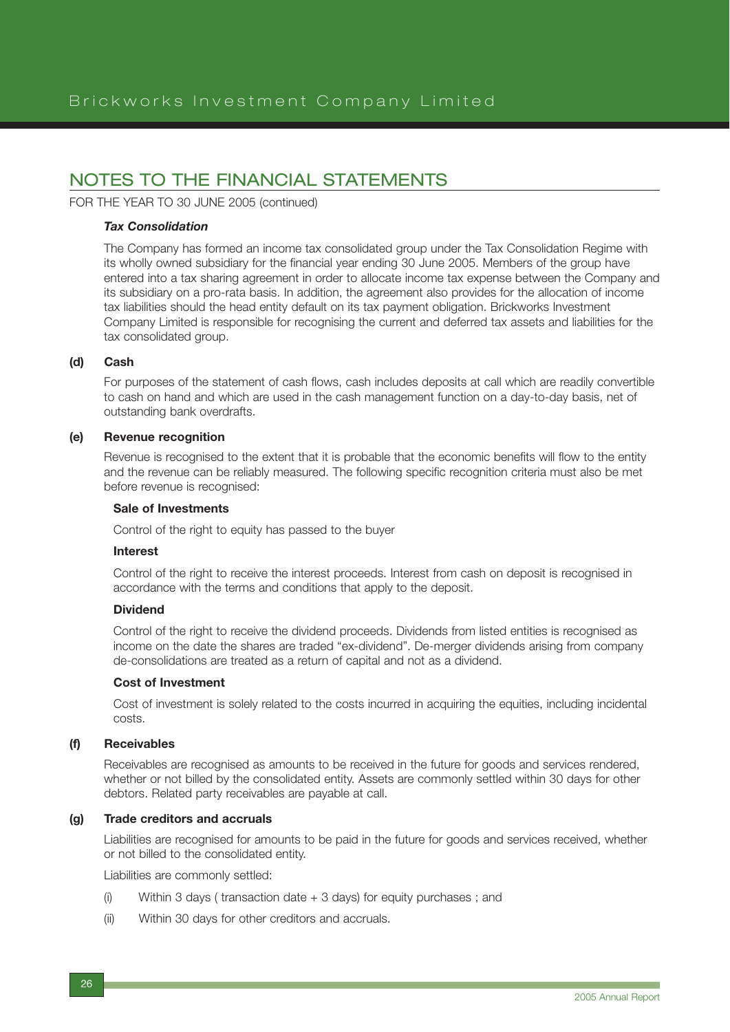## NOTES TO THE FINANCIAL STATEMENTS

FOR THE YEAR TO 30 JUNE 2005 (continued)

***Tax Consolidation***

The Company has formed an income tax consolidated group under the Tax Consolidation Regime with its wholly owned subsidiary for the financial year ending 30 June 2005. Members of the group have entered into a tax sharing agreement in order to allocate income tax expense between the Company and its subsidiary on a pro-rata basis. In addition, the agreement also provides for the allocation of income tax liabilities should the head entity default on its tax payment obligation. Brickworks Investment Company Limited is responsible for recognising the current and deferred tax assets and liabilities for the tax consolidated group.

**(d) Cash**

For purposes of the statement of cash flows, cash includes deposits at call which are readily convertible to cash on hand and which are used in the cash management function on a day-to-day basis, net of outstanding bank overdrafts.

**(e) Revenue recognition**

Revenue is recognised to the extent that it is probable that the economic benefits will flow to the entity and the revenue can be reliably measured. The following specific recognition criteria must also be met before revenue is recognised:

**Sale of Investments**

Control of the right to equity has passed to the buyer

**Interest**

Control of the right to receive the interest proceeds. Interest from cash on deposit is recognised in accordance with the terms and conditions that apply to the deposit.

**Dividend**

Control of the right to receive the dividend proceeds. Dividends from listed entities is recognised as income on the date the shares are traded "ex-dividend". De-merger dividends arising from company de-consolidations are treated as a return of capital and not as a dividend.

**Cost of Investment**

Cost of investment is solely related to the costs incurred in acquiring the equities, including incidental costs.

**(f) Receivables**

Receivables are recognised as amounts to be received in the future for goods and services rendered, whether or not billed by the consolidated entity. Assets are commonly settled within 30 days for other debtors. Related party receivables are payable at call.

**(g) Trade creditors and accruals**

Liabilities are recognised for amounts to be paid in the future for goods and services received, whether or not billed to the consolidated entity.

Liabilities are commonly settled:

(i) Within 3 days ( transaction date + 3 days) for equity purchases ; and

(ii) Within 30 days for other creditors and accruals.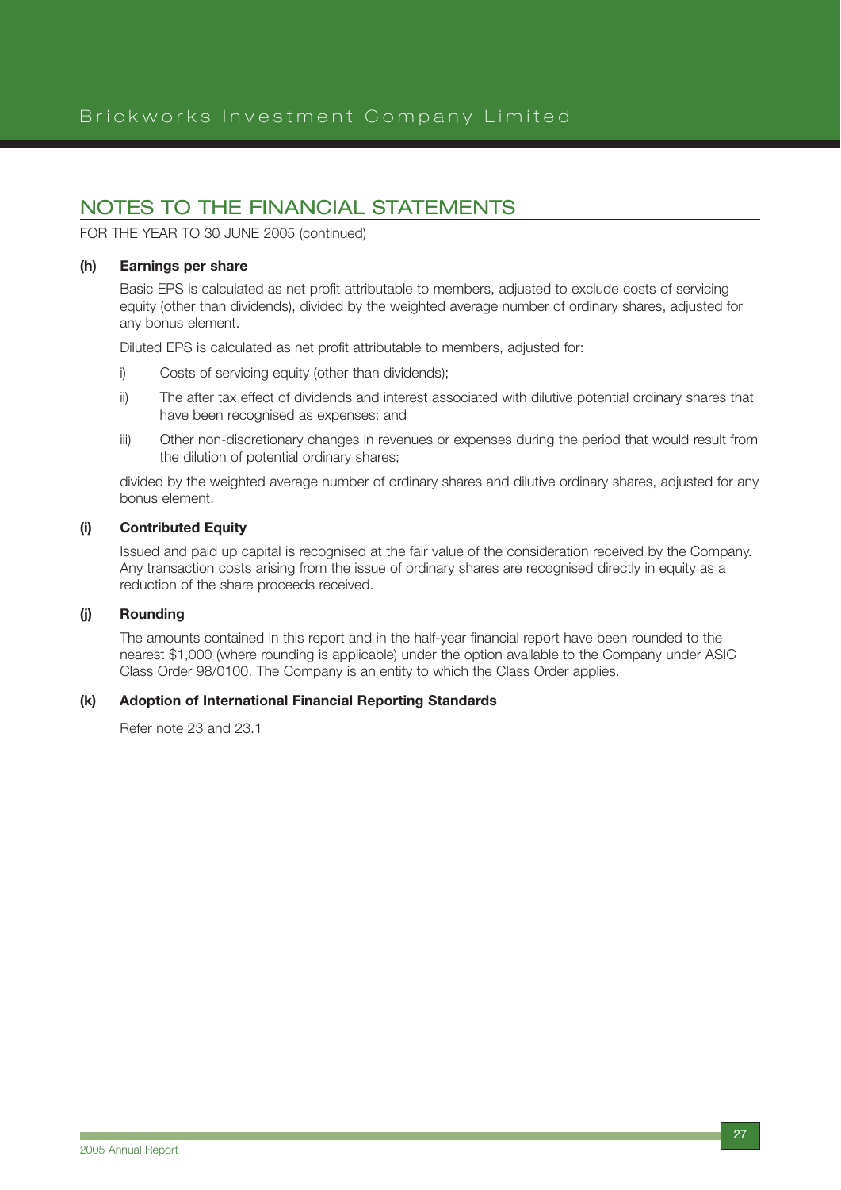## NOTES TO THE FINANCIAL STATEMENTS

FOR THE YEAR TO 30 JUNE 2005 (continued)

**(h) Earnings per share**

Basic EPS is calculated as net profit attributable to members, adjusted to exclude costs of servicing equity (other than dividends), divided by the weighted average number of ordinary shares, adjusted for any bonus element.

Diluted EPS is calculated as net profit attributable to members, adjusted for:

i) Costs of servicing equity (other than dividends);

ii) The after tax effect of dividends and interest associated with dilutive potential ordinary shares that have been recognised as expenses; and

iii) Other non-discretionary changes in revenues or expenses during the period that would result from the dilution of potential ordinary shares;

divided by the weighted average number of ordinary shares and dilutive ordinary shares, adjusted for any bonus element.

**(i) Contributed Equity**

Issued and paid up capital is recognised at the fair value of the consideration received by the Company. Any transaction costs arising from the issue of ordinary shares are recognised directly in equity as a reduction of the share proceeds received.

**(j) Rounding**

The amounts contained in this report and in the half-year financial report have been rounded to the nearest $1,000 (where rounding is applicable) under the option available to the Company under ASIC Class Order 98/0100. The Company is an entity to which the Class Order applies.

**(k) Adoption of International Financial Reporting Standards**

Refer note 23 and 23.1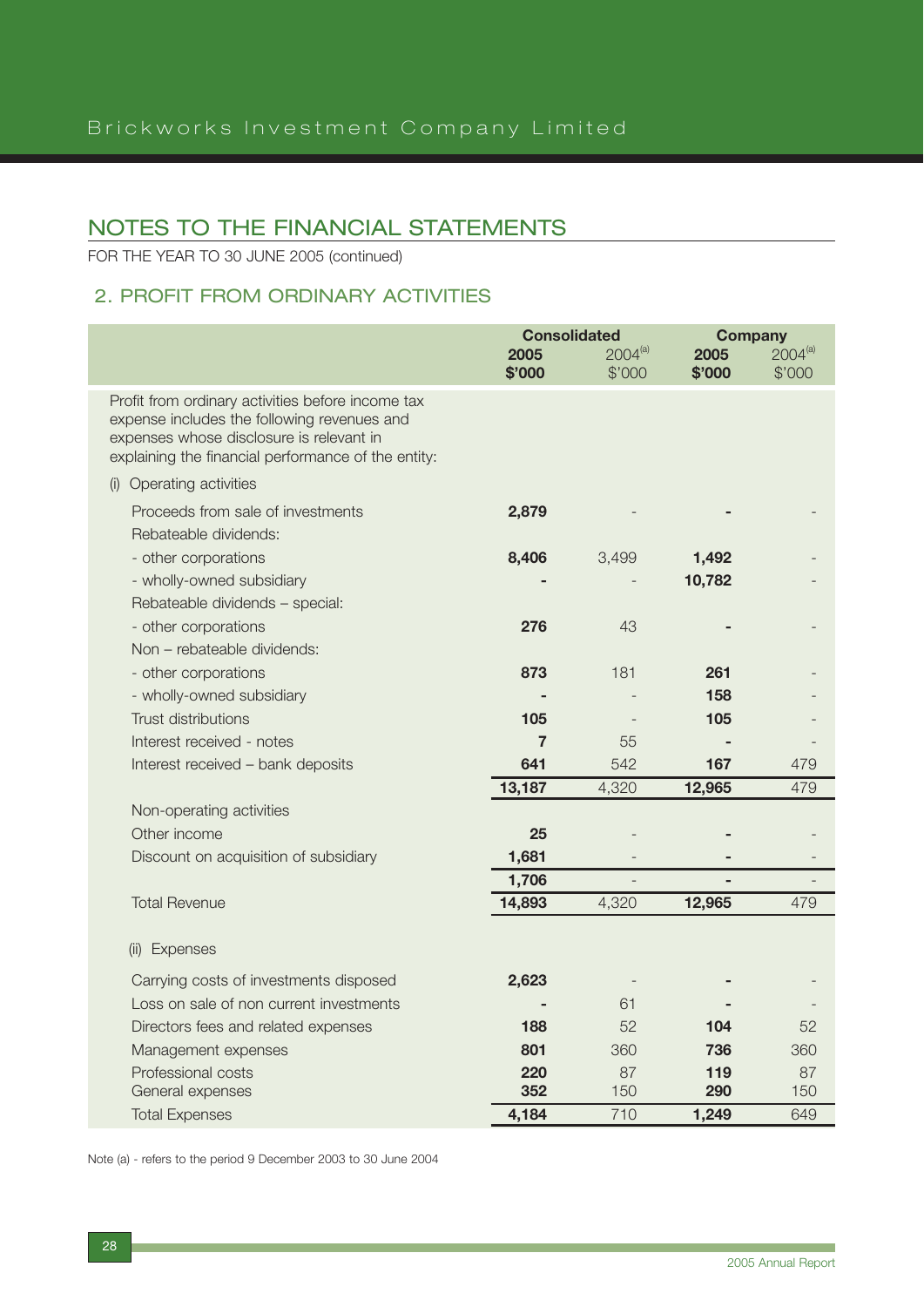## NOTES TO THE FINANCIAL STATEMENTS

FOR THE YEAR TO 30 JUNE 2005 (continued)

### 2. PROFIT FROM ORDINARY ACTIVITIES

| | Consolidated | | Company | |
|---|---|---|---|---|
| | **2005 $'000** | 2004[(a)] $'000 | **2005 $'000** | 2004[(a)] $'000 |
| Profit from ordinary activities before income tax expense includes the following revenues and expenses whose disclosure is relevant in explaining the financial performance of the entity: | | | | |
| (i) Operating activities | | | | |
| Proceeds from sale of investments | **2,879** | - | **-** | - |
| Rebateable dividends: | | | | |
| - other corporations | **8,406** | 3,499 | **1,492** | - |
| - wholly-owned subsidiary | **-** | - | **10,782** | - |
| Rebateable dividends – special: | | | | |
| - other corporations | **276** | 43 | **-** | - |
| Non – rebateable dividends: | | | | |
| - other corporations | **873** | 181 | **261** | - |
| - wholly-owned subsidiary | **-** | - | **158** | - |
| Trust distributions | **105** | - | **105** | - |
| Interest received - notes | **7** | 55 | **-** | - |
| Interest received – bank deposits | **641** | 542 | **167** | 479 |
| | **13,187** | 4,320 | **12,965** | 479 |
| Non-operating activities | | | | |
| Other income | **25** | - | **-** | - |
| Discount on acquisition of subsidiary | **1,681** | - | **-** | - |
| | **1,706** | - | **-** | - |
| Total Revenue | **14,893** | 4,320 | **12,965** | 479 |
| (ii) Expenses | | | | |
| Carrying costs of investments disposed | **2,623** | - | **-** | - |
| Loss on sale of non current investments | **-** | 61 | **-** | - |
| Directors fees and related expenses | **188** | 52 | **104** | 52 |
| Management expenses | **801** | 360 | **736** | 360 |
| Professional costs | **220** | 87 | **119** | 87 |
| General expenses | **352** | 150 | **290** | 150 |
| Total Expenses | **4,184** | 710 | **1,249** | 649 |

Note (a) - refers to the period 9 December 2003 to 30 June 2004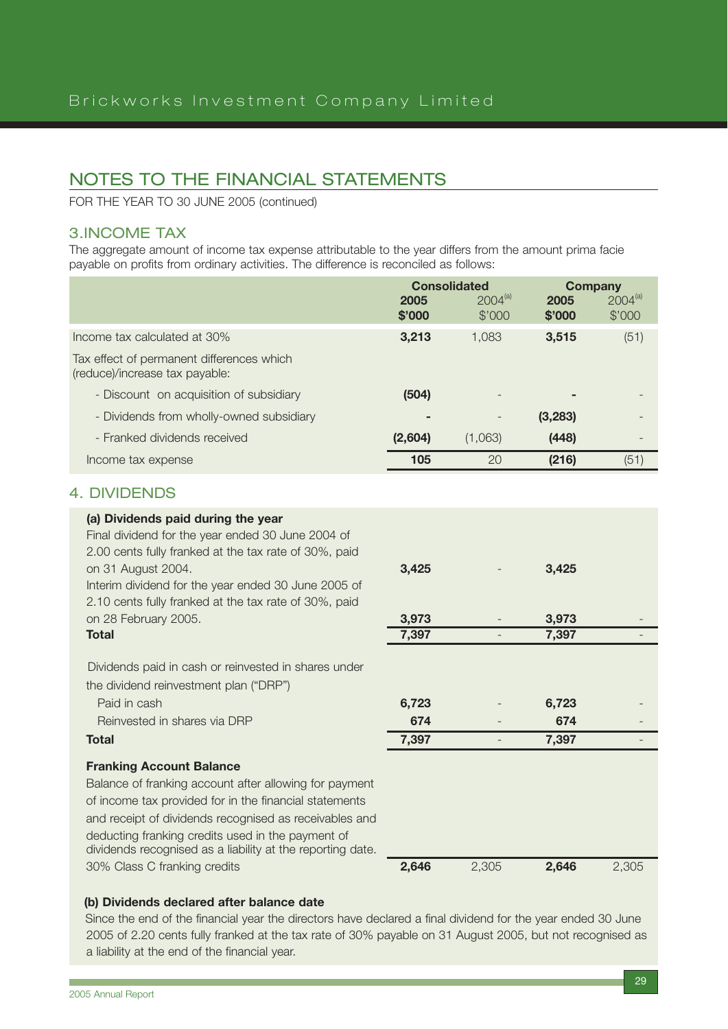## NOTES TO THE FINANCIAL STATEMENTS

FOR THE YEAR TO 30 JUNE 2005 (continued)

### 3.INCOME TAX

The aggregate amount of income tax expense attributable to the year differs from the amount prima facie payable on profits from ordinary activities. The difference is reconciled as follows:

| | Consolidated | | Company | |
|---|---|---|---|---|
| | **2005 $'000** | 2004[(a)] $'000 | **2005 $'000** | 2004[(a)] $'000 |
| Income tax calculated at 30% | **3,213** | 1,083 | **3,515** | (51) |
| Tax effect of permanent differences which (reduce)/increase tax payable: | | | | |
| - Discount on acquisition of subsidiary | **(504)** | - | **-** | - |
| - Dividends from wholly-owned subsidiary | **-** | - | **(3,283)** | - |
| - Franked dividends received | **(2,604)** | (1,063) | **(448)** | - |
| Income tax expense | **105** | 20 | **(216)** | (51) |

### 4. DIVIDENDS

| | Consolidated 2005 | Consolidated 2004 | Company 2005 | Company 2004 |
|---|---|---|---|---|
| **(a) Dividends paid during the year** | | | | |
| Final dividend for the year ended 30 June 2004 of 2.00 cents fully franked at the tax rate of 30%, paid on 31 August 2004. | **3,425** | - | **3,425** | |
| Interim dividend for the year ended 30 June 2005 of 2.10 cents fully franked at the tax rate of 30%, paid on 28 February 2005. | **3,973** | - | **3,973** | - |
| **Total** | **7,397** | - | **7,397** | - |
| Dividends paid in cash or reinvested in shares under the dividend reinvestment plan ("DRP") | | | | |
| Paid in cash | **6,723** | - | **6,723** | - |
| Reinvested in shares via DRP | **674** | - | **674** | - |
| **Total** | **7,397** | - | **7,397** | - |
| **Franking Account Balance** | | | | |
| Balance of franking account after allowing for payment of income tax provided for in the financial statements and receipt of dividends recognised as receivables and deducting franking credits used in the payment of dividends recognised as a liability at the reporting date. | | | | |
| 30% Class C franking credits | **2,646** | 2,305 | **2,646** | 2,305 |

**(b) Dividends declared after balance date**

Since the end of the financial year the directors have declared a final dividend for the year ended 30 June 2005 of 2.20 cents fully franked at the tax rate of 30% payable on 31 August 2005, but not recognised as a liability at the end of the financial year.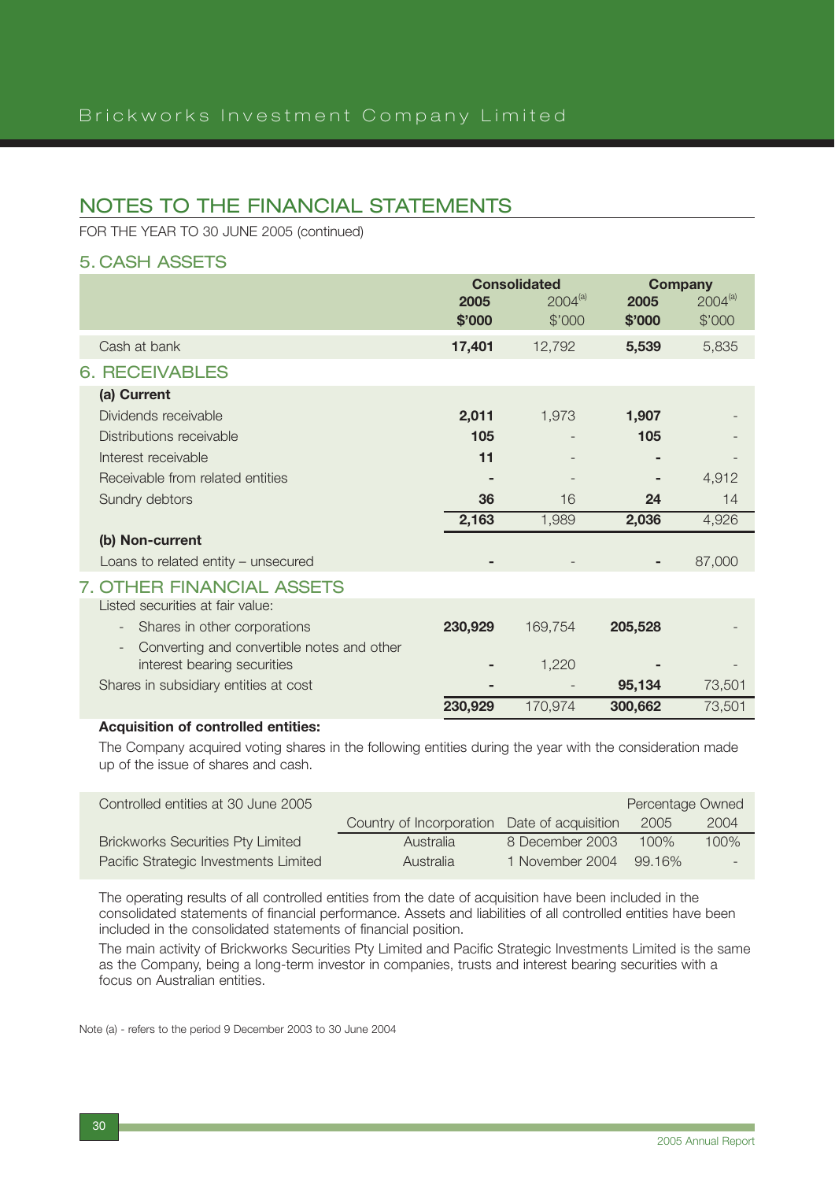## NOTES TO THE FINANCIAL STATEMENTS

FOR THE YEAR TO 30 JUNE 2005 (continued)

### 5. CASH ASSETS

| | Consolidated | | Company | |
|---|---|---|---|---|
| | **2005** **$'000** | 2004[(a)] $'000 | **2005** **$'000** | 2004[(a)] $'000 |
| Cash at bank | **17,401** | 12,792 | **5,539** | 5,835 |

### 6. RECEIVABLES

| | Consolidated | | Company | |
|---|---|---|---|---|
| | **2005** **$'000** | 2004[(a)] $'000 | **2005** **$'000** | 2004[(a)] $'000 |
| **(a) Current** | | | | |
| Dividends receivable | **2,011** | 1,973 | **1,907** | - |
| Distributions receivable | **105** | - | **105** | - |
| Interest receivable | **11** | - | **-** | - |
| Receivable from related entities | **-** | - | **-** | 4,912 |
| Sundry debtors | **36** | 16 | **24** | 14 |
| | **2,163** | 1,989 | **2,036** | 4,926 |
| **(b) Non-current** | | | | |
| Loans to related entity – unsecured | **-** | - | **-** | 87,000 |

### 7. OTHER FINANCIAL ASSETS

| | Consolidated | | Company | |
|---|---|---|---|---|
| | **2005** **$'000** | 2004[(a)] $'000 | **2005** **$'000** | 2004[(a)] $'000 |
| Listed securities at fair value: | | | | |
| - Shares in other corporations | **230,929** | 169,754 | **205,528** | - |
| - Converting and convertible notes and other interest bearing securities | **-** | 1,220 | **-** | - |
| Shares in subsidiary entities at cost | **-** | - | **95,134** | 73,501 |
| | **230,929** | 170,974 | **300,662** | 73,501 |

**Acquisition of controlled entities:**

The Company acquired voting shares in the following entities during the year with the consideration made up of the issue of shares and cash.

| Controlled entities at 30 June 2005 | | | Percentage Owned | |
|---|---|---|---|---|
| | Country of Incorporation | Date of acquisition | 2005 | 2004 |
| Brickworks Securities Pty Limited | Australia | 8 December 2003 | 100% | 100% |
| Pacific Strategic Investments Limited | Australia | 1 November 2004 | 99.16% | - |

The operating results of all controlled entities from the date of acquisition have been included in the consolidated statements of financial performance. Assets and liabilities of all controlled entities have been included in the consolidated statements of financial position.

The main activity of Brickworks Securities Pty Limited and Pacific Strategic Investments Limited is the same as the Company, being a long-term investor in companies, trusts and interest bearing securities with a focus on Australian entities.

Note (a) - refers to the period 9 December 2003 to 30 June 2004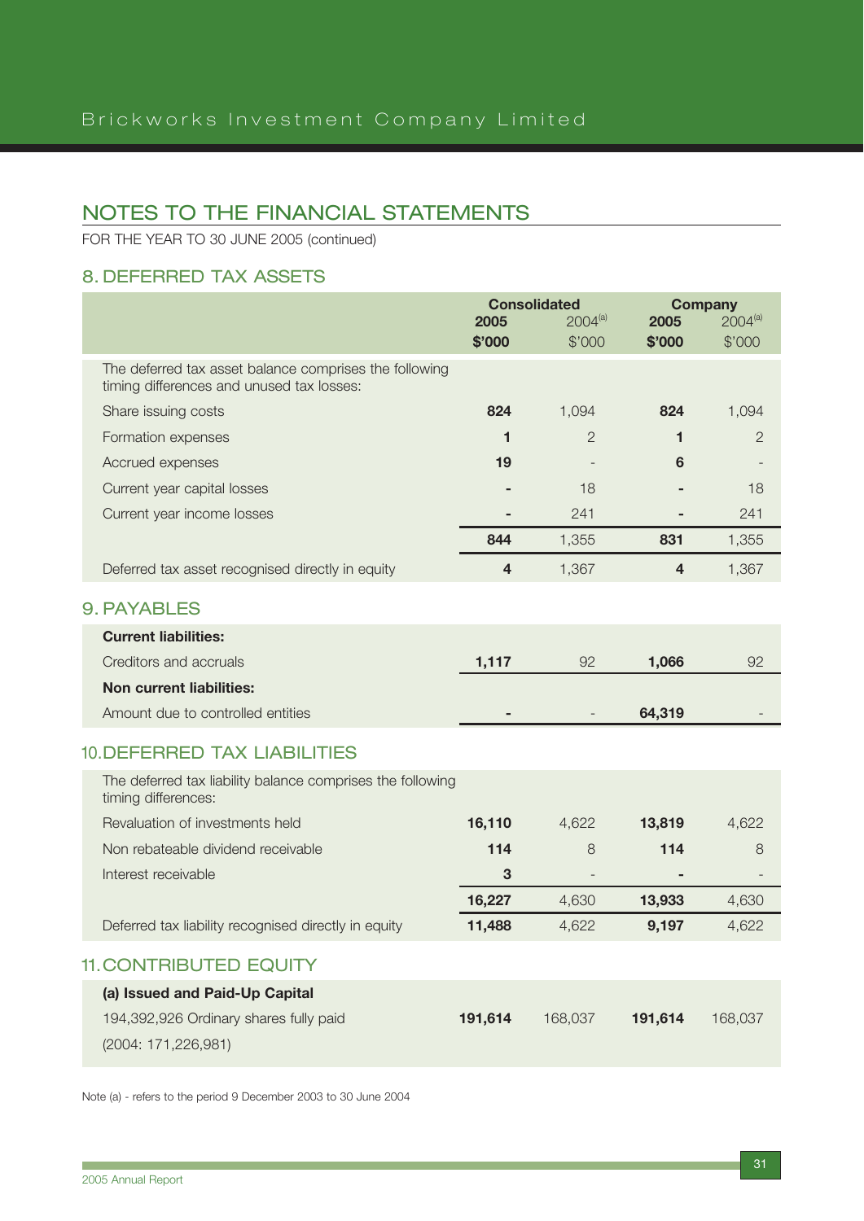# NOTES TO THE FINANCIAL STATEMENTS

FOR THE YEAR TO 30 JUNE 2005 (continued)

## 8. DEFERRED TAX ASSETS

| | Consolidated | | Company | |
|---|---|---|---|---|
| | **2005** | 2004[a] | **2005** | 2004[a] |
| | **$'000** | $'000 | **$'000** | $'000 |
| The deferred tax asset balance comprises the following timing differences and unused tax losses: | | | | |
| Share issuing costs | **824** | 1,094 | **824** | 1,094 |
| Formation expenses | **1** | 2 | **1** | 2 |
| Accrued expenses | **19** | - | **6** | - |
| Current year capital losses | **-** | 18 | **-** | 18 |
| Current year income losses | **-** | 241 | **-** | 241 |
| | **844** | 1,355 | **831** | 1,355 |
| Deferred tax asset recognised directly in equity | **4** | 1,367 | **4** | 1,367 |

## 9. PAYABLES

| | Consolidated 2005 | Consolidated 2004 | Company 2005 | Company 2004 |
|---|---|---|---|---|
| **Current liabilities:** | | | | |
| Creditors and accruals | **1,117** | 92 | **1,066** | 92 |
| **Non current liabilities:** | | | | |
| Amount due to controlled entities | **-** | - | **64,319** | - |

## 10. DEFERRED TAX LIABILITIES

| | Consolidated 2005 | Consolidated 2004 | Company 2005 | Company 2004 |
|---|---|---|---|---|
| The deferred tax liability balance comprises the following timing differences: | | | | |
| Revaluation of investments held | **16,110** | 4,622 | **13,819** | 4,622 |
| Non rebateable dividend receivable | **114** | 8 | **114** | 8 |
| Interest receivable | **3** | - | **-** | - |
| | **16,227** | 4,630 | **13,933** | 4,630 |
| Deferred tax liability recognised directly in equity | **11,488** | 4,622 | **9,197** | 4,622 |

## 11. CONTRIBUTED EQUITY

| | Consolidated 2005 | Consolidated 2004 | Company 2005 | Company 2004 |
|---|---|---|---|---|
| **(a) Issued and Paid-Up Capital** | | | | |
| 194,392,926 Ordinary shares fully paid | **191,614** | 168,037 | **191,614** | 168,037 |
| (2004: 171,226,981) | | | | |

Note (a) - refers to the period 9 December 2003 to 30 June 2004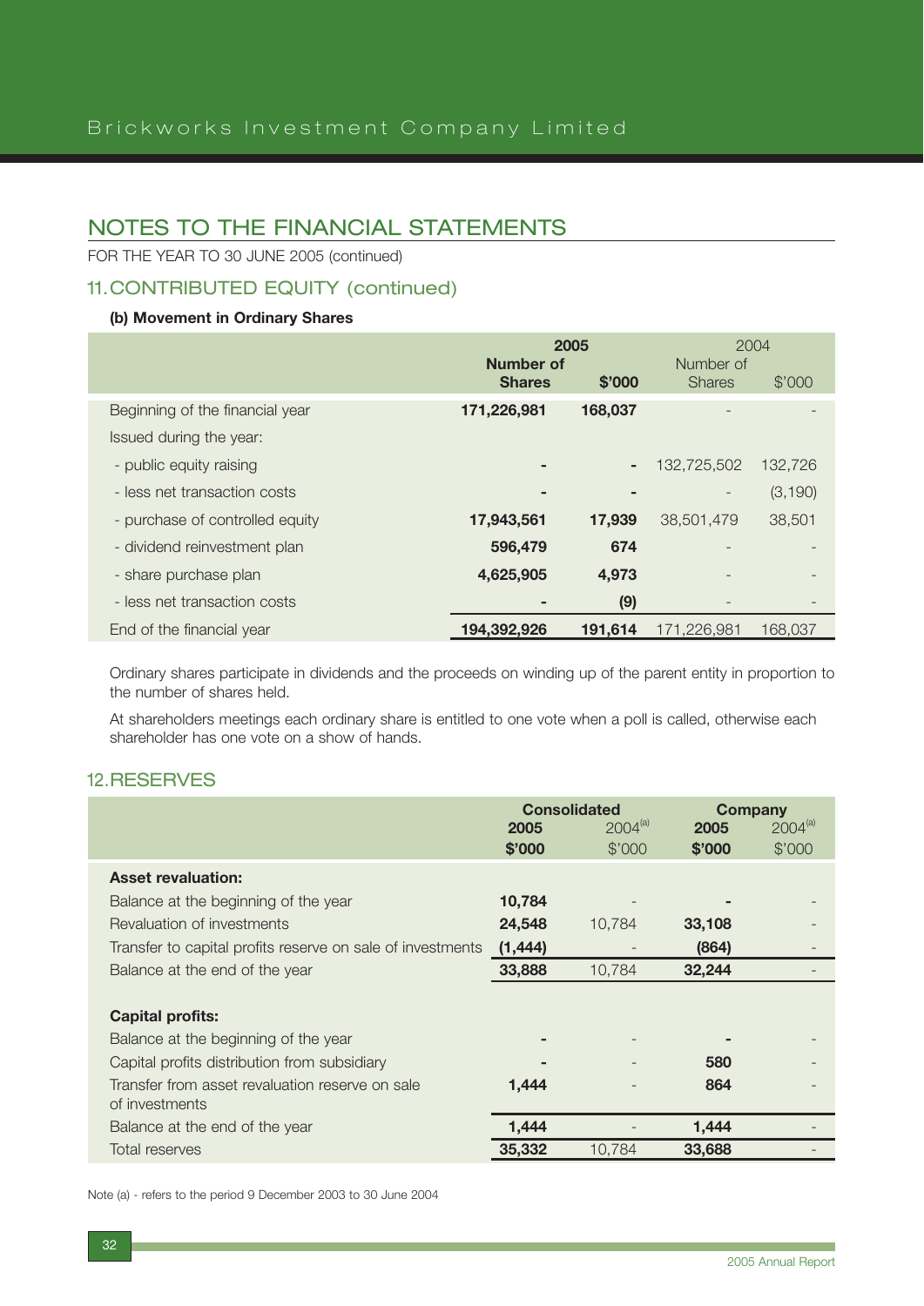# NOTES TO THE FINANCIAL STATEMENTS

FOR THE YEAR TO 30 JUNE 2005 (continued)

## 11. CONTRIBUTED EQUITY (continued)

### (b) Movement in Ordinary Shares

| | 2005 | | 2004 | |
|---|---|---|---|---|
| | **Number of Shares** | **$'000** | Number of Shares | $'000 |
| Beginning of the financial year | **171,226,981** | **168,037** | - | - |
| Issued during the year: | | | | |
| - public equity raising | **-** | **-** | 132,725,502 | 132,726 |
| - less net transaction costs | **-** | **-** | - | (3,190) |
| - purchase of controlled equity | **17,943,561** | **17,939** | 38,501,479 | 38,501 |
| - dividend reinvestment plan | **596,479** | **674** | - | - |
| - share purchase plan | **4,625,905** | **4,973** | - | - |
| - less net transaction costs | **-** | **(9)** | - | - |
| End of the financial year | **194,392,926** | **191,614** | 171,226,981 | 168,037 |

Ordinary shares participate in dividends and the proceeds on winding up of the parent entity in proportion to the number of shares held.

At shareholders meetings each ordinary share is entitled to one vote when a poll is called, otherwise each shareholder has one vote on a show of hands.

## 12. RESERVES

| | Consolidated | | Company | |
|---|---|---|---|---|
| | **2005** | 2004[(a)] | **2005** | 2004[(a)] |
| | **$'000** | $'000 | **$'000** | $'000 |
| **Asset revaluation:** | | | | |
| Balance at the beginning of the year | **10,784** | - | **-** | - |
| Revaluation of investments | **24,548** | 10,784 | **33,108** | - |
| Transfer to capital profits reserve on sale of investments | **(1,444)** | - | **(864)** | - |
| Balance at the end of the year | **33,888** | 10,784 | **32,244** | - |
| | | | | |
| **Capital profits:** | | | | |
| Balance at the beginning of the year | **-** | - | **-** | - |
| Capital profits distribution from subsidiary | **-** | - | **580** | - |
| Transfer from asset revaluation reserve on sale of investments | **1,444** | - | **864** | - |
| Balance at the end of the year | **1,444** | - | **1,444** | - |
| Total reserves | **35,332** | 10,784 | **33,688** | - |

Note (a) - refers to the period 9 December 2003 to 30 June 2004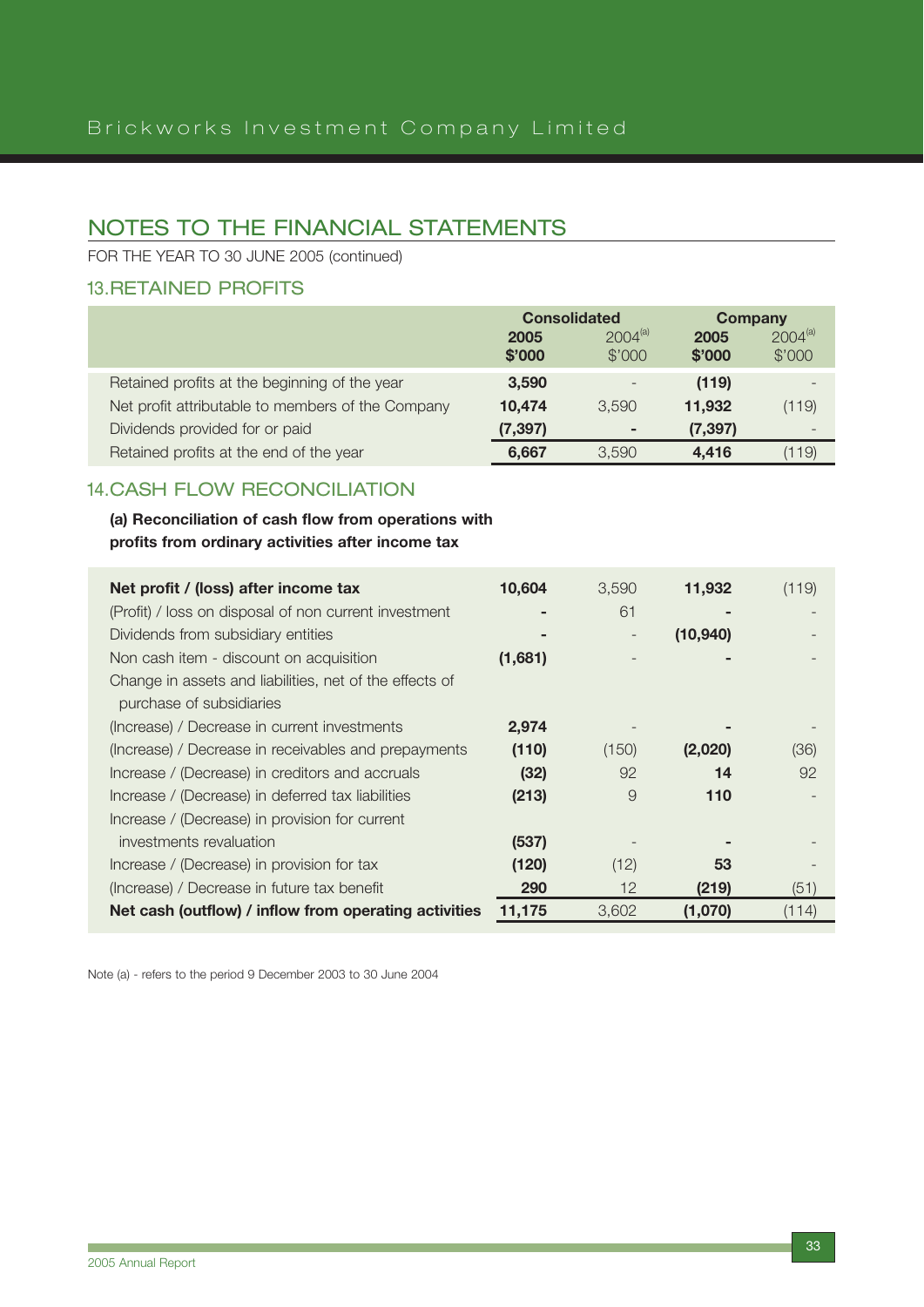# NOTES TO THE FINANCIAL STATEMENTS

FOR THE YEAR TO 30 JUNE 2005 (continued)

## 13. RETAINED PROFITS

| | Consolidated | | Company | |
|---|---|---|---|---|
| | **2005 $'000** | 2004[a] $'000 | **2005 $'000** | 2004[a] $'000 |
| Retained profits at the beginning of the year | **3,590** | - | **(119)** | - |
| Net profit attributable to members of the Company | **10,474** | 3,590 | **11,932** | (119) |
| Dividends provided for or paid | **(7,397)** | - | **(7,397)** | - |
| Retained profits at the end of the year | **6,667** | 3,590 | **4,416** | (119) |

## 14. CASH FLOW RECONCILIATION

**(a) Reconciliation of cash flow from operations with profits from ordinary activities after income tax**

| | Consolidated 2005 | Consolidated 2004[a] | Company 2005 | Company 2004[a] |
|---|---|---|---|---|
| **Net profit / (loss) after income tax** | **10,604** | 3,590 | **11,932** | (119) |
| (Profit) / loss on disposal of non current investment | **-** | 61 | **-** | - |
| Dividends from subsidiary entities | **-** | - | **(10,940)** | - |
| Non cash item - discount on acquisition | **(1,681)** | - | **-** | - |
| Change in assets and liabilities, net of the effects of purchase of subsidiaries | | | | |
| (Increase) / Decrease in current investments | **2,974** | - | **-** | - |
| (Increase) / Decrease in receivables and prepayments | **(110)** | (150) | **(2,020)** | (36) |
| Increase / (Decrease) in creditors and accruals | **(32)** | 92 | **14** | 92 |
| Increase / (Decrease) in deferred tax liabilities | **(213)** | 9 | **110** | - |
| Increase / (Decrease) in provision for current investments revaluation | **(537)** | - | **-** | - |
| Increase / (Decrease) in provision for tax | **(120)** | (12) | **53** | - |
| (Increase) / Decrease in future tax benefit | **290** | 12 | **(219)** | (51) |
| **Net cash (outflow) / inflow from operating activities** | **11,175** | 3,602 | **(1,070)** | (114) |

Note (a) - refers to the period 9 December 2003 to 30 June 2004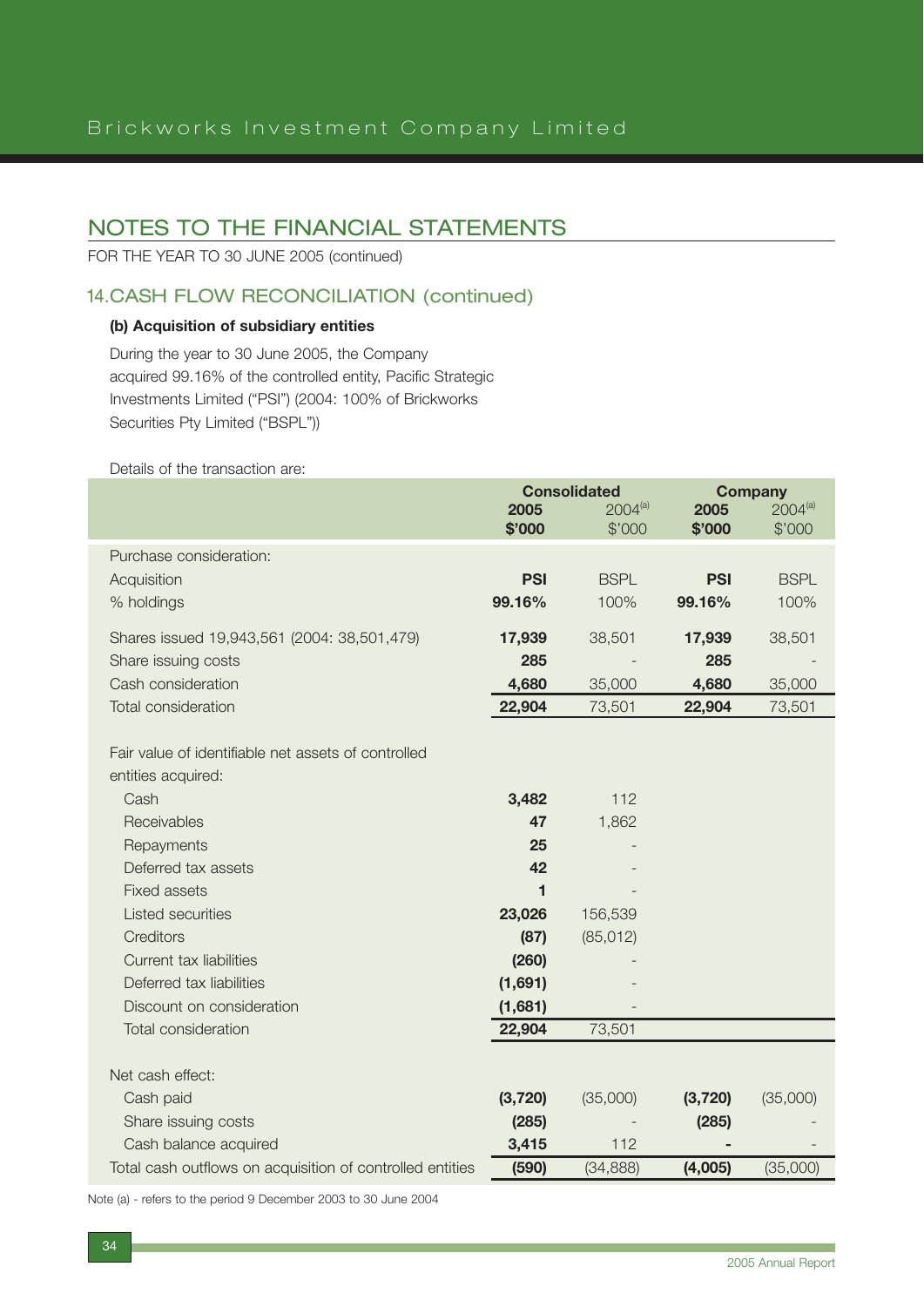## NOTES TO THE FINANCIAL STATEMENTS

FOR THE YEAR TO 30 JUNE 2005 (continued)

### 14. CASH FLOW RECONCILIATION (continued)

**(b) Acquisition of subsidiary entities**

During the year to 30 June 2005, the Company acquired 99.16% of the controlled entity, Pacific Strategic Investments Limited ("PSI") (2004: 100% of Brickworks Securities Pty Limited ("BSPL"))

Details of the transaction are:

| | Consolidated | | Company | |
|---|---|---|---|---|
| | **2005 $'000** | 2004[(a)] $'000 | **2005 $'000** | 2004[(a)] $'000 |
| Purchase consideration: | | | | |
| Acquisition | **PSI** | BSPL | **PSI** | BSPL |
| % holdings | **99.16%** | 100% | **99.16%** | 100% |
| Shares issued 19,943,561 (2004: 38,501,479) | **17,939** | 38,501 | **17,939** | 38,501 |
| Share issuing costs | **285** | - | **285** | - |
| Cash consideration | **4,680** | 35,000 | **4,680** | 35,000 |
| Total consideration | **22,904** | 73,501 | **22,904** | 73,501 |
| Fair value of identifiable net assets of controlled entities acquired: | | | | |
| Cash | **3,482** | 112 | | |
| Receivables | **47** | 1,862 | | |
| Repayments | **25** | - | | |
| Deferred tax assets | **42** | - | | |
| Fixed assets | **1** | - | | |
| Listed securities | **23,026** | 156,539 | | |
| Creditors | **(87)** | (85,012) | | |
| Current tax liabilities | **(260)** | - | | |
| Deferred tax liabilities | **(1,691)** | - | | |
| Discount on consideration | **(1,681)** | - | | |
| Total consideration | **22,904** | 73,501 | | |
| Net cash effect: | | | | |
| Cash paid | **(3,720)** | (35,000) | **(3,720)** | (35,000) |
| Share issuing costs | **(285)** | - | **(285)** | - |
| Cash balance acquired | **3,415** | 112 | **-** | - |
| Total cash outflows on acquisition of controlled entities | **(590)** | (34,888) | **(4,005)** | (35,000) |

Note (a) - refers to the period 9 December 2003 to 30 June 2004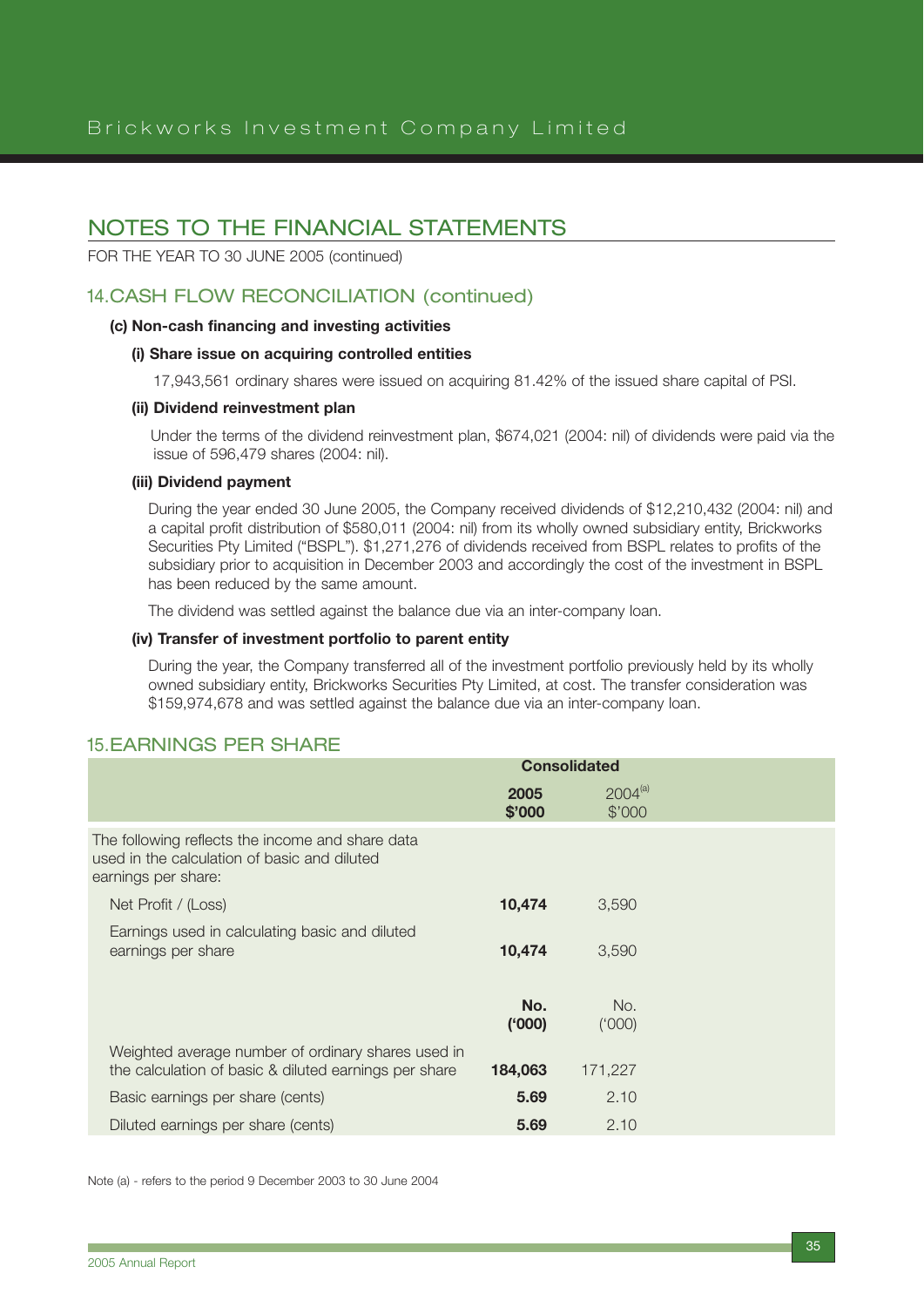# NOTES TO THE FINANCIAL STATEMENTS

FOR THE YEAR TO 30 JUNE 2005 (continued)

## 14. CASH FLOW RECONCILIATION (continued)

**(c) Non-cash financing and investing activities**

**(i) Share issue on acquiring controlled entities**

17,943,561 ordinary shares were issued on acquiring 81.42% of the issued share capital of PSI.

**(ii) Dividend reinvestment plan**

Under the terms of the dividend reinvestment plan, $674,021 (2004: nil) of dividends were paid via the issue of 596,479 shares (2004: nil).

**(iii) Dividend payment**

During the year ended 30 June 2005, the Company received dividends of $12,210,432 (2004: nil) and a capital profit distribution of $580,011 (2004: nil) from its wholly owned subsidiary entity, Brickworks Securities Pty Limited ("BSPL"). $1,271,276 of dividends received from BSPL relates to profits of the subsidiary prior to acquisition in December 2003 and accordingly the cost of the investment in BSPL has been reduced by the same amount.

The dividend was settled against the balance due via an inter-company loan.

**(iv) Transfer of investment portfolio to parent entity**

During the year, the Company transferred all of the investment portfolio previously held by its wholly owned subsidiary entity, Brickworks Securities Pty Limited, at cost. The transfer consideration was $159,974,678 and was settled against the balance due via an inter-company loan.

## 15. EARNINGS PER SHARE

| | **Consolidated** | |
|---|---|---|
| | **2005 $'000** | 2004[(a)] $'000 |
| The following reflects the income and share data used in the calculation of basic and diluted earnings per share: | | |
| Net Profit / (Loss) | **10,474** | 3,590 |
| Earnings used in calculating basic and diluted earnings per share | **10,474** | 3,590 |
| | **No. ('000)** | No. ('000) |
| Weighted average number of ordinary shares used in the calculation of basic & diluted earnings per share | **184,063** | 171,227 |
| Basic earnings per share (cents) | **5.69** | 2.10 |
| Diluted earnings per share (cents) | **5.69** | 2.10 |

Note (a) - refers to the period 9 December 2003 to 30 June 2004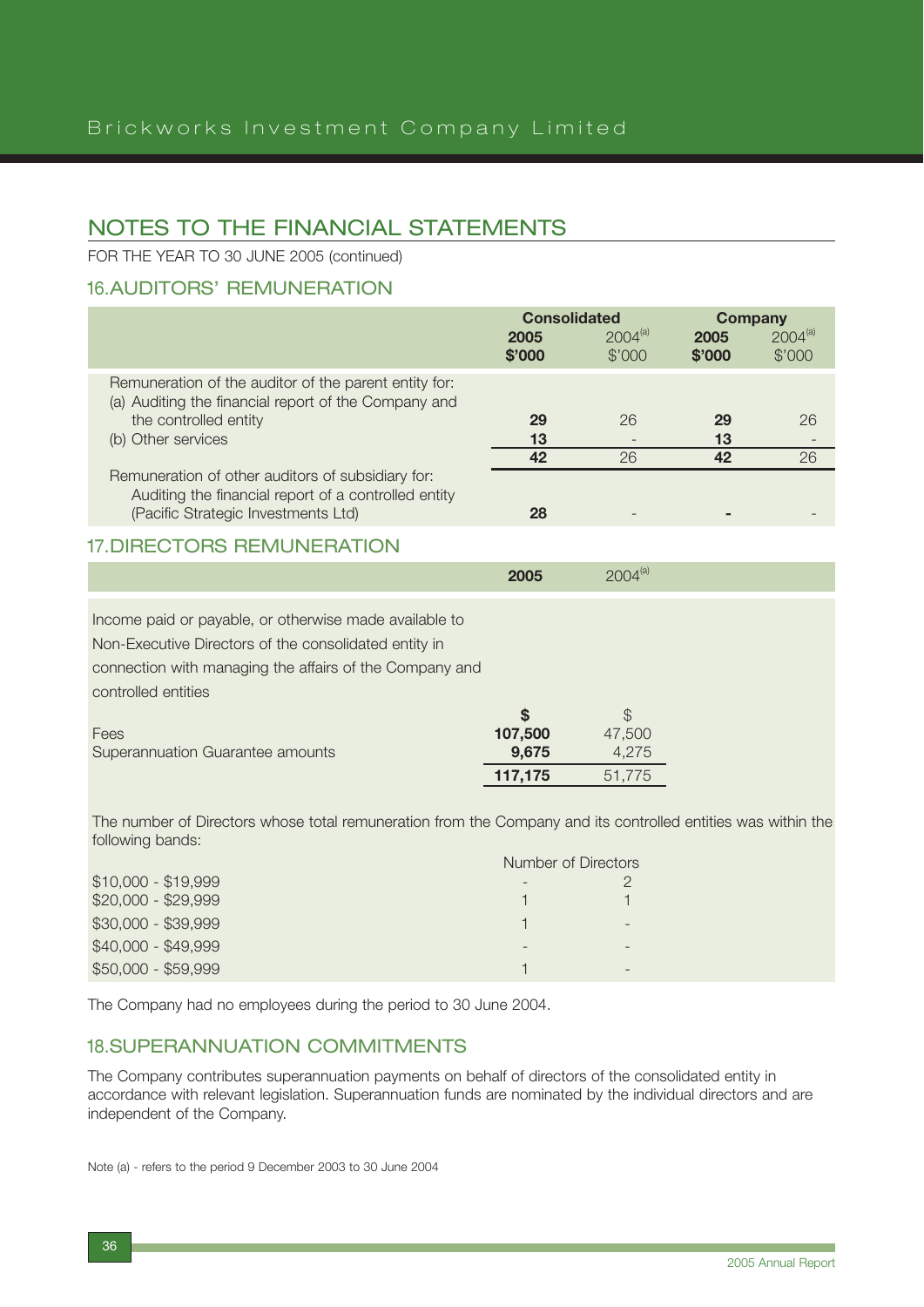## NOTES TO THE FINANCIAL STATEMENTS

FOR THE YEAR TO 30 JUNE 2005 (continued)

### 16. AUDITORS' REMUNERATION

| | Consolidated | | Company | |
|---|---|---|---|---|
| | **2005 $'000** | 2004[(a)] $'000 | **2005 $'000** | 2004[(a)] $'000 |
| Remuneration of the auditor of the parent entity for: | | | | |
| (a) Auditing the financial report of the Company and the controlled entity | **29** | 26 | **29** | 26 |
| (b) Other services | **13** | - | **13** | - |
| | **42** | 26 | **42** | 26 |
| Remuneration of other auditors of subsidiary for: Auditing the financial report of a controlled entity (Pacific Strategic Investments Ltd) | **28** | - | **-** | - |

### 17. DIRECTORS REMUNERATION

| | **2005** | 2004[(a)] |
|---|---|---|
| Income paid or payable, or otherwise made available to Non-Executive Directors of the consolidated entity in connection with managing the affairs of the Company and controlled entities | | |
| | **$** | $ |
| Fees | **107,500** | 47,500 |
| Superannuation Guarantee amounts | **9,675** | 4,275 |
| | **117,175** | 51,775 |

The number of Directors whose total remuneration from the Company and its controlled entities was within the following bands:

| | Number of Directors | |
|---|---|---|
| $10,000 - $19,999 | - | 2 |
| $20,000 - $29,999 | 1 | 1 |
| $30,000 - $39,999 | 1 | - |
| $40,000 - $49,999 | - | - |
| $50,000 - $59,999 | 1 | - |

The Company had no employees during the period to 30 June 2004.

### 18. SUPERANNUATION COMMITMENTS

The Company contributes superannuation payments on behalf of directors of the consolidated entity in accordance with relevant legislation. Superannuation funds are nominated by the individual directors and are independent of the Company.

Note (a) - refers to the period 9 December 2003 to 30 June 2004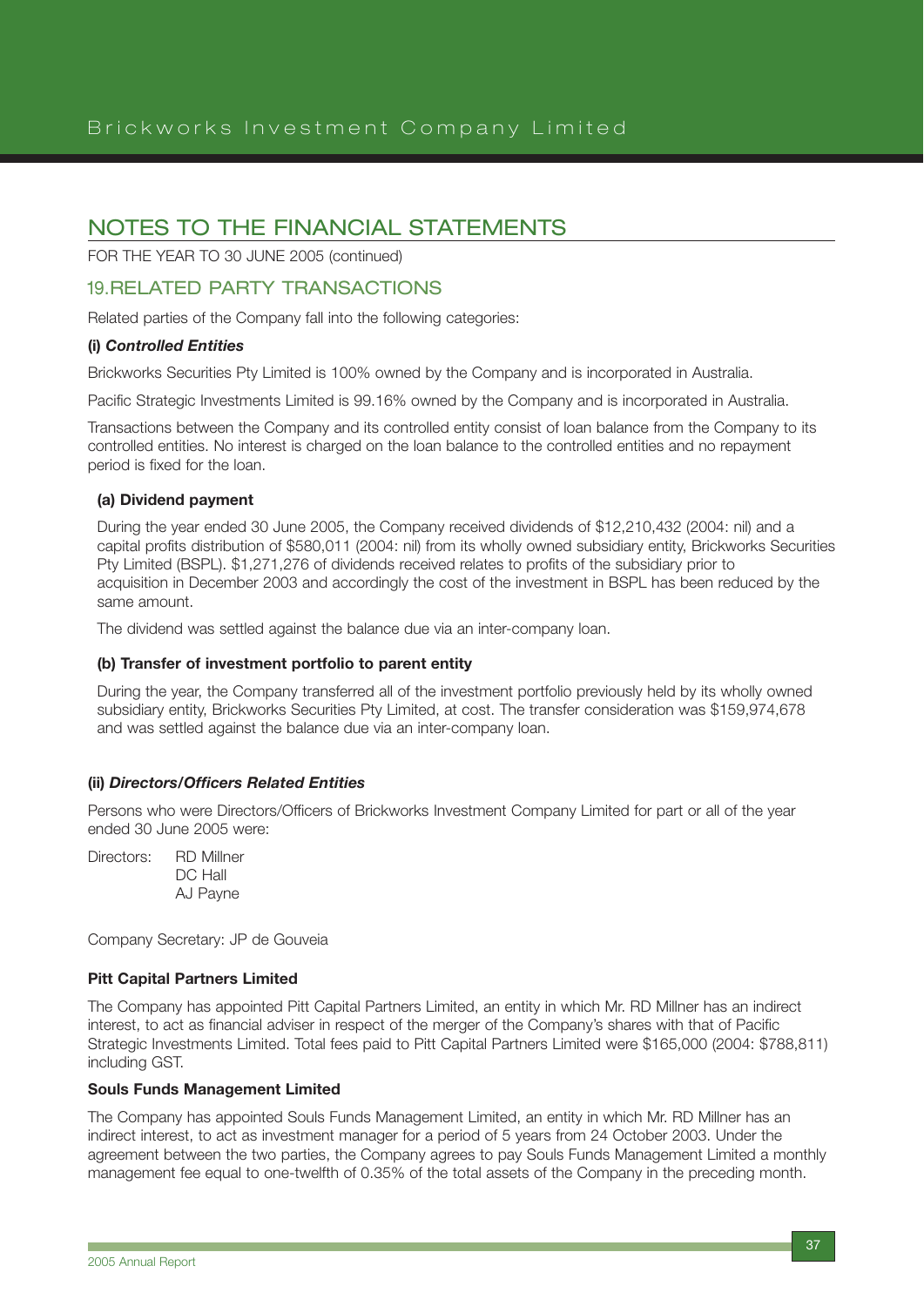# NOTES TO THE FINANCIAL STATEMENTS

FOR THE YEAR TO 30 JUNE 2005 (continued)

## 19. RELATED PARTY TRANSACTIONS

Related parties of the Company fall into the following categories:

**(i) *Controlled Entities***

Brickworks Securities Pty Limited is 100% owned by the Company and is incorporated in Australia.

Pacific Strategic Investments Limited is 99.16% owned by the Company and is incorporated in Australia.

Transactions between the Company and its controlled entity consist of loan balance from the Company to its controlled entities. No interest is charged on the loan balance to the controlled entities and no repayment period is fixed for the loan.

**(a) Dividend payment**

During the year ended 30 June 2005, the Company received dividends of $12,210,432 (2004: nil) and a capital profits distribution of $580,011 (2004: nil) from its wholly owned subsidiary entity, Brickworks Securities Pty Limited (BSPL). $1,271,276 of dividends received relates to profits of the subsidiary prior to acquisition in December 2003 and accordingly the cost of the investment in BSPL has been reduced by the same amount.

The dividend was settled against the balance due via an inter-company loan.

**(b) Transfer of investment portfolio to parent entity**

During the year, the Company transferred all of the investment portfolio previously held by its wholly owned subsidiary entity, Brickworks Securities Pty Limited, at cost. The transfer consideration was $159,974,678 and was settled against the balance due via an inter-company loan.

**(ii) *Directors/Officers Related Entities***

Persons who were Directors/Officers of Brickworks Investment Company Limited for part or all of the year ended 30 June 2005 were:

Directors: RD Millner
DC Hall
AJ Payne

Company Secretary: JP de Gouveia

**Pitt Capital Partners Limited**

The Company has appointed Pitt Capital Partners Limited, an entity in which Mr. RD Millner has an indirect interest, to act as financial adviser in respect of the merger of the Company's shares with that of Pacific Strategic Investments Limited. Total fees paid to Pitt Capital Partners Limited were $165,000 (2004: $788,811) including GST.

**Souls Funds Management Limited**

The Company has appointed Souls Funds Management Limited, an entity in which Mr. RD Millner has an indirect interest, to act as investment manager for a period of 5 years from 24 October 2003. Under the agreement between the two parties, the Company agrees to pay Souls Funds Management Limited a monthly management fee equal to one-twelfth of 0.35% of the total assets of the Company in the preceding month.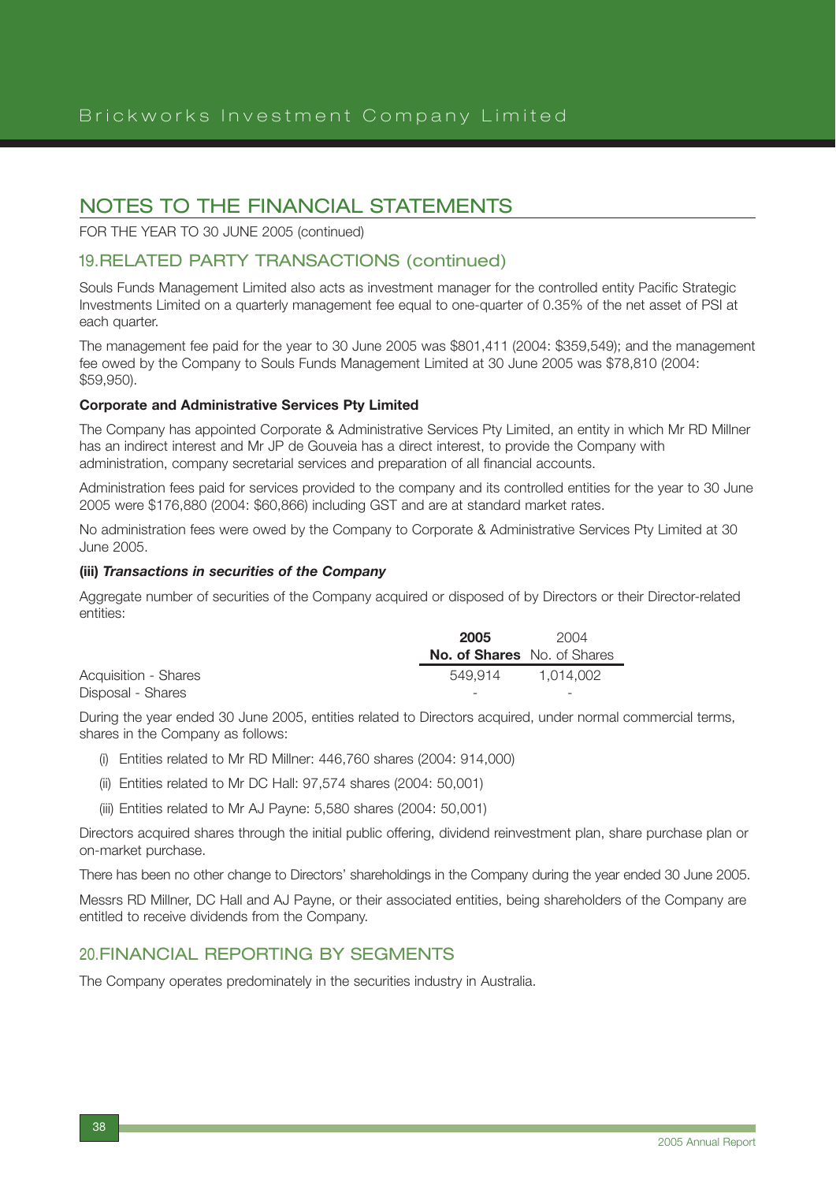# NOTES TO THE FINANCIAL STATEMENTS

FOR THE YEAR TO 30 JUNE 2005 (continued)

## 19. RELATED PARTY TRANSACTIONS (continued)

Souls Funds Management Limited also acts as investment manager for the controlled entity Pacific Strategic Investments Limited on a quarterly management fee equal to one-quarter of 0.35% of the net asset of PSI at each quarter.

The management fee paid for the year to 30 June 2005 was $801,411 (2004: $359,549); and the management fee owed by the Company to Souls Funds Management Limited at 30 June 2005 was $78,810 (2004: $59,950).

**Corporate and Administrative Services Pty Limited**

The Company has appointed Corporate & Administrative Services Pty Limited, an entity in which Mr RD Millner has an indirect interest and Mr JP de Gouveia has a direct interest, to provide the Company with administration, company secretarial services and preparation of all financial accounts.

Administration fees paid for services provided to the company and its controlled entities for the year to 30 June 2005 were $176,880 (2004: $60,866) including GST and are at standard market rates.

No administration fees were owed by the Company to Corporate & Administrative Services Pty Limited at 30 June 2005.

**(iii) *Transactions in securities of the Company***

Aggregate number of securities of the Company acquired or disposed of by Directors or their Director-related entities:

| | **2005** | 2004 |
|---|---|---|
| | **No. of Shares** | No. of Shares |
| Acquisition - Shares | 549,914 | 1,014,002 |
| Disposal - Shares | - | - |

During the year ended 30 June 2005, entities related to Directors acquired, under normal commercial terms, shares in the Company as follows:

(i) Entities related to Mr RD Millner: 446,760 shares (2004: 914,000)

(ii) Entities related to Mr DC Hall: 97,574 shares (2004: 50,001)

(iii) Entities related to Mr AJ Payne: 5,580 shares (2004: 50,001)

Directors acquired shares through the initial public offering, dividend reinvestment plan, share purchase plan or on-market purchase.

There has been no other change to Directors' shareholdings in the Company during the year ended 30 June 2005.

Messrs RD Millner, DC Hall and AJ Payne, or their associated entities, being shareholders of the Company are entitled to receive dividends from the Company.

## 20. FINANCIAL REPORTING BY SEGMENTS

The Company operates predominately in the securities industry in Australia.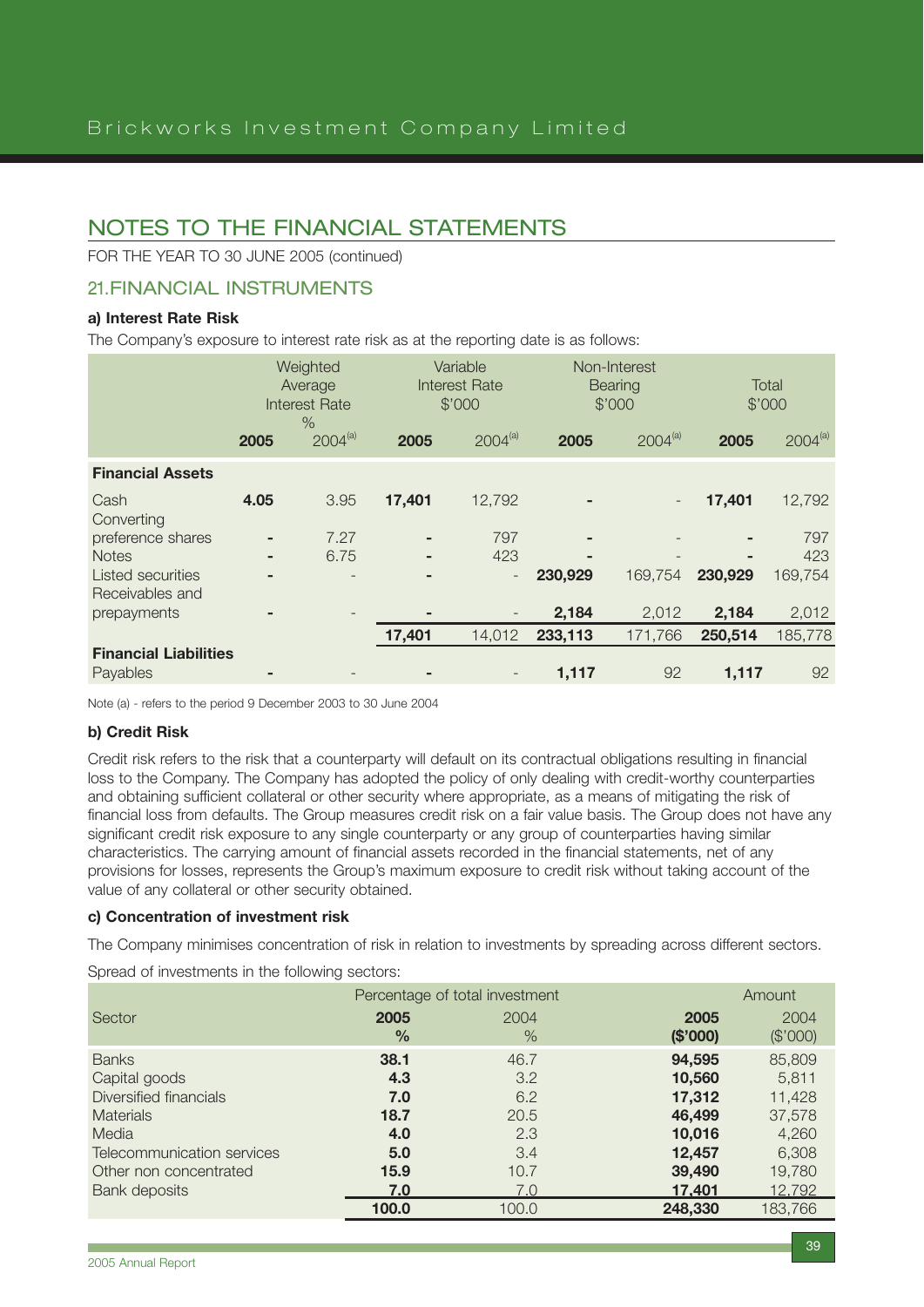## NOTES TO THE FINANCIAL STATEMENTS

FOR THE YEAR TO 30 JUNE 2005 (continued)

### 21. FINANCIAL INSTRUMENTS

**a) Interest Rate Risk**

The Company's exposure to interest rate risk as at the reporting date is as follows:

| | Weighted Average Interest Rate % | | Variable Interest Rate $'000 | | Non-Interest Bearing $'000 | | Total $'000 | |
|---|---|---|---|---|---|---|---|---|
| | **2005** | 2004[(a)] | **2005** | 2004[(a)] | **2005** | 2004[(a)] | **2005** | 2004[(a)] |
| **Financial Assets** | | | | | | | | |
| Cash | **4.05** | 3.95 | **17,401** | 12,792 | **-** | - | **17,401** | 12,792 |
| Converting preference shares | **-** | 7.27 | **-** | 797 | **-** | - | **-** | 797 |
| Notes | **-** | 6.75 | **-** | 423 | **-** | - | **-** | 423 |
| Listed securities | **-** | - | **-** | - | **230,929** | 169,754 | **230,929** | 169,754 |
| Receivables and prepayments | **-** | - | **-** | - | **2,184** | 2,012 | **2,184** | 2,012 |
| | | | **17,401** | 14,012 | **233,113** | 171,766 | **250,514** | 185,778 |
| **Financial Liabilities** | | | | | | | | |
| Payables | **-** | - | **-** | - | **1,117** | 92 | **1,117** | 92 |

Note (a) - refers to the period 9 December 2003 to 30 June 2004

**b) Credit Risk**

Credit risk refers to the risk that a counterparty will default on its contractual obligations resulting in financial loss to the Company. The Company has adopted the policy of only dealing with credit-worthy counterparties and obtaining sufficient collateral or other security where appropriate, as a means of mitigating the risk of financial loss from defaults. The Group measures credit risk on a fair value basis. The Group does not have any significant credit risk exposure to any single counterparty or any group of counterparties having similar characteristics. The carrying amount of financial assets recorded in the financial statements, net of any provisions for losses, represents the Group's maximum exposure to credit risk without taking account of the value of any collateral or other security obtained.

**c) Concentration of investment risk**

The Company minimises concentration of risk in relation to investments by spreading across different sectors.

Spread of investments in the following sectors:

| Sector | Percentage of total investment | | Amount | |
|---|---|---|---|---|
| | **2005 %** | 2004 % | **2005 ($'000)** | 2004 ($'000) |
| Banks | **38.1** | 46.7 | **94,595** | 85,809 |
| Capital goods | **4.3** | 3.2 | **10,560** | 5,811 |
| Diversified financials | **7.0** | 6.2 | **17,312** | 11,428 |
| Materials | **18.7** | 20.5 | **46,499** | 37,578 |
| Media | **4.0** | 2.3 | **10,016** | 4,260 |
| Telecommunication services | **5.0** | 3.4 | **12,457** | 6,308 |
| Other non concentrated | **15.9** | 10.7 | **39,490** | 19,780 |
| Bank deposits | **7.0** | 7.0 | **17,401** | 12,792 |
| | **100.0** | 100.0 | **248,330** | 183,766 |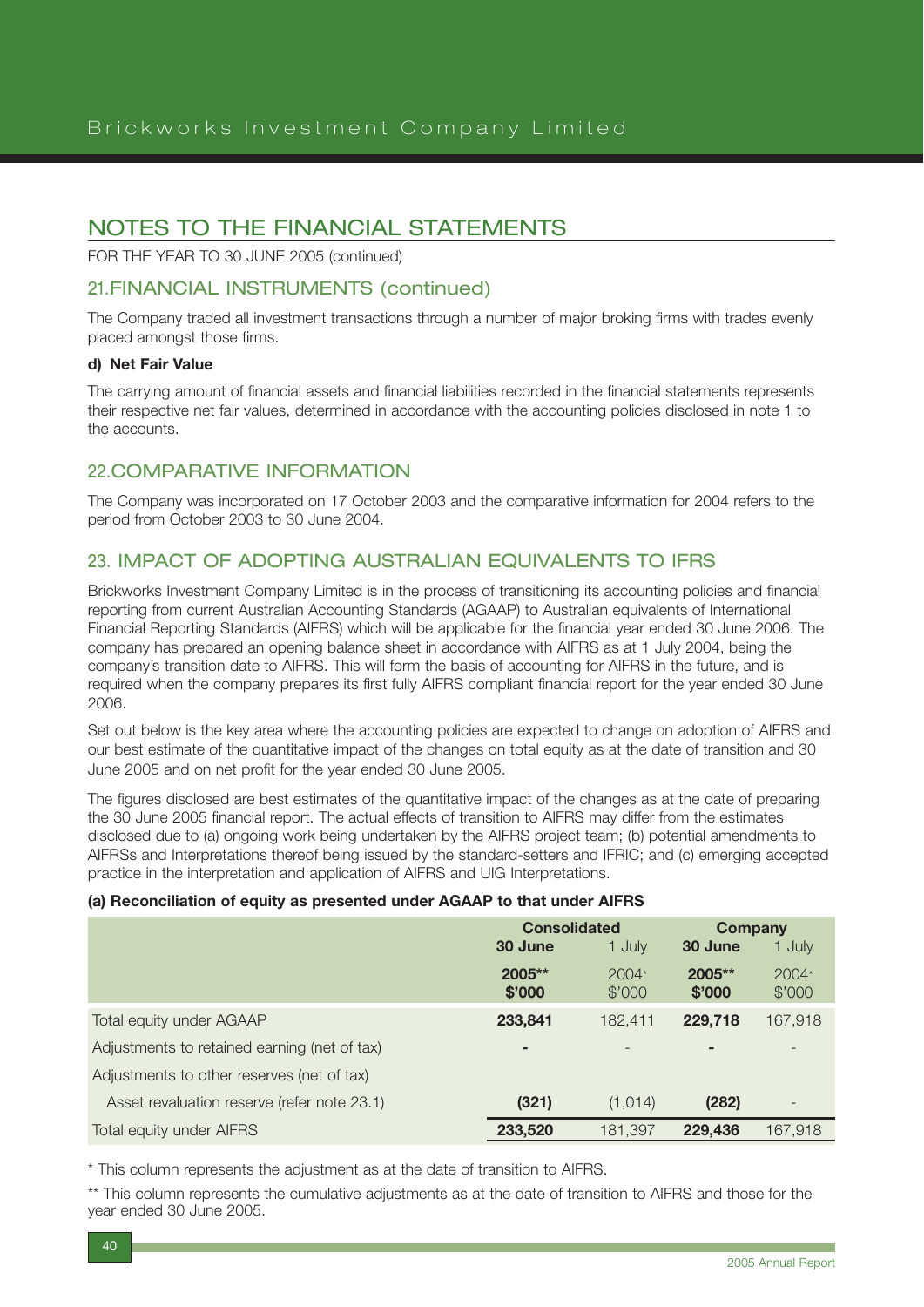# NOTES TO THE FINANCIAL STATEMENTS

FOR THE YEAR TO 30 JUNE 2005 (continued)

## 21. FINANCIAL INSTRUMENTS (continued)

The Company traded all investment transactions through a number of major broking firms with trades evenly placed amongst those firms.

**d) Net Fair Value**

The carrying amount of financial assets and financial liabilities recorded in the financial statements represents their respective net fair values, determined in accordance with the accounting policies disclosed in note 1 to the accounts.

## 22. COMPARATIVE INFORMATION

The Company was incorporated on 17 October 2003 and the comparative information for 2004 refers to the period from October 2003 to 30 June 2004.

## 23. IMPACT OF ADOPTING AUSTRALIAN EQUIVALENTS TO IFRS

Brickworks Investment Company Limited is in the process of transitioning its accounting policies and financial reporting from current Australian Accounting Standards (AGAAP) to Australian equivalents of International Financial Reporting Standards (AIFRS) which will be applicable for the financial year ended 30 June 2006. The company has prepared an opening balance sheet in accordance with AIFRS as at 1 July 2004, being the company's transition date to AIFRS. This will form the basis of accounting for AIFRS in the future, and is required when the company prepares its first fully AIFRS compliant financial report for the year ended 30 June 2006.

Set out below is the key area where the accounting policies are expected to change on adoption of AIFRS and our best estimate of the quantitative impact of the changes on total equity as at the date of transition and 30 June 2005 and on net profit for the year ended 30 June 2005.

The figures disclosed are best estimates of the quantitative impact of the changes as at the date of preparing the 30 June 2005 financial report. The actual effects of transition to AIFRS may differ from the estimates disclosed due to (a) ongoing work being undertaken by the AIFRS project team; (b) potential amendments to AIFRSs and Interpretations thereof being issued by the standard-setters and IFRIC; and (c) emerging accepted practice in the interpretation and application of AIFRS and UIG Interpretations.

**(a) Reconciliation of equity as presented under AGAAP to that under AIFRS**

| | Consolidated | | Company | |
|---|---|---|---|---|
| | **30 June 2005\*\* $'000** | 1 July 2004* $'000 | **30 June 2005\*\* $'000** | 1 July 2004* $'000 |
| Total equity under AGAAP | **233,841** | 182,411 | **229,718** | 167,918 |
| Adjustments to retained earning (net of tax) | **-** | - | **-** | - |
| Adjustments to other reserves (net of tax) | | | | |
| Asset revaluation reserve (refer note 23.1) | **(321)** | (1,014) | **(282)** | - |
| Total equity under AIFRS | **233,520** | 181,397 | **229,436** | 167,918 |

\* This column represents the adjustment as at the date of transition to AIFRS.

\*\* This column represents the cumulative adjustments as at the date of transition to AIFRS and those for the year ended 30 June 2005.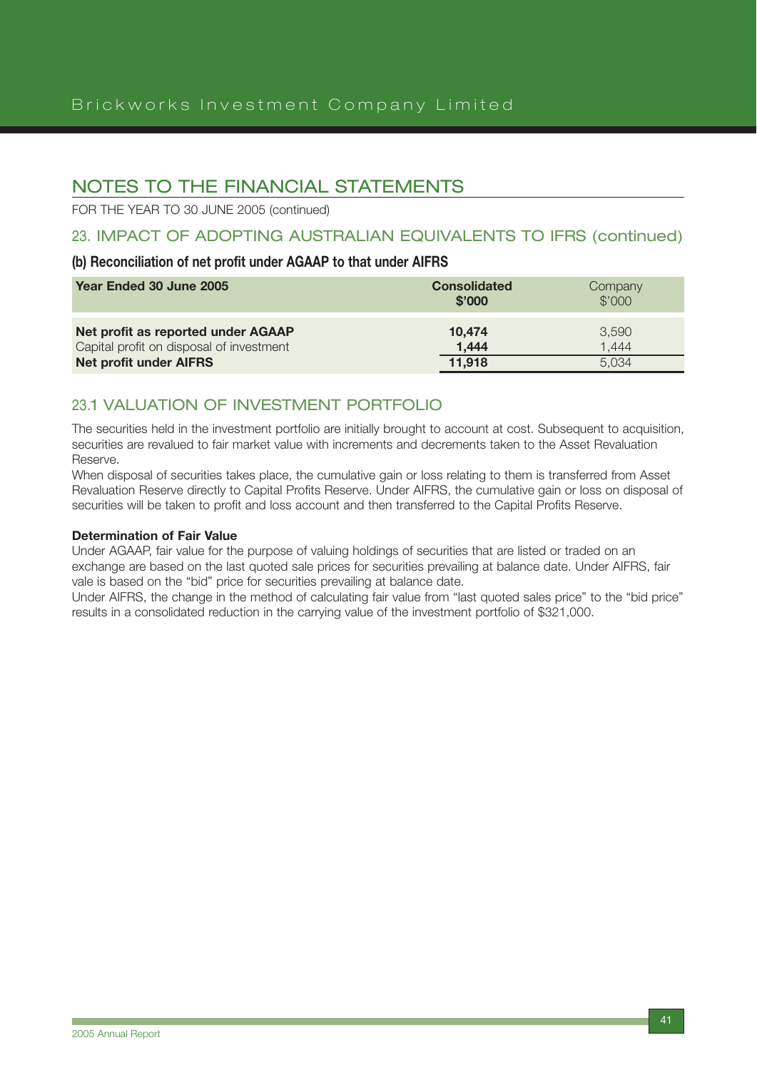# NOTES TO THE FINANCIAL STATEMENTS

FOR THE YEAR TO 30 JUNE 2005 (continued)

## 23. IMPACT OF ADOPTING AUSTRALIAN EQUIVALENTS TO IFRS (continued)

### (b) Reconciliation of net profit under AGAAP to that under AIFRS

| Year Ended 30 June 2005 | Consolidated $'000 | Company $'000 |
|---|---|---|
| **Net profit as reported under AGAAP** | **10,474** | 3,590 |
| Capital profit on disposal of investment | **1,444** | 1,444 |
| **Net profit under AIFRS** | **11,918** | 5,034 |

## 23.1 VALUATION OF INVESTMENT PORTFOLIO

The securities held in the investment portfolio are initially brought to account at cost. Subsequent to acquisition, securities are revalued to fair market value with increments and decrements taken to the Asset Revaluation Reserve.

When disposal of securities takes place, the cumulative gain or loss relating to them is transferred from Asset Revaluation Reserve directly to Capital Profits Reserve. Under AIFRS, the cumulative gain or loss on disposal of securities will be taken to profit and loss account and then transferred to the Capital Profits Reserve.

**Determination of Fair Value**

Under AGAAP, fair value for the purpose of valuing holdings of securities that are listed or traded on an exchange are based on the last quoted sale prices for securities prevailing at balance date. Under AIFRS, fair vale is based on the "bid" price for securities prevailing at balance date.

Under AIFRS, the change in the method of calculating fair value from "last quoted sales price" to the "bid price" results in a consolidated reduction in the carrying value of the investment portfolio of $321,000.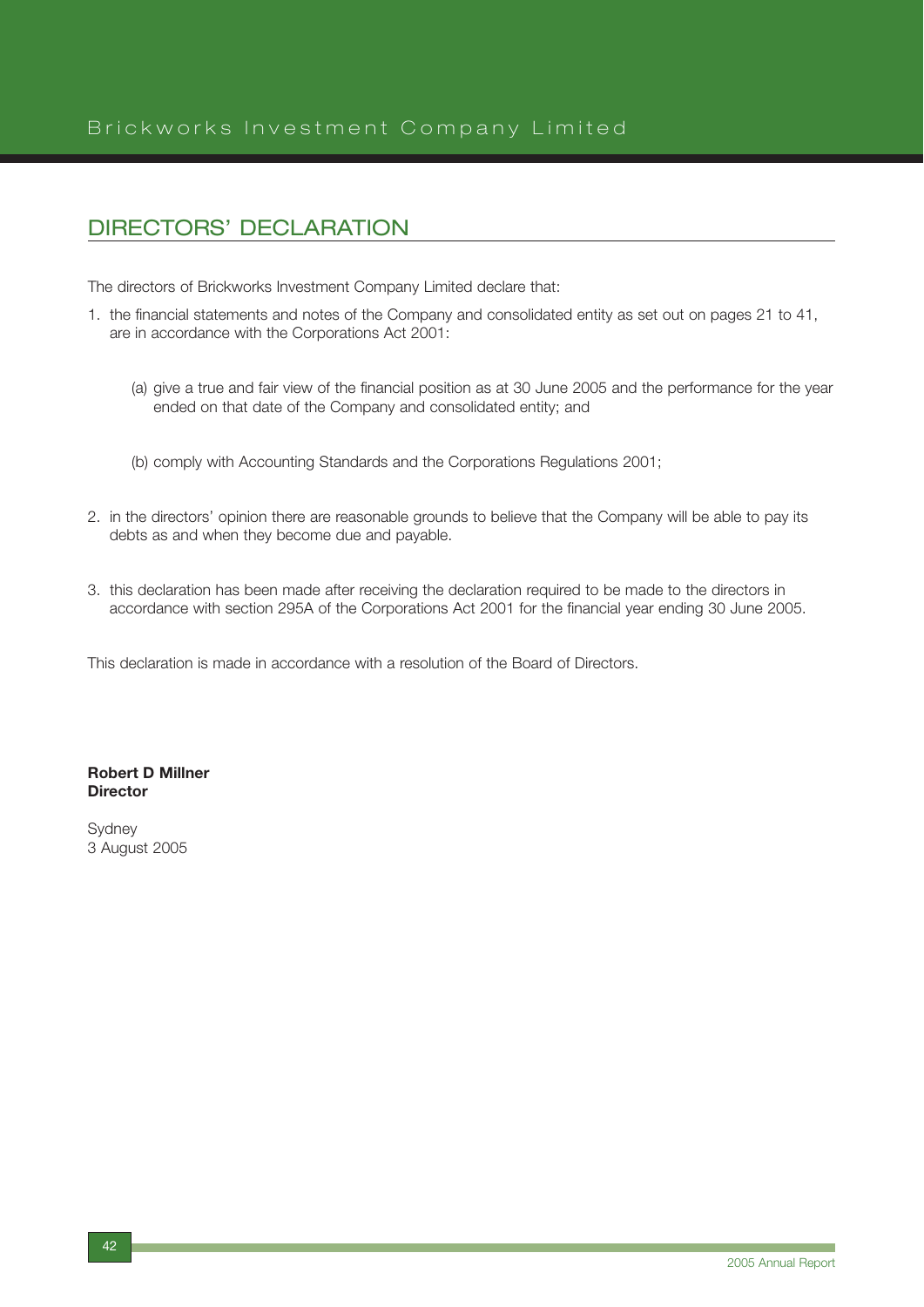## DIRECTORS' DECLARATION

The directors of Brickworks Investment Company Limited declare that:

1. the financial statements and notes of the Company and consolidated entity as set out on pages 21 to 41, are in accordance with the Corporations Act 2001:

   (a) give a true and fair view of the financial position as at 30 June 2005 and the performance for the year ended on that date of the Company and consolidated entity; and

   (b) comply with Accounting Standards and the Corporations Regulations 2001;

2. in the directors' opinion there are reasonable grounds to believe that the Company will be able to pay its debts as and when they become due and payable.

3. this declaration has been made after receiving the declaration required to be made to the directors in accordance with section 295A of the Corporations Act 2001 for the financial year ending 30 June 2005.

This declaration is made in accordance with a resolution of the Board of Directors.

**Robert D Millner**
**Director**

Sydney
3 August 2005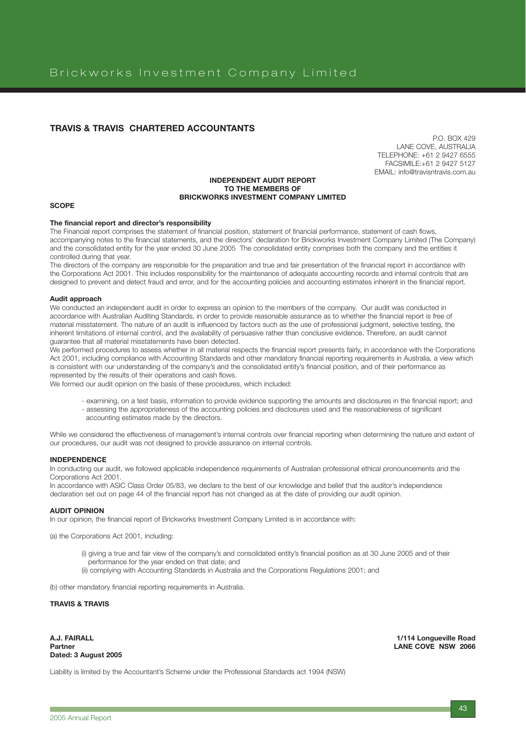## TRAVIS & TRAVIS CHARTERED ACCOUNTANTS

P.O. BOX 429
LANE COVE, AUSTRALIA
TELEPHONE: +61 2 9427 6555
FACSIMILE:+61 2 9427 5127
EMAIL: info@travisntravis.com.au

**INDEPENDENT AUDIT REPORT**
**TO THE MEMBERS OF**
**BRICKWORKS INVESTMENT COMPANY LIMITED**

### SCOPE

**The financial report and director's responsibility**

The Financial report comprises the statement of financial position, statement of financial performance, statement of cash flows, accompanying notes to the financial statements, and the directors' declaration for Brickworks Investment Company Limited (The Company) and the consolidated entity for the year ended 30 June 2005 The consolidated entity comprises both the company and the entities it controlled during that year.

The directors of the company are responsible for the preparation and true and fair presentation of the financial report in accordance with the Corporations Act 2001. This includes responsibility for the maintenance of adequate accounting records and internal controls that are designed to prevent and detect fraud and error, and for the accounting policies and accounting estimates inherent in the financial report.

**Audit approach**

We conducted an independent audit in order to express an opinion to the members of the company. Our audit was conducted in accordance with Australian Auditing Standards, in order to provide reasonable assurance as to whether the financial report is free of material misstatement. The nature of an audit is influenced by factors such as the use of professional judgment, selective testing, the inherent limitations of internal control, and the availability of persuasive rather than conclusive evidence. Therefore, an audit cannot guarantee that all material misstatements have been detected.

We performed procedures to assess whether in all material respects the financial report presents fairly, in accordance with the Corporations Act 2001, including compliance with Accounting Standards and other mandatory financial reporting requirements in Australia, a view which is consistent with our understanding of the company's and the consolidated entity's financial position, and of their performance as represented by the results of their operations and cash flows.

We formed our audit opinion on the basis of these procedures, which included:

- examining, on a test basis, information to provide evidence supporting the amounts and disclosures in the financial report; and
- assessing the appropriateness of the accounting policies and disclosures used and the reasonableness of significant accounting estimates made by the directors.

While we considered the effectiveness of management's internal controls over financial reporting when determining the nature and extent of our procedures, our audit was not designed to provide assurance on internal controls.

### INDEPENDENCE

In conducting our audit, we followed applicable independence requirements of Australian professional ethical pronouncements and the Corporations Act 2001.

In accordance with ASIC Class Order 05/83, we declare to the best of our knowledge and belief that the auditor's independence declaration set out on page 44 of the financial report has not changed as at the date of providing our audit opinion.

### AUDIT OPINION

In our opinion, the financial report of Brickworks Investment Company Limited is in accordance with:

(a) the Corporations Act 2001, including:

(i) giving a true and fair view of the company's and consolidated entity's financial position as at 30 June 2005 and of their performance for the year ended on that date; and

(ii) complying with Accounting Standards in Australia and the Corporations Regulations 2001; and

(b) other mandatory financial reporting requirements in Australia.

**TRAVIS & TRAVIS**

**A.J. FAIRALL**
**Partner**
**Dated: 3 August 2005**

**1/114 Longueville Road**
**LANE COVE NSW 2066**

Liability is limited by the Accountant's Scheme under the Professional Standards act 1994 (NSW)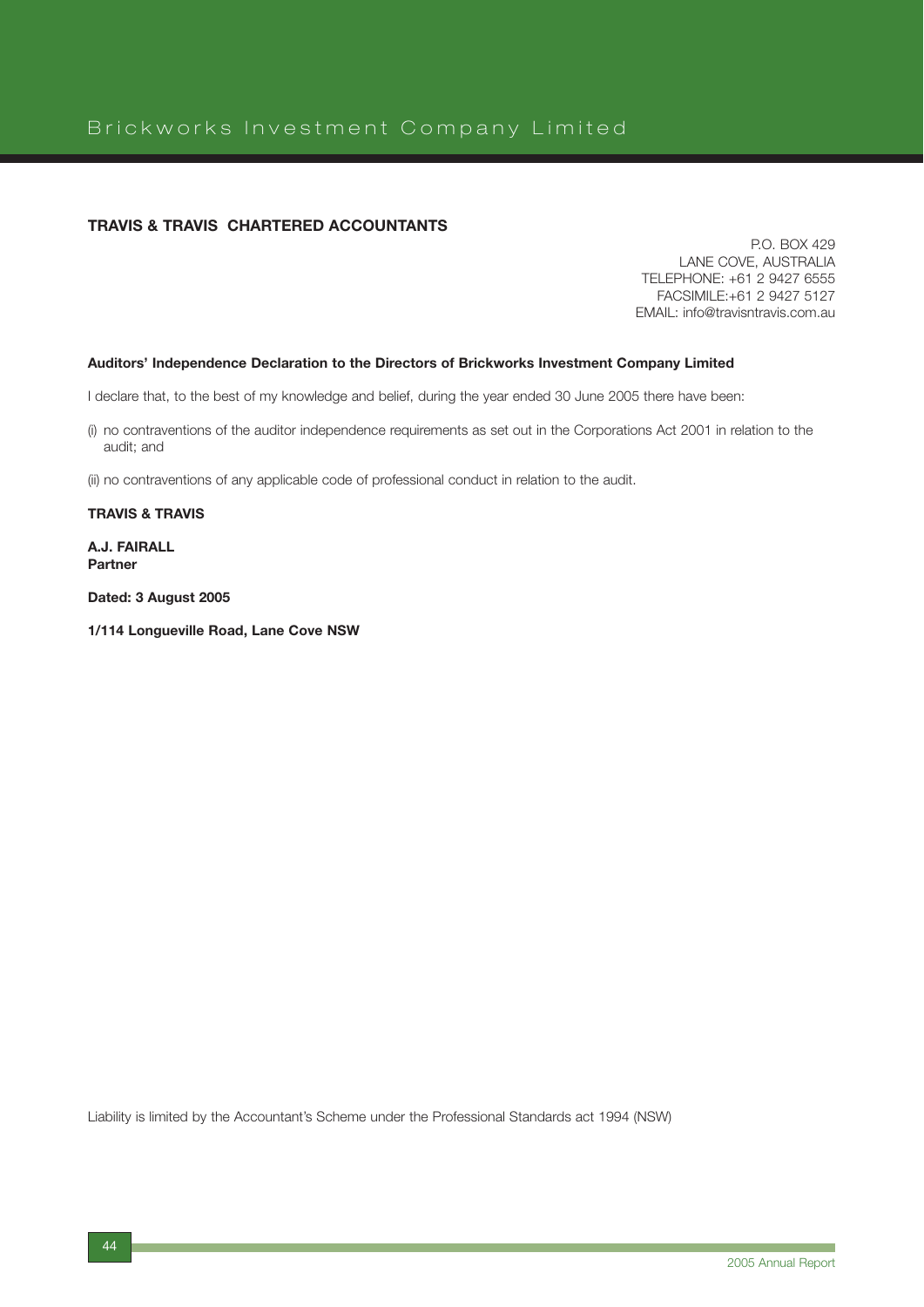**TRAVIS & TRAVIS CHARTERED ACCOUNTANTS**

P.O. BOX 429
LANE COVE, AUSTRALIA
TELEPHONE: +61 2 9427 6555
FACSIMILE:+61 2 9427 5127
EMAIL: info@travisntravis.com.au

**Auditors' Independence Declaration to the Directors of Brickworks Investment Company Limited**

I declare that, to the best of my knowledge and belief, during the year ended 30 June 2005 there have been:

(i) no contraventions of the auditor independence requirements as set out in the Corporations Act 2001 in relation to the audit; and

(ii) no contraventions of any applicable code of professional conduct in relation to the audit.

**TRAVIS & TRAVIS**

**A.J. FAIRALL**
**Partner**

**Dated: 3 August 2005**

**1/114 Longueville Road, Lane Cove NSW**

Liability is limited by the Accountant's Scheme under the Professional Standards act 1994 (NSW)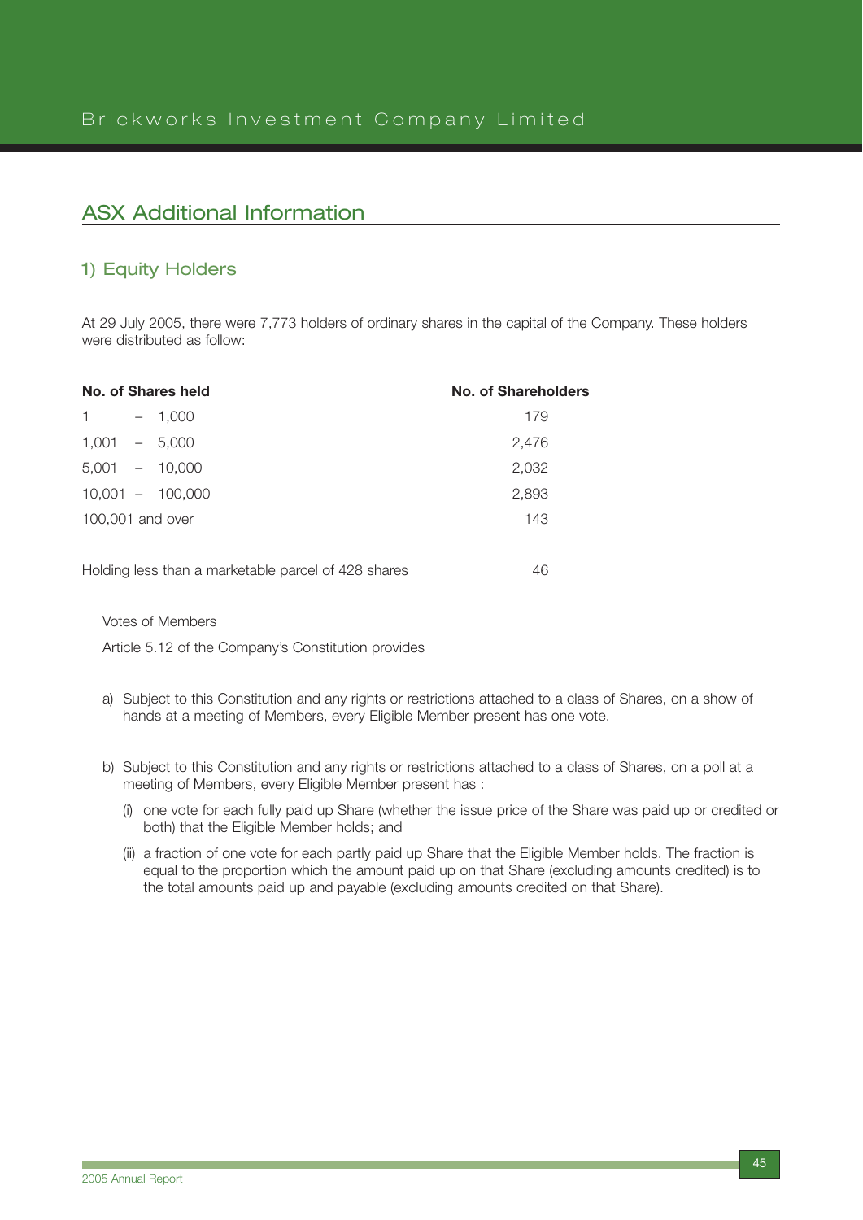## ASX Additional Information

### 1) Equity Holders

At 29 July 2005, there were 7,773 holders of ordinary shares in the capital of the Company. These holders were distributed as follow:

| No. of Shares held | No. of Shareholders |
|---|---|
| 1 – 1,000 | 179 |
| 1,001 – 5,000 | 2,476 |
| 5,001 – 10,000 | 2,032 |
| 10,001 – 100,000 | 2,893 |
| 100,001 and over | 143 |
| | |
| Holding less than a marketable parcel of 428 shares | 46 |

Votes of Members

Article 5.12 of the Company's Constitution provides

a) Subject to this Constitution and any rights or restrictions attached to a class of Shares, on a show of hands at a meeting of Members, every Eligible Member present has one vote.

b) Subject to this Constitution and any rights or restrictions attached to a class of Shares, on a poll at a meeting of Members, every Eligible Member present has :

(i) one vote for each fully paid up Share (whether the issue price of the Share was paid up or credited or both) that the Eligible Member holds; and

(ii) a fraction of one vote for each partly paid up Share that the Eligible Member holds. The fraction is equal to the proportion which the amount paid up on that Share (excluding amounts credited) is to the total amounts paid up and payable (excluding amounts credited on that Share).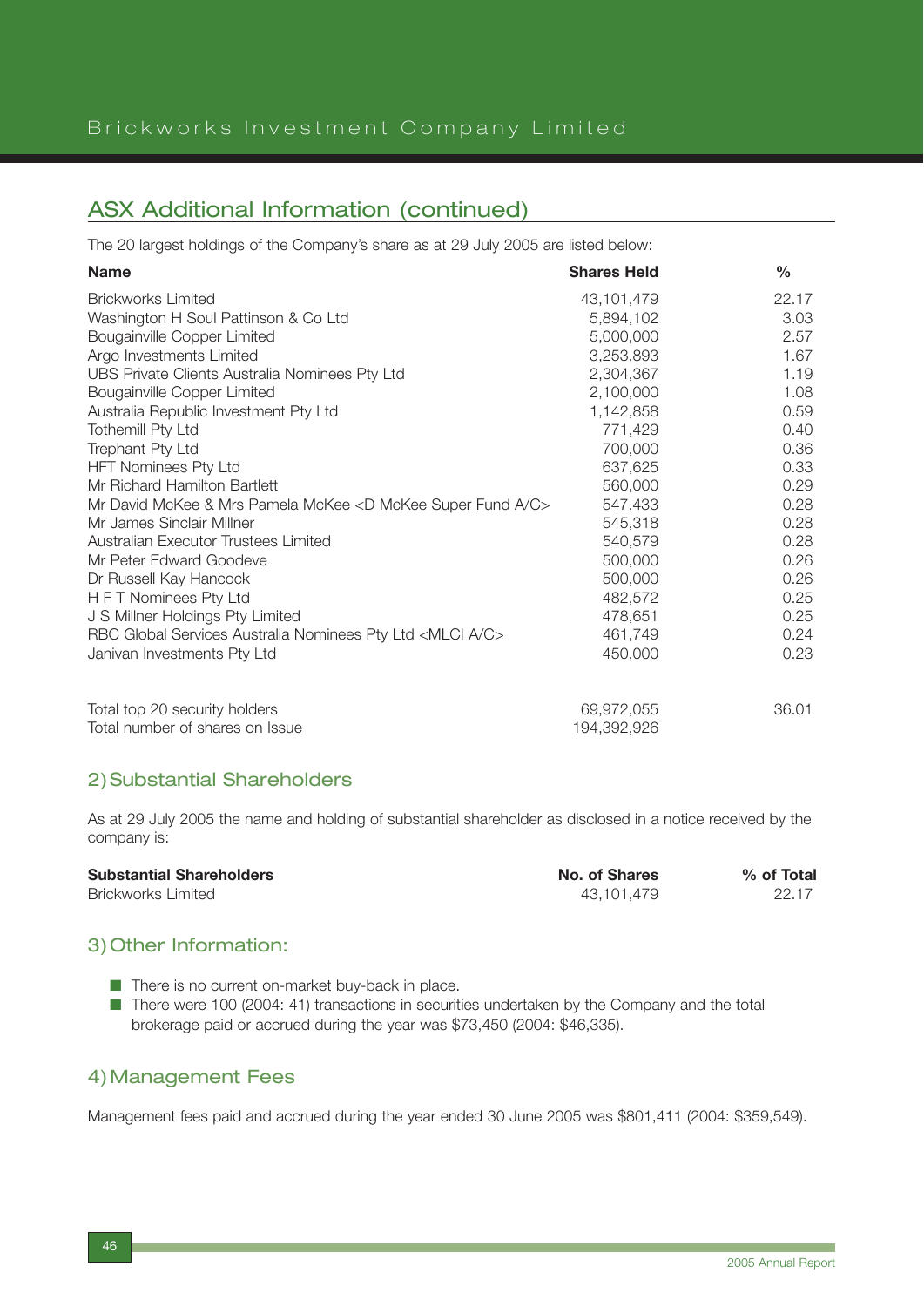## ASX Additional Information (continued)

The 20 largest holdings of the Company's share as at 29 July 2005 are listed below:

| Name | Shares Held | % |
|---|---|---|
| Brickworks Limited | 43,101,479 | 22.17 |
| Washington H Soul Pattinson & Co Ltd | 5,894,102 | 3.03 |
| Bougainville Copper Limited | 5,000,000 | 2.57 |
| Argo Investments Limited | 3,253,893 | 1.67 |
| UBS Private Clients Australia Nominees Pty Ltd | 2,304,367 | 1.19 |
| Bougainville Copper Limited | 2,100,000 | 1.08 |
| Australia Republic Investment Pty Ltd | 1,142,858 | 0.59 |
| Tothemill Pty Ltd | 771,429 | 0.40 |
| Trephant Pty Ltd | 700,000 | 0.36 |
| HFT Nominees Pty Ltd | 637,625 | 0.33 |
| Mr Richard Hamilton Bartlett | 560,000 | 0.29 |
| Mr David McKee & Mrs Pamela McKee <D McKee Super Fund A/C> | 547,433 | 0.28 |
| Mr James Sinclair Millner | 545,318 | 0.28 |
| Australian Executor Trustees Limited | 540,579 | 0.28 |
| Mr Peter Edward Goodeve | 500,000 | 0.26 |
| Dr Russell Kay Hancock | 500,000 | 0.26 |
| H F T Nominees Pty Ltd | 482,572 | 0.25 |
| J S Millner Holdings Pty Limited | 478,651 | 0.25 |
| RBC Global Services Australia Nominees Pty Ltd <MLCI A/C> | 461,749 | 0.24 |
| Janivan Investments Pty Ltd | 450,000 | 0.23 |
| | | |
| Total top 20 security holders | 69,972,055 | 36.01 |
| Total number of shares on Issue | 194,392,926 | |

### 2) Substantial Shareholders

As at 29 July 2005 the name and holding of substantial shareholder as disclosed in a notice received by the company is:

| Substantial Shareholders | No. of Shares | % of Total |
|---|---|---|
| Brickworks Limited | 43,101,479 | 22.17 |

### 3) Other Information:

- There is no current on-market buy-back in place.
- There were 100 (2004: 41) transactions in securities undertaken by the Company and the total brokerage paid or accrued during the year was $73,450 (2004: $46,335).

### 4) Management Fees

Management fees paid and accrued during the year ended 30 June 2005 was $801,411 (2004: $359,549).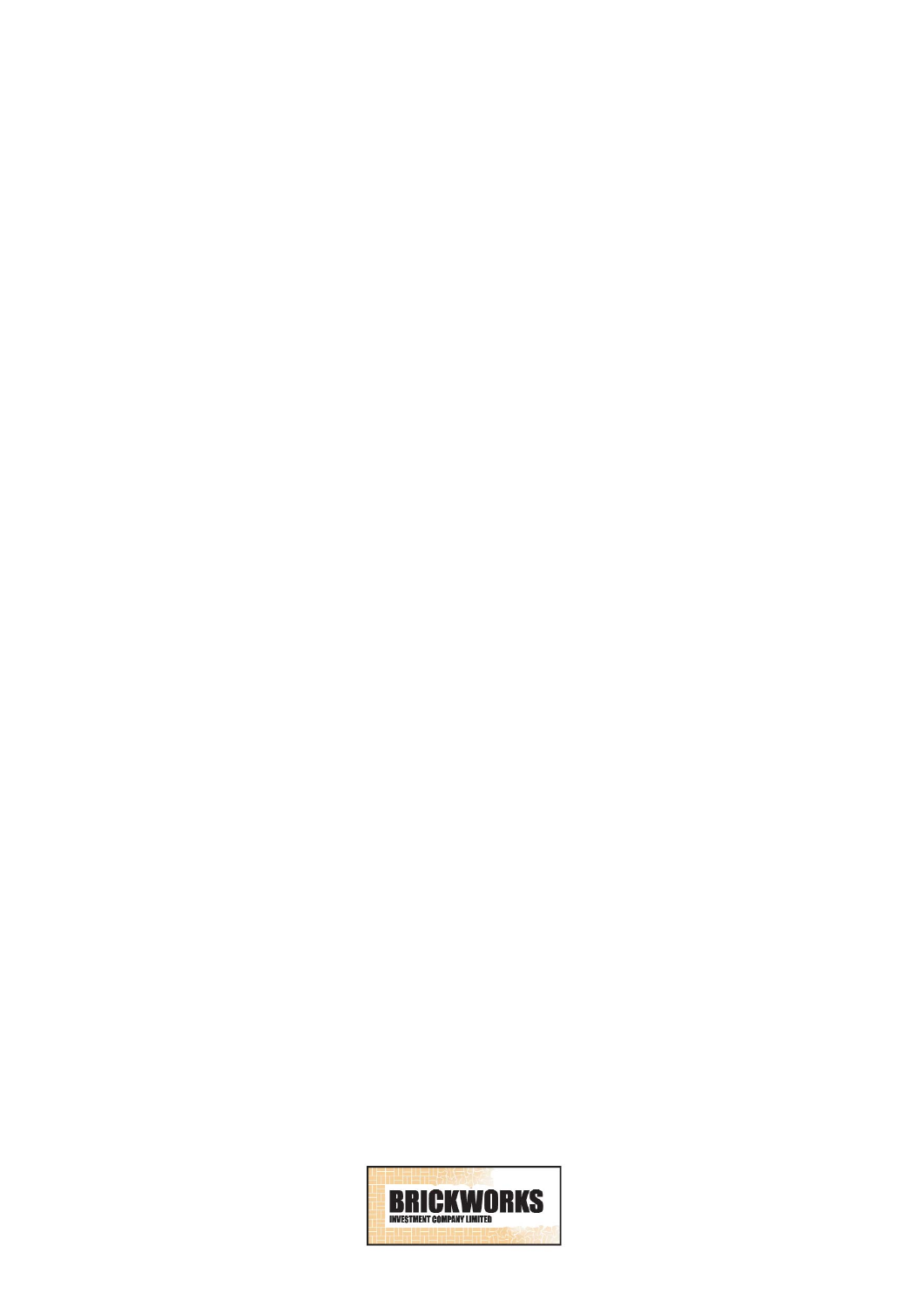BRICKWORKS

INVESTMENT COMPANY LIMITED